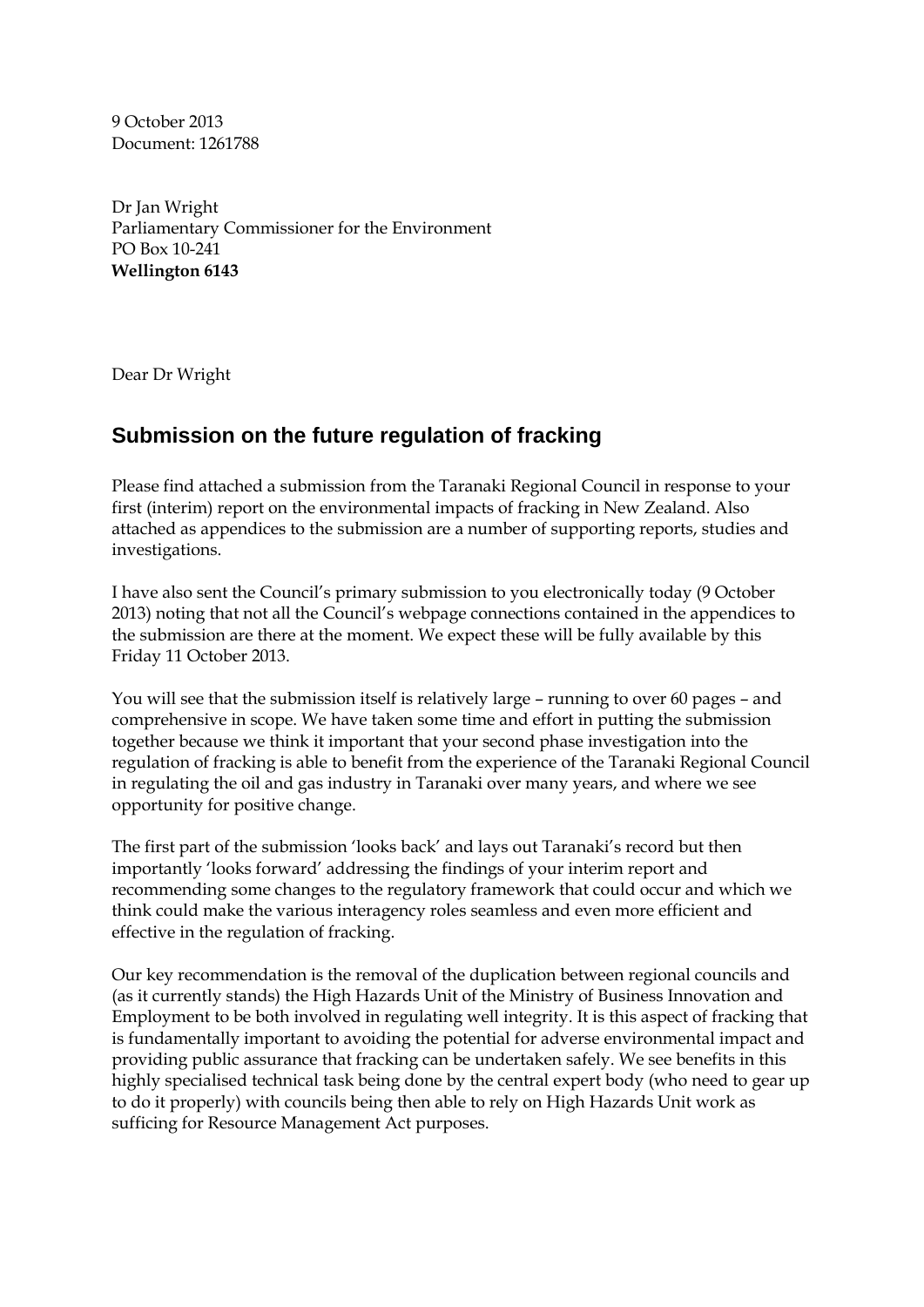9 October 2013
Document: 1261788

Dr Jan Wright
Parliamentary Commissioner for the Environment
PO Box 10-241
**Wellington 6143**

Dear Dr Wright

## Submission on the future regulation of fracking

Please find attached a submission from the Taranaki Regional Council in response to your first (interim) report on the environmental impacts of fracking in New Zealand. Also attached as appendices to the submission are a number of supporting reports, studies and investigations.

I have also sent the Council's primary submission to you electronically today (9 October 2013) noting that not all the Council's webpage connections contained in the appendices to the submission are there at the moment. We expect these will be fully available by this Friday 11 October 2013.

You will see that the submission itself is relatively large – running to over 60 pages – and comprehensive in scope. We have taken some time and effort in putting the submission together because we think it important that your second phase investigation into the regulation of fracking is able to benefit from the experience of the Taranaki Regional Council in regulating the oil and gas industry in Taranaki over many years, and where we see opportunity for positive change.

The first part of the submission 'looks back' and lays out Taranaki's record but then importantly 'looks forward' addressing the findings of your interim report and recommending some changes to the regulatory framework that could occur and which we think could make the various interagency roles seamless and even more efficient and effective in the regulation of fracking.

Our key recommendation is the removal of the duplication between regional councils and (as it currently stands) the High Hazards Unit of the Ministry of Business Innovation and Employment to be both involved in regulating well integrity. It is this aspect of fracking that is fundamentally important to avoiding the potential for adverse environmental impact and providing public assurance that fracking can be undertaken safely. We see benefits in this highly specialised technical task being done by the central expert body (who need to gear up to do it properly) with councils being then able to rely on High Hazards Unit work as sufficing for Resource Management Act purposes.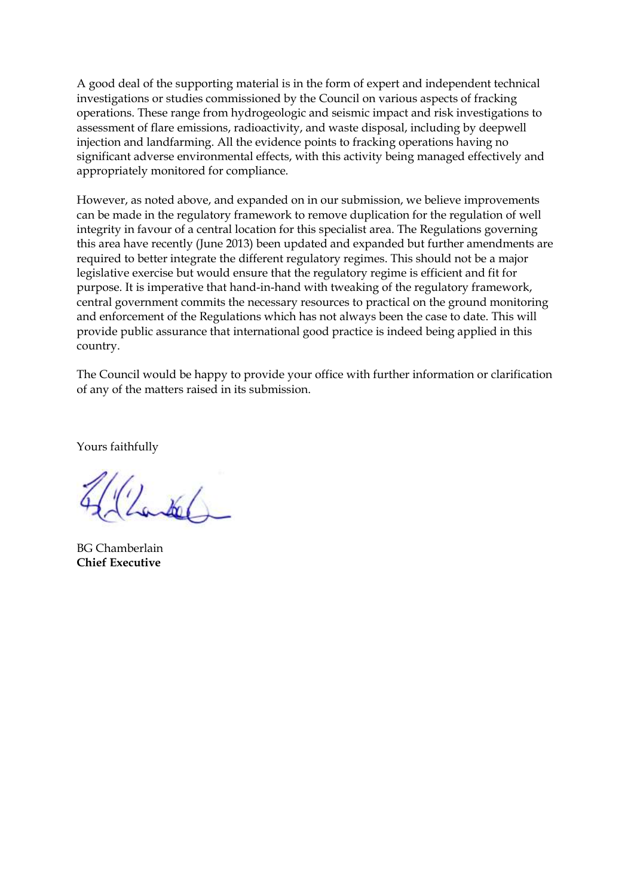A good deal of the supporting material is in the form of expert and independent technical investigations or studies commissioned by the Council on various aspects of fracking operations. These range from hydrogeologic and seismic impact and risk investigations to assessment of flare emissions, radioactivity, and waste disposal, including by deepwell injection and landfarming. All the evidence points to fracking operations having no significant adverse environmental effects, with this activity being managed effectively and appropriately monitored for compliance.

However, as noted above, and expanded on in our submission, we believe improvements can be made in the regulatory framework to remove duplication for the regulation of well integrity in favour of a central location for this specialist area. The Regulations governing this area have recently (June 2013) been updated and expanded but further amendments are required to better integrate the different regulatory regimes. This should not be a major legislative exercise but would ensure that the regulatory regime is efficient and fit for purpose. It is imperative that hand-in-hand with tweaking of the regulatory framework, central government commits the necessary resources to practical on the ground monitoring and enforcement of the Regulations which has not always been the case to date. This will provide public assurance that international good practice is indeed being applied in this country.

The Council would be happy to provide your office with further information or clarification of any of the matters raised in its submission.

Yours faithfully

BG Chamberlain
**Chief Executive**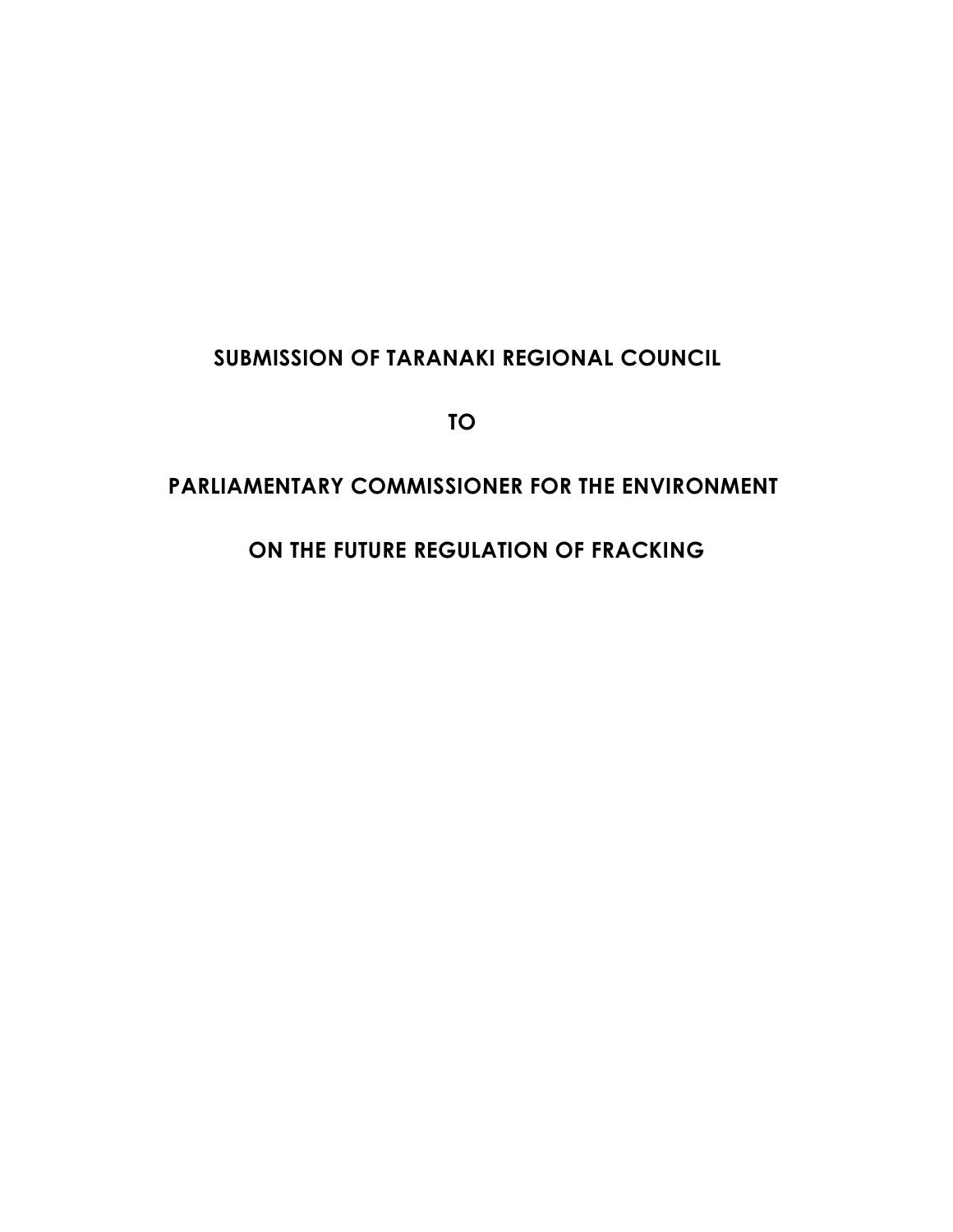# SUBMISSION OF TARANAKI REGIONAL COUNCIL

# TO

# PARLIAMENTARY COMMISSIONER FOR THE ENVIRONMENT

# ON THE FUTURE REGULATION OF FRACKING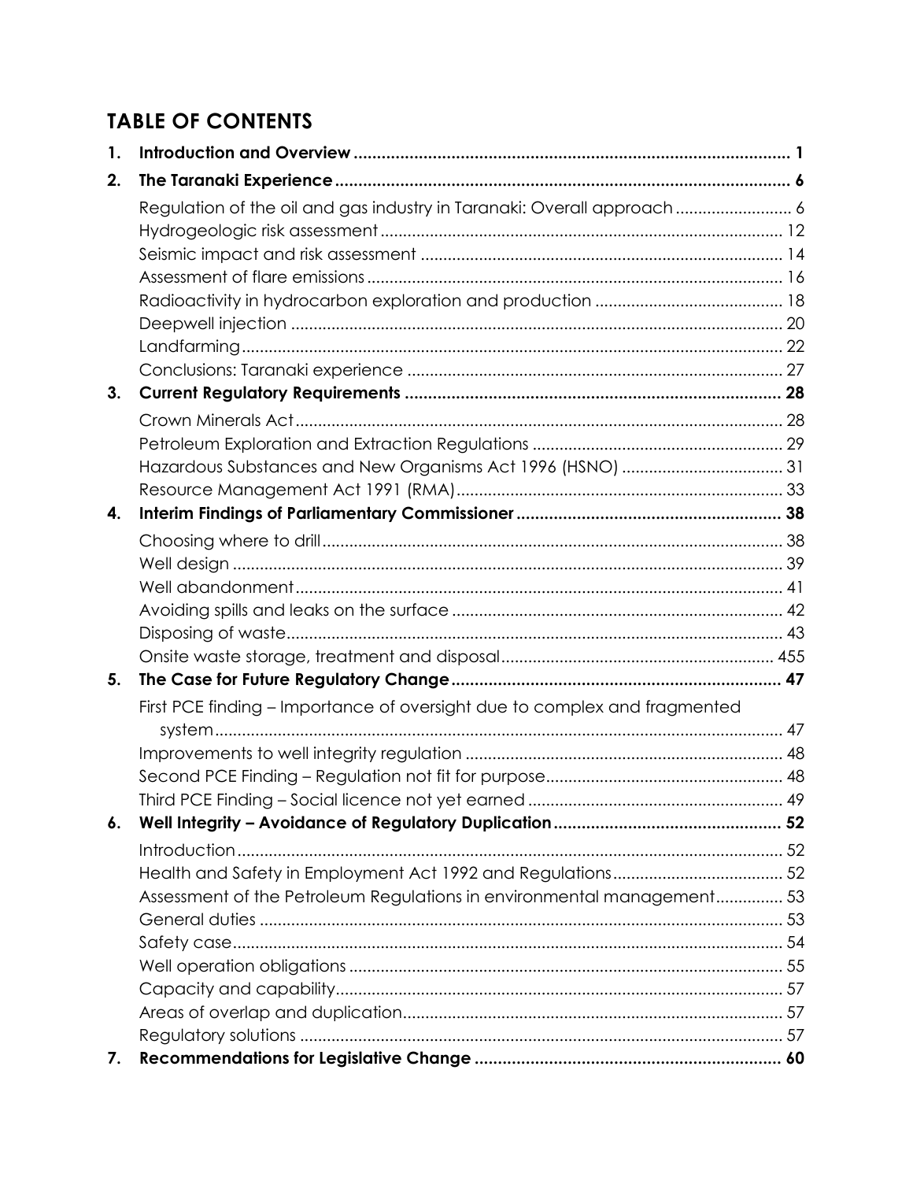## TABLE OF CONTENTS

**1. Introduction and Overview ..... 1**

**2. The Taranaki Experience ..... 6**

- Regulation of the oil and gas industry in Taranaki: Overall approach ..... 6
- Hydrogeologic risk assessment ..... 12
- Seismic impact and risk assessment ..... 14
- Assessment of flare emissions ..... 16
- Radioactivity in hydrocarbon exploration and production ..... 18
- Deepwell injection ..... 20
- Landfarming ..... 22
- Conclusions: Taranaki experience ..... 27

**3. Current Regulatory Requirements ..... 28**

- Crown Minerals Act ..... 28
- Petroleum Exploration and Extraction Regulations ..... 29
- Hazardous Substances and New Organisms Act 1996 (HSNO) ..... 31
- Resource Management Act 1991 (RMA) ..... 33

**4. Interim Findings of Parliamentary Commissioner ..... 38**

- Choosing where to drill ..... 38
- Well design ..... 39
- Well abandonment ..... 41
- Avoiding spills and leaks on the surface ..... 42
- Disposing of waste ..... 43
- Onsite waste storage, treatment and disposal ..... 455

**5. The Case for Future Regulatory Change ..... 47**

- First PCE finding – Importance of oversight due to complex and fragmented system ..... 47
- Improvements to well integrity regulation ..... 48
- Second PCE Finding – Regulation not fit for purpose ..... 48
- Third PCE Finding – Social licence not yet earned ..... 49

**6. Well Integrity – Avoidance of Regulatory Duplication ..... 52**

- Introduction ..... 52
- Health and Safety in Employment Act 1992 and Regulations ..... 52
- Assessment of the Petroleum Regulations in environmental management ..... 53
- General duties ..... 53
- Safety case ..... 54
- Well operation obligations ..... 55
- Capacity and capability ..... 57
- Areas of overlap and duplication ..... 57
- Regulatory solutions ..... 57

**7. Recommendations for Legislative Change ..... 60**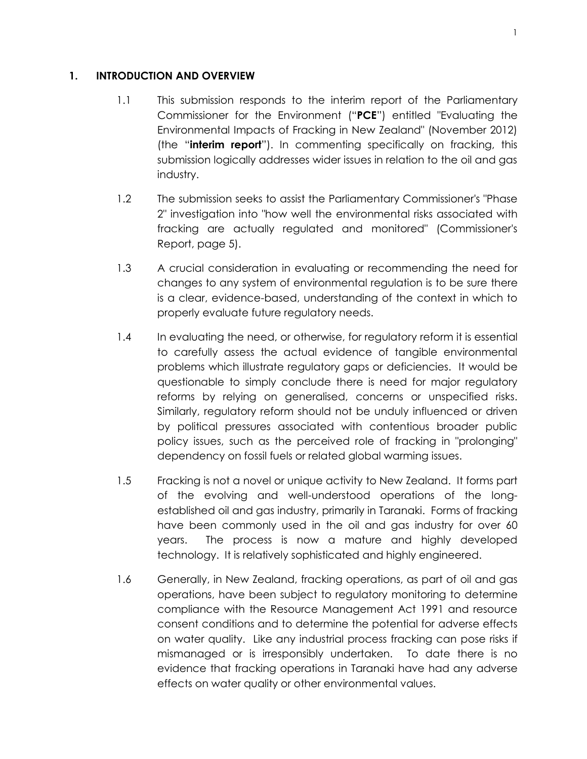## 1. INTRODUCTION AND OVERVIEW

1.1 This submission responds to the interim report of the Parliamentary Commissioner for the Environment ("**PCE**") entitled "Evaluating the Environmental Impacts of Fracking in New Zealand" (November 2012) (the "**interim report**"). In commenting specifically on fracking, this submission logically addresses wider issues in relation to the oil and gas industry.

1.2 The submission seeks to assist the Parliamentary Commissioner's "Phase 2" investigation into "how well the environmental risks associated with fracking are actually regulated and monitored" (Commissioner's Report, page 5).

1.3 A crucial consideration in evaluating or recommending the need for changes to any system of environmental regulation is to be sure there is a clear, evidence-based, understanding of the context in which to properly evaluate future regulatory needs.

1.4 In evaluating the need, or otherwise, for regulatory reform it is essential to carefully assess the actual evidence of tangible environmental problems which illustrate regulatory gaps or deficiencies. It would be questionable to simply conclude there is need for major regulatory reforms by relying on generalised, concerns or unspecified risks. Similarly, regulatory reform should not be unduly influenced or driven by political pressures associated with contentious broader public policy issues, such as the perceived role of fracking in "prolonging" dependency on fossil fuels or related global warming issues.

1.5 Fracking is not a novel or unique activity to New Zealand. It forms part of the evolving and well-understood operations of the long-established oil and gas industry, primarily in Taranaki. Forms of fracking have been commonly used in the oil and gas industry for over 60 years. The process is now a mature and highly developed technology. It is relatively sophisticated and highly engineered.

1.6 Generally, in New Zealand, fracking operations, as part of oil and gas operations, have been subject to regulatory monitoring to determine compliance with the Resource Management Act 1991 and resource consent conditions and to determine the potential for adverse effects on water quality. Like any industrial process fracking can pose risks if mismanaged or is irresponsibly undertaken. To date there is no evidence that fracking operations in Taranaki have had any adverse effects on water quality or other environmental values.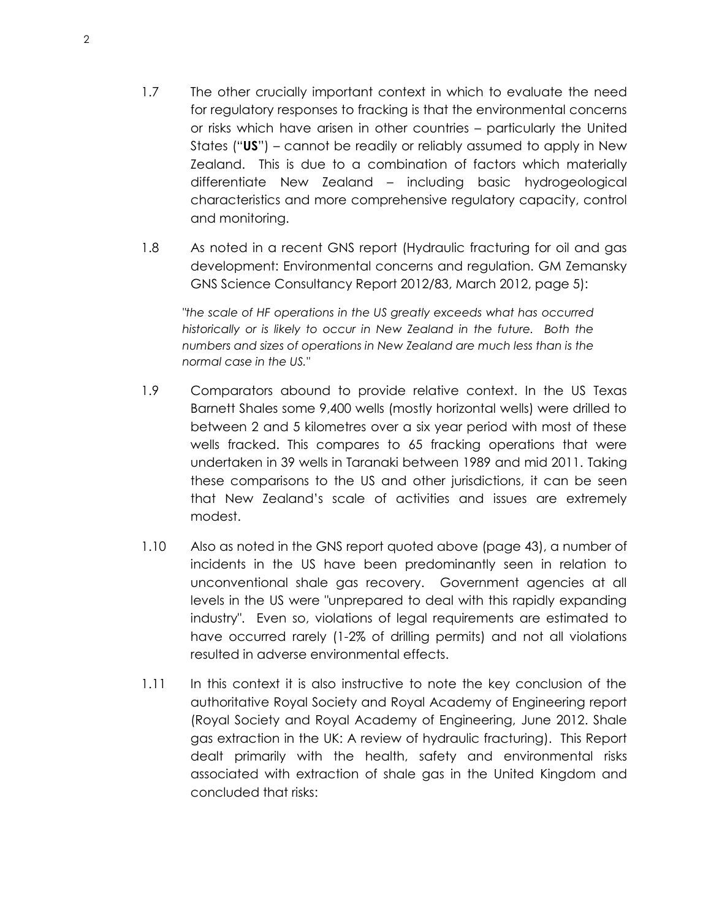1.7 The other crucially important context in which to evaluate the need for regulatory responses to fracking is that the environmental concerns or risks which have arisen in other countries – particularly the United States ("**US**") – cannot be readily or reliably assumed to apply in New Zealand. This is due to a combination of factors which materially differentiate New Zealand – including basic hydrogeological characteristics and more comprehensive regulatory capacity, control and monitoring.

1.8 As noted in a recent GNS report (Hydraulic fracturing for oil and gas development: Environmental concerns and regulation. GM Zemansky GNS Science Consultancy Report 2012/83, March 2012, page 5):

> *"the scale of HF operations in the US greatly exceeds what has occurred historically or is likely to occur in New Zealand in the future. Both the numbers and sizes of operations in New Zealand are much less than is the normal case in the US."*

1.9 Comparators abound to provide relative context. In the US Texas Barnett Shales some 9,400 wells (mostly horizontal wells) were drilled to between 2 and 5 kilometres over a six year period with most of these wells fracked. This compares to 65 fracking operations that were undertaken in 39 wells in Taranaki between 1989 and mid 2011. Taking these comparisons to the US and other jurisdictions, it can be seen that New Zealand's scale of activities and issues are extremely modest.

1.10 Also as noted in the GNS report quoted above (page 43), a number of incidents in the US have been predominantly seen in relation to unconventional shale gas recovery. Government agencies at all levels in the US were "unprepared to deal with this rapidly expanding industry". Even so, violations of legal requirements are estimated to have occurred rarely (1-2% of drilling permits) and not all violations resulted in adverse environmental effects.

1.11 In this context it is also instructive to note the key conclusion of the authoritative Royal Society and Royal Academy of Engineering report (Royal Society and Royal Academy of Engineering, June 2012. Shale gas extraction in the UK: A review of hydraulic fracturing). This Report dealt primarily with the health, safety and environmental risks associated with extraction of shale gas in the United Kingdom and concluded that risks: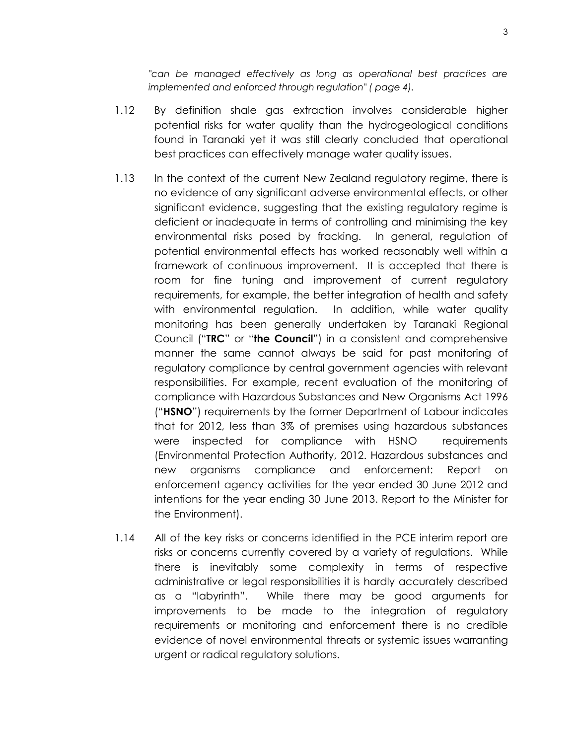*"can be managed effectively as long as operational best practices are implemented and enforced through regulation" ( page 4).*

1.12 By definition shale gas extraction involves considerable higher potential risks for water quality than the hydrogeological conditions found in Taranaki yet it was still clearly concluded that operational best practices can effectively manage water quality issues.

1.13 In the context of the current New Zealand regulatory regime, there is no evidence of any significant adverse environmental effects, or other significant evidence, suggesting that the existing regulatory regime is deficient or inadequate in terms of controlling and minimising the key environmental risks posed by fracking. In general, regulation of potential environmental effects has worked reasonably well within a framework of continuous improvement. It is accepted that there is room for fine tuning and improvement of current regulatory requirements, for example, the better integration of health and safety with environmental regulation. In addition, while water quality monitoring has been generally undertaken by Taranaki Regional Council ("**TRC**" or "**the Council**") in a consistent and comprehensive manner the same cannot always be said for past monitoring of regulatory compliance by central government agencies with relevant responsibilities. For example, recent evaluation of the monitoring of compliance with Hazardous Substances and New Organisms Act 1996 ("**HSNO**") requirements by the former Department of Labour indicates that for 2012, less than 3% of premises using hazardous substances were inspected for compliance with HSNO requirements (Environmental Protection Authority, 2012. Hazardous substances and new organisms compliance and enforcement: Report on enforcement agency activities for the year ended 30 June 2012 and intentions for the year ending 30 June 2013. Report to the Minister for the Environment).

1.14 All of the key risks or concerns identified in the PCE interim report are risks or concerns currently covered by a variety of regulations. While there is inevitably some complexity in terms of respective administrative or legal responsibilities it is hardly accurately described as a "labyrinth". While there may be good arguments for improvements to be made to the integration of regulatory requirements or monitoring and enforcement there is no credible evidence of novel environmental threats or systemic issues warranting urgent or radical regulatory solutions.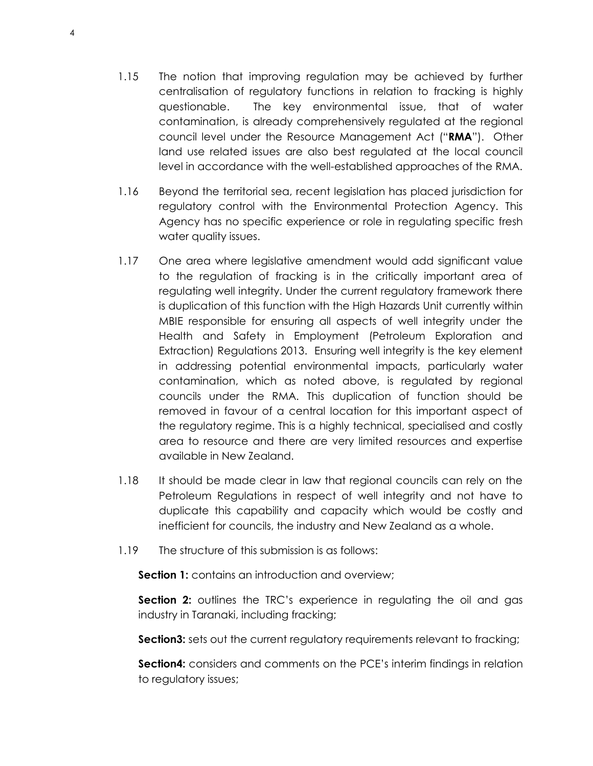1.15 The notion that improving regulation may be achieved by further centralisation of regulatory functions in relation to fracking is highly questionable. The key environmental issue, that of water contamination, is already comprehensively regulated at the regional council level under the Resource Management Act ("**RMA**"). Other land use related issues are also best regulated at the local council level in accordance with the well-established approaches of the RMA.

1.16 Beyond the territorial sea, recent legislation has placed jurisdiction for regulatory control with the Environmental Protection Agency. This Agency has no specific experience or role in regulating specific fresh water quality issues.

1.17 One area where legislative amendment would add significant value to the regulation of fracking is in the critically important area of regulating well integrity. Under the current regulatory framework there is duplication of this function with the High Hazards Unit currently within MBIE responsible for ensuring all aspects of well integrity under the Health and Safety in Employment (Petroleum Exploration and Extraction) Regulations 2013. Ensuring well integrity is the key element in addressing potential environmental impacts, particularly water contamination, which as noted above, is regulated by regional councils under the RMA. This duplication of function should be removed in favour of a central location for this important aspect of the regulatory regime. This is a highly technical, specialised and costly area to resource and there are very limited resources and expertise available in New Zealand.

1.18 It should be made clear in law that regional councils can rely on the Petroleum Regulations in respect of well integrity and not have to duplicate this capability and capacity which would be costly and inefficient for councils, the industry and New Zealand as a whole.

1.19 The structure of this submission is as follows:

**Section 1:** contains an introduction and overview;

**Section 2:** outlines the TRC's experience in regulating the oil and gas industry in Taranaki, including fracking;

**Section3:** sets out the current regulatory requirements relevant to fracking;

**Section4:** considers and comments on the PCE's interim findings in relation to regulatory issues;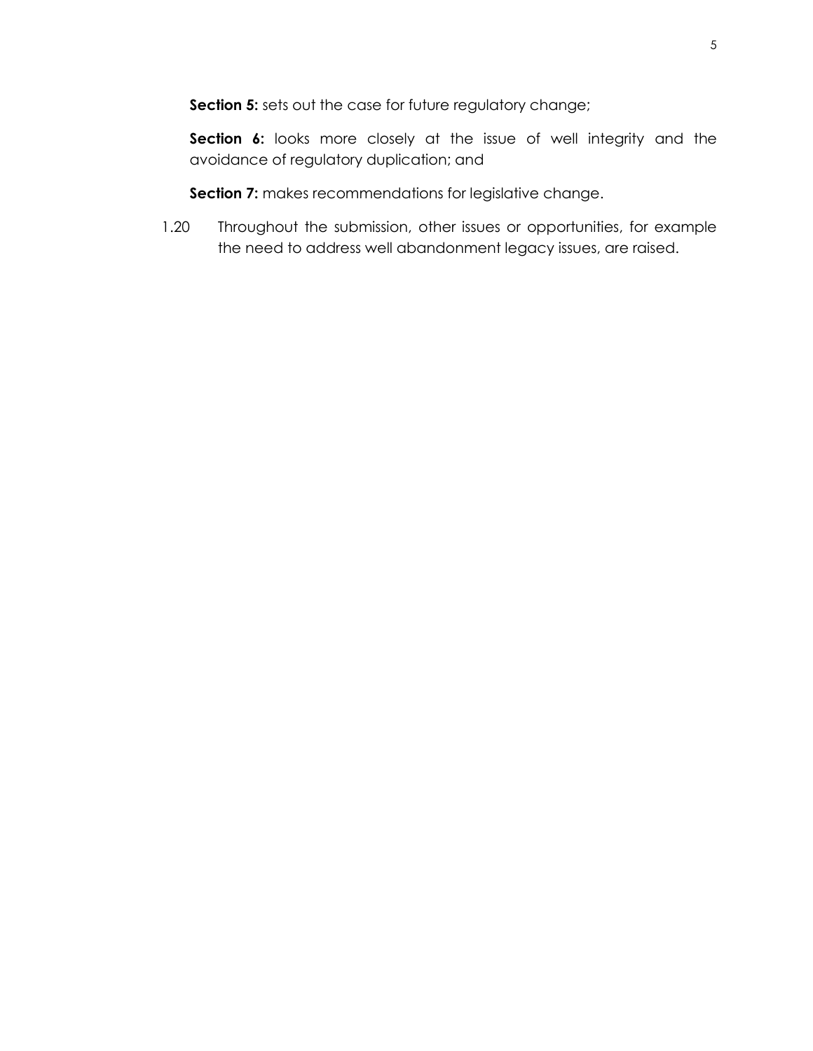**Section 5:** sets out the case for future regulatory change;

**Section 6:** looks more closely at the issue of well integrity and the avoidance of regulatory duplication; and

**Section 7:** makes recommendations for legislative change.

1.20 Throughout the submission, other issues or opportunities, for example the need to address well abandonment legacy issues, are raised.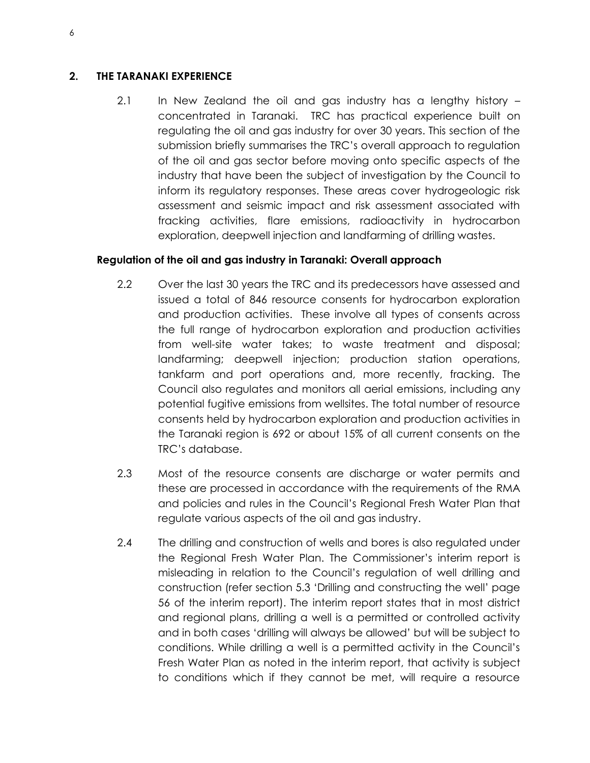## 2. THE TARANAKI EXPERIENCE

2.1 In New Zealand the oil and gas industry has a lengthy history – concentrated in Taranaki. TRC has practical experience built on regulating the oil and gas industry for over 30 years. This section of the submission briefly summarises the TRC's overall approach to regulation of the oil and gas sector before moving onto specific aspects of the industry that have been the subject of investigation by the Council to inform its regulatory responses. These areas cover hydrogeologic risk assessment and seismic impact and risk assessment associated with fracking activities, flare emissions, radioactivity in hydrocarbon exploration, deepwell injection and landfarming of drilling wastes.

### Regulation of the oil and gas industry in Taranaki: Overall approach

2.2 Over the last 30 years the TRC and its predecessors have assessed and issued a total of 846 resource consents for hydrocarbon exploration and production activities. These involve all types of consents across the full range of hydrocarbon exploration and production activities from well-site water takes; to waste treatment and disposal; landfarming; deepwell injection; production station operations, tankfarm and port operations and, more recently, fracking. The Council also regulates and monitors all aerial emissions, including any potential fugitive emissions from wellsites. The total number of resource consents held by hydrocarbon exploration and production activities in the Taranaki region is 692 or about 15% of all current consents on the TRC's database.

2.3 Most of the resource consents are discharge or water permits and these are processed in accordance with the requirements of the RMA and policies and rules in the Council's Regional Fresh Water Plan that regulate various aspects of the oil and gas industry.

2.4 The drilling and construction of wells and bores is also regulated under the Regional Fresh Water Plan. The Commissioner's interim report is misleading in relation to the Council's regulation of well drilling and construction (refer section 5.3 'Drilling and constructing the well' page 56 of the interim report). The interim report states that in most district and regional plans, drilling a well is a permitted or controlled activity and in both cases 'drilling will always be allowed' but will be subject to conditions. While drilling a well is a permitted activity in the Council's Fresh Water Plan as noted in the interim report, that activity is subject to conditions which if they cannot be met, will require a resource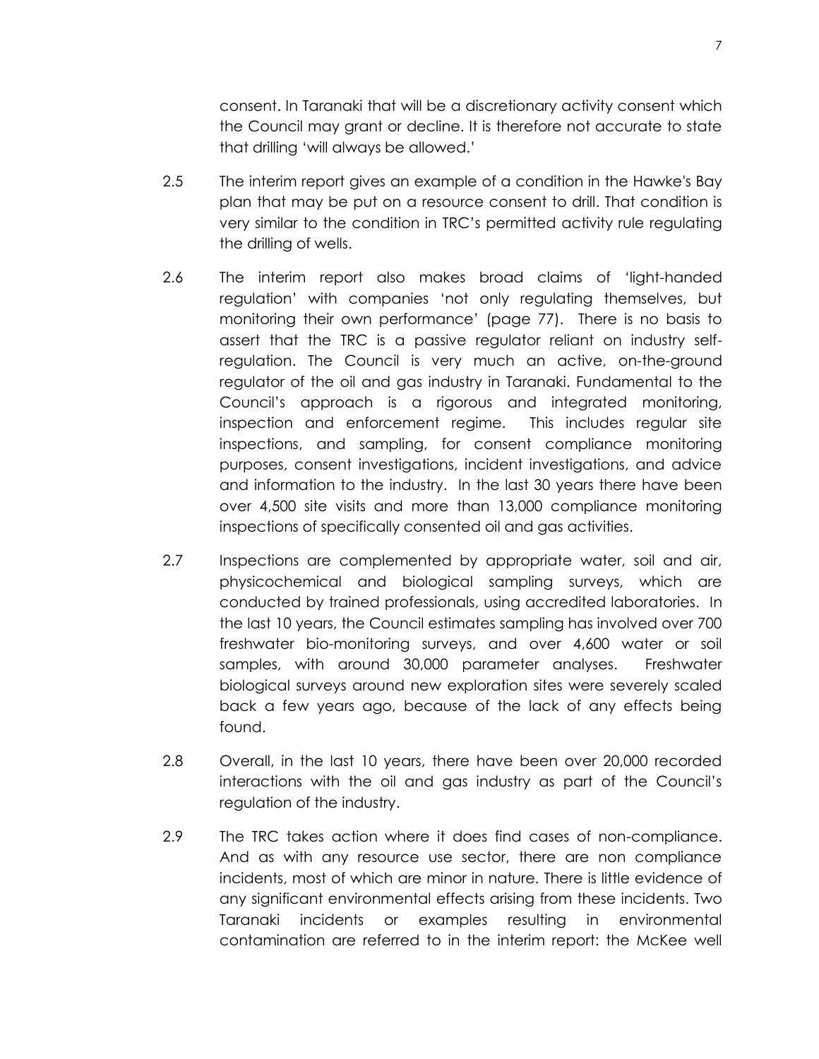consent. In Taranaki that will be a discretionary activity consent which the Council may grant or decline. It is therefore not accurate to state that drilling 'will always be allowed.'

2.5 The interim report gives an example of a condition in the Hawke's Bay plan that may be put on a resource consent to drill. That condition is very similar to the condition in TRC's permitted activity rule regulating the drilling of wells.

2.6 The interim report also makes broad claims of 'light-handed regulation' with companies 'not only regulating themselves, but monitoring their own performance' (page 77). There is no basis to assert that the TRC is a passive regulator reliant on industry self-regulation. The Council is very much an active, on-the-ground regulator of the oil and gas industry in Taranaki. Fundamental to the Council's approach is a rigorous and integrated monitoring, inspection and enforcement regime. This includes regular site inspections, and sampling, for consent compliance monitoring purposes, consent investigations, incident investigations, and advice and information to the industry. In the last 30 years there have been over 4,500 site visits and more than 13,000 compliance monitoring inspections of specifically consented oil and gas activities.

2.7 Inspections are complemented by appropriate water, soil and air, physicochemical and biological sampling surveys, which are conducted by trained professionals, using accredited laboratories. In the last 10 years, the Council estimates sampling has involved over 700 freshwater bio-monitoring surveys, and over 4,600 water or soil samples, with around 30,000 parameter analyses. Freshwater biological surveys around new exploration sites were severely scaled back a few years ago, because of the lack of any effects being found.

2.8 Overall, in the last 10 years, there have been over 20,000 recorded interactions with the oil and gas industry as part of the Council's regulation of the industry.

2.9 The TRC takes action where it does find cases of non-compliance. And as with any resource use sector, there are non compliance incidents, most of which are minor in nature. There is little evidence of any significant environmental effects arising from these incidents. Two Taranaki incidents or examples resulting in environmental contamination are referred to in the interim report: the McKee well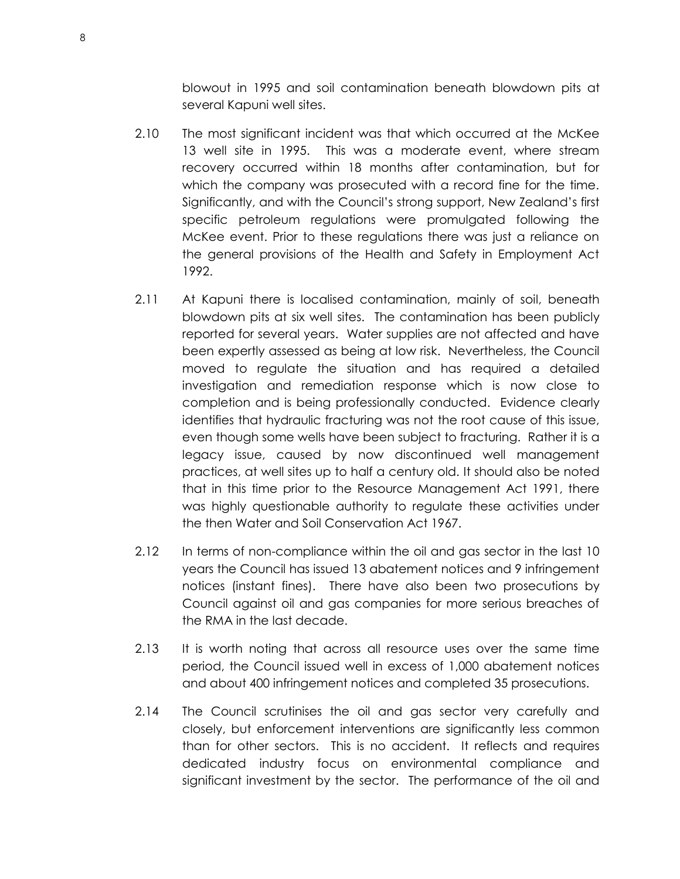blowout in 1995 and soil contamination beneath blowdown pits at several Kapuni well sites.

2.10 The most significant incident was that which occurred at the McKee 13 well site in 1995. This was a moderate event, where stream recovery occurred within 18 months after contamination, but for which the company was prosecuted with a record fine for the time. Significantly, and with the Council's strong support, New Zealand's first specific petroleum regulations were promulgated following the McKee event. Prior to these regulations there was just a reliance on the general provisions of the Health and Safety in Employment Act 1992.

2.11 At Kapuni there is localised contamination, mainly of soil, beneath blowdown pits at six well sites. The contamination has been publicly reported for several years. Water supplies are not affected and have been expertly assessed as being at low risk. Nevertheless, the Council moved to regulate the situation and has required a detailed investigation and remediation response which is now close to completion and is being professionally conducted. Evidence clearly identifies that hydraulic fracturing was not the root cause of this issue, even though some wells have been subject to fracturing. Rather it is a legacy issue, caused by now discontinued well management practices, at well sites up to half a century old. It should also be noted that in this time prior to the Resource Management Act 1991, there was highly questionable authority to regulate these activities under the then Water and Soil Conservation Act 1967.

2.12 In terms of non-compliance within the oil and gas sector in the last 10 years the Council has issued 13 abatement notices and 9 infringement notices (instant fines). There have also been two prosecutions by Council against oil and gas companies for more serious breaches of the RMA in the last decade.

2.13 It is worth noting that across all resource uses over the same time period, the Council issued well in excess of 1,000 abatement notices and about 400 infringement notices and completed 35 prosecutions.

2.14 The Council scrutinises the oil and gas sector very carefully and closely, but enforcement interventions are significantly less common than for other sectors. This is no accident. It reflects and requires dedicated industry focus on environmental compliance and significant investment by the sector. The performance of the oil and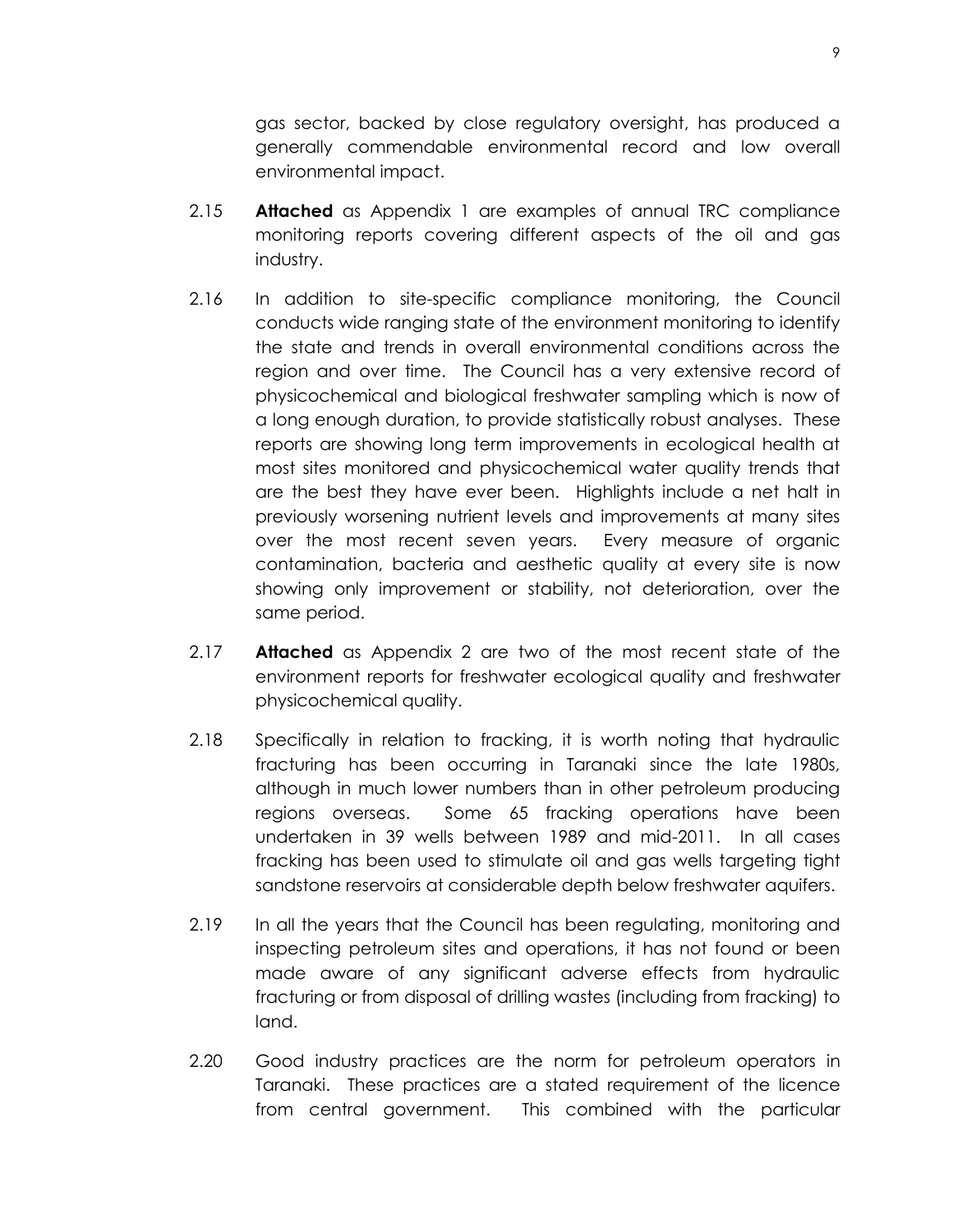gas sector, backed by close regulatory oversight, has produced a generally commendable environmental record and low overall environmental impact.

2.15 **Attached** as Appendix 1 are examples of annual TRC compliance monitoring reports covering different aspects of the oil and gas industry.

2.16 In addition to site-specific compliance monitoring, the Council conducts wide ranging state of the environment monitoring to identify the state and trends in overall environmental conditions across the region and over time. The Council has a very extensive record of physicochemical and biological freshwater sampling which is now of a long enough duration, to provide statistically robust analyses. These reports are showing long term improvements in ecological health at most sites monitored and physicochemical water quality trends that are the best they have ever been. Highlights include a net halt in previously worsening nutrient levels and improvements at many sites over the most recent seven years. Every measure of organic contamination, bacteria and aesthetic quality at every site is now showing only improvement or stability, not deterioration, over the same period.

2.17 **Attached** as Appendix 2 are two of the most recent state of the environment reports for freshwater ecological quality and freshwater physicochemical quality.

2.18 Specifically in relation to fracking, it is worth noting that hydraulic fracturing has been occurring in Taranaki since the late 1980s, although in much lower numbers than in other petroleum producing regions overseas. Some 65 fracking operations have been undertaken in 39 wells between 1989 and mid-2011. In all cases fracking has been used to stimulate oil and gas wells targeting tight sandstone reservoirs at considerable depth below freshwater aquifers.

2.19 In all the years that the Council has been regulating, monitoring and inspecting petroleum sites and operations, it has not found or been made aware of any significant adverse effects from hydraulic fracturing or from disposal of drilling wastes (including from fracking) to land.

2.20 Good industry practices are the norm for petroleum operators in Taranaki. These practices are a stated requirement of the licence from central government. This combined with the particular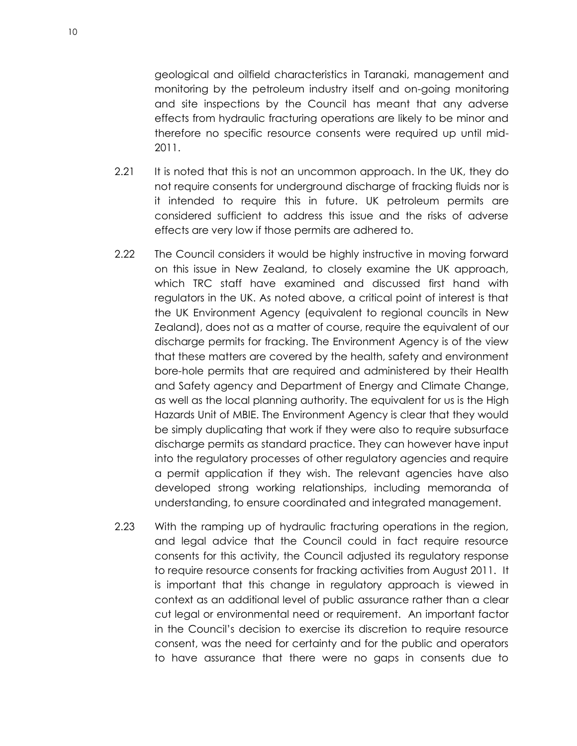geological and oilfield characteristics in Taranaki, management and monitoring by the petroleum industry itself and on-going monitoring and site inspections by the Council has meant that any adverse effects from hydraulic fracturing operations are likely to be minor and therefore no specific resource consents were required up until mid-2011.

2.21 It is noted that this is not an uncommon approach. In the UK, they do not require consents for underground discharge of fracking fluids nor is it intended to require this in future. UK petroleum permits are considered sufficient to address this issue and the risks of adverse effects are very low if those permits are adhered to.

2.22 The Council considers it would be highly instructive in moving forward on this issue in New Zealand, to closely examine the UK approach, which TRC staff have examined and discussed first hand with regulators in the UK. As noted above, a critical point of interest is that the UK Environment Agency (equivalent to regional councils in New Zealand), does not as a matter of course, require the equivalent of our discharge permits for fracking. The Environment Agency is of the view that these matters are covered by the health, safety and environment bore-hole permits that are required and administered by their Health and Safety agency and Department of Energy and Climate Change, as well as the local planning authority. The equivalent for us is the High Hazards Unit of MBIE. The Environment Agency is clear that they would be simply duplicating that work if they were also to require subsurface discharge permits as standard practice. They can however have input into the regulatory processes of other regulatory agencies and require a permit application if they wish. The relevant agencies have also developed strong working relationships, including memoranda of understanding, to ensure coordinated and integrated management.

2.23 With the ramping up of hydraulic fracturing operations in the region, and legal advice that the Council could in fact require resource consents for this activity, the Council adjusted its regulatory response to require resource consents for fracking activities from August 2011. It is important that this change in regulatory approach is viewed in context as an additional level of public assurance rather than a clear cut legal or environmental need or requirement. An important factor in the Council's decision to exercise its discretion to require resource consent, was the need for certainty and for the public and operators to have assurance that there were no gaps in consents due to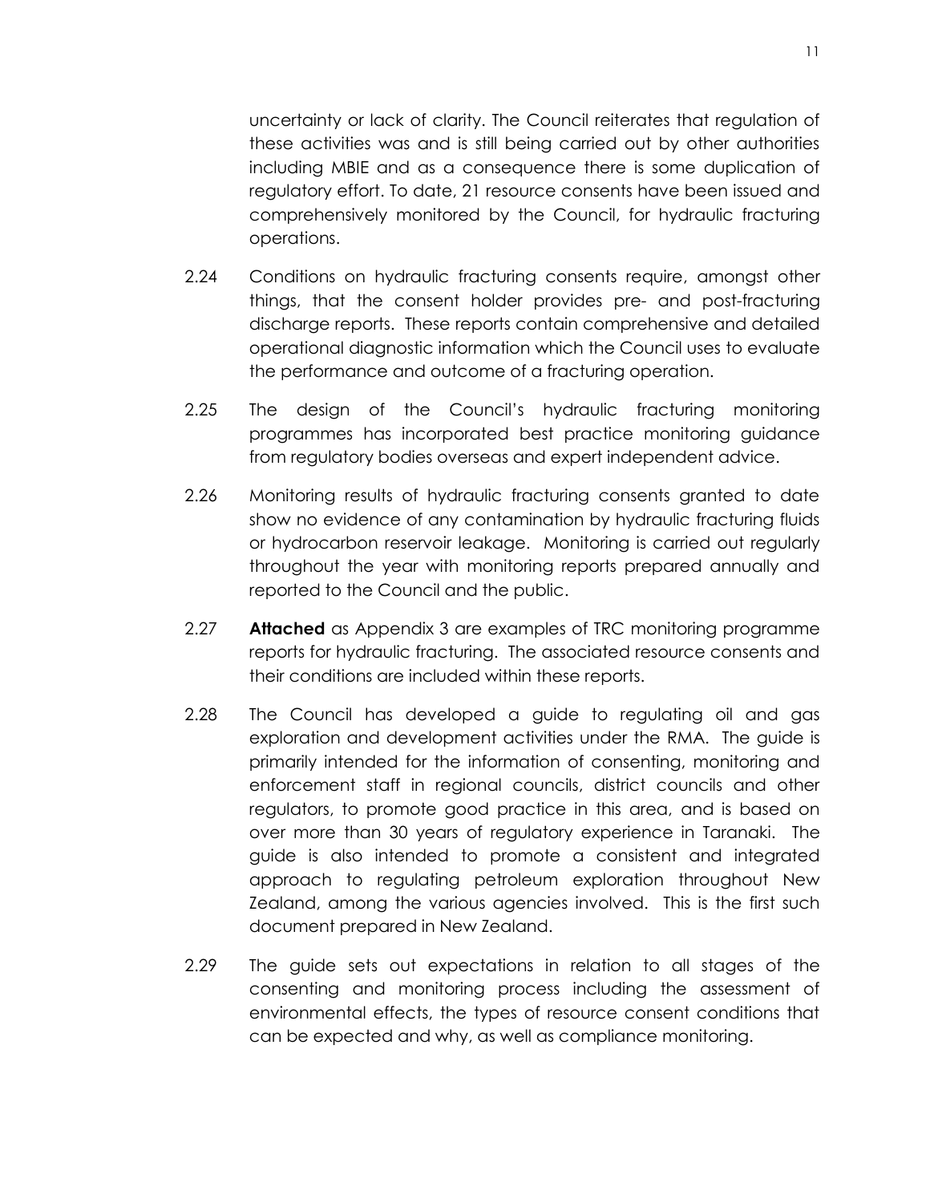uncertainty or lack of clarity. The Council reiterates that regulation of these activities was and is still being carried out by other authorities including MBIE and as a consequence there is some duplication of regulatory effort. To date, 21 resource consents have been issued and comprehensively monitored by the Council, for hydraulic fracturing operations.

2.24 Conditions on hydraulic fracturing consents require, amongst other things, that the consent holder provides pre- and post-fracturing discharge reports. These reports contain comprehensive and detailed operational diagnostic information which the Council uses to evaluate the performance and outcome of a fracturing operation.

2.25 The design of the Council's hydraulic fracturing monitoring programmes has incorporated best practice monitoring guidance from regulatory bodies overseas and expert independent advice.

2.26 Monitoring results of hydraulic fracturing consents granted to date show no evidence of any contamination by hydraulic fracturing fluids or hydrocarbon reservoir leakage. Monitoring is carried out regularly throughout the year with monitoring reports prepared annually and reported to the Council and the public.

2.27 **Attached** as Appendix 3 are examples of TRC monitoring programme reports for hydraulic fracturing. The associated resource consents and their conditions are included within these reports.

2.28 The Council has developed a guide to regulating oil and gas exploration and development activities under the RMA. The guide is primarily intended for the information of consenting, monitoring and enforcement staff in regional councils, district councils and other regulators, to promote good practice in this area, and is based on over more than 30 years of regulatory experience in Taranaki. The guide is also intended to promote a consistent and integrated approach to regulating petroleum exploration throughout New Zealand, among the various agencies involved. This is the first such document prepared in New Zealand.

2.29 The guide sets out expectations in relation to all stages of the consenting and monitoring process including the assessment of environmental effects, the types of resource consent conditions that can be expected and why, as well as compliance monitoring.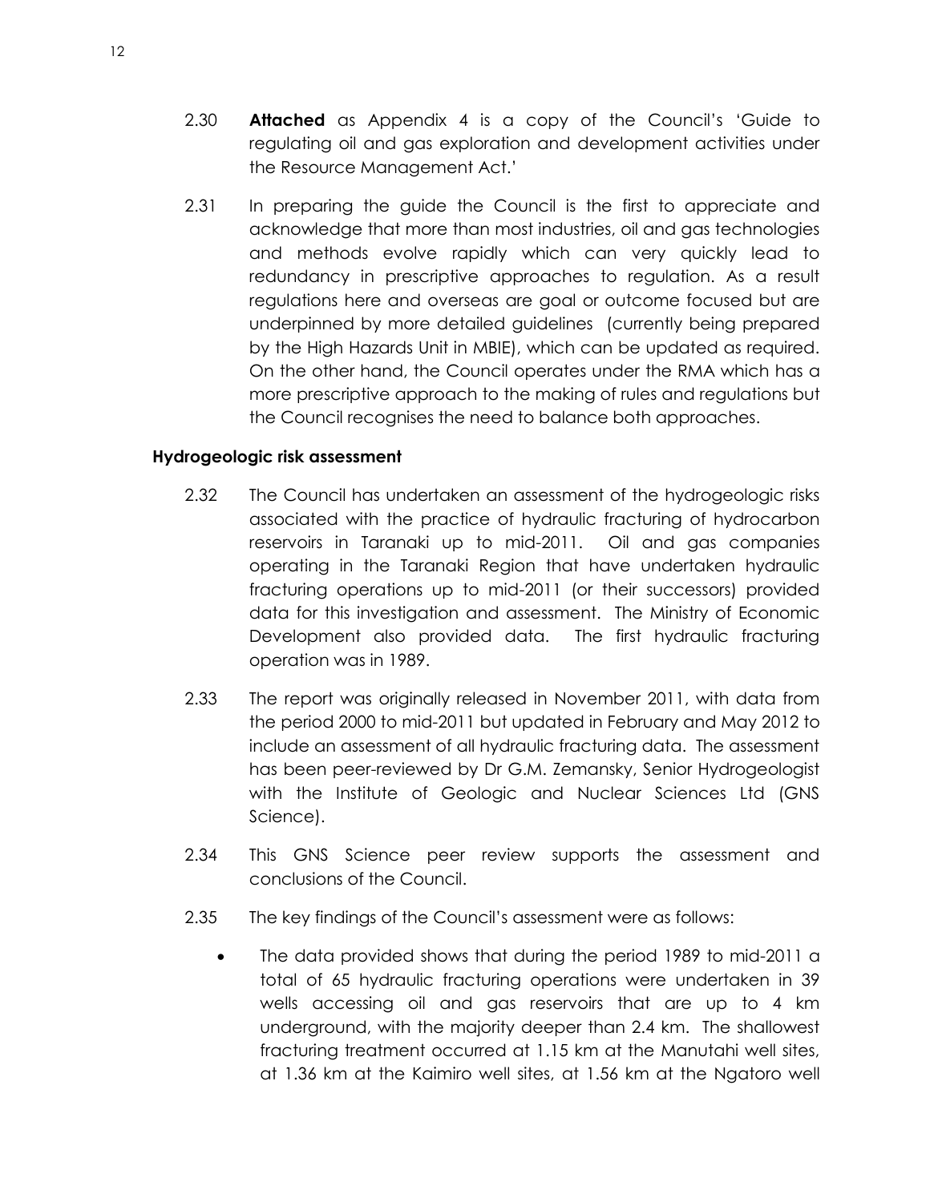2.30 **Attached** as Appendix 4 is a copy of the Council's 'Guide to regulating oil and gas exploration and development activities under the Resource Management Act.'

2.31 In preparing the guide the Council is the first to appreciate and acknowledge that more than most industries, oil and gas technologies and methods evolve rapidly which can very quickly lead to redundancy in prescriptive approaches to regulation. As a result regulations here and overseas are goal or outcome focused but are underpinned by more detailed guidelines (currently being prepared by the High Hazards Unit in MBIE), which can be updated as required. On the other hand, the Council operates under the RMA which has a more prescriptive approach to the making of rules and regulations but the Council recognises the need to balance both approaches.

### Hydrogeologic risk assessment

2.32 The Council has undertaken an assessment of the hydrogeologic risks associated with the practice of hydraulic fracturing of hydrocarbon reservoirs in Taranaki up to mid-2011. Oil and gas companies operating in the Taranaki Region that have undertaken hydraulic fracturing operations up to mid-2011 (or their successors) provided data for this investigation and assessment. The Ministry of Economic Development also provided data. The first hydraulic fracturing operation was in 1989.

2.33 The report was originally released in November 2011, with data from the period 2000 to mid-2011 but updated in February and May 2012 to include an assessment of all hydraulic fracturing data. The assessment has been peer-reviewed by Dr G.M. Zemansky, Senior Hydrogeologist with the Institute of Geologic and Nuclear Sciences Ltd (GNS Science).

2.34 This GNS Science peer review supports the assessment and conclusions of the Council.

2.35 The key findings of the Council's assessment were as follows:

- The data provided shows that during the period 1989 to mid-2011 a total of 65 hydraulic fracturing operations were undertaken in 39 wells accessing oil and gas reservoirs that are up to 4 km underground, with the majority deeper than 2.4 km. The shallowest fracturing treatment occurred at 1.15 km at the Manutahi well sites, at 1.36 km at the Kaimiro well sites, at 1.56 km at the Ngatoro well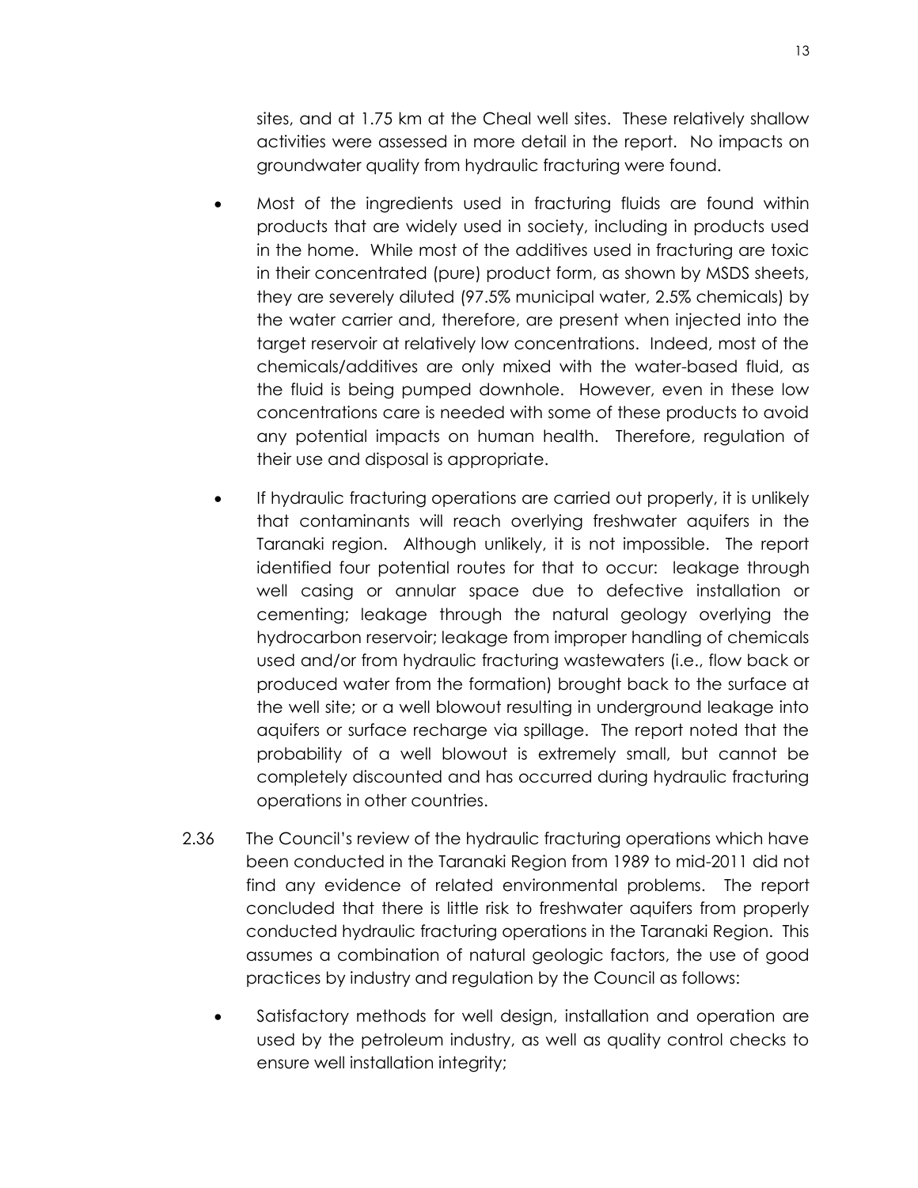sites, and at 1.75 km at the Cheal well sites. These relatively shallow activities were assessed in more detail in the report. No impacts on groundwater quality from hydraulic fracturing were found.

- Most of the ingredients used in fracturing fluids are found within products that are widely used in society, including in products used in the home. While most of the additives used in fracturing are toxic in their concentrated (pure) product form, as shown by MSDS sheets, they are severely diluted (97.5% municipal water, 2.5% chemicals) by the water carrier and, therefore, are present when injected into the target reservoir at relatively low concentrations. Indeed, most of the chemicals/additives are only mixed with the water-based fluid, as the fluid is being pumped downhole. However, even in these low concentrations care is needed with some of these products to avoid any potential impacts on human health. Therefore, regulation of their use and disposal is appropriate.

- If hydraulic fracturing operations are carried out properly, it is unlikely that contaminants will reach overlying freshwater aquifers in the Taranaki region. Although unlikely, it is not impossible. The report identified four potential routes for that to occur: leakage through well casing or annular space due to defective installation or cementing; leakage through the natural geology overlying the hydrocarbon reservoir; leakage from improper handling of chemicals used and/or from hydraulic fracturing wastewaters (i.e., flow back or produced water from the formation) brought back to the surface at the well site; or a well blowout resulting in underground leakage into aquifers or surface recharge via spillage. The report noted that the probability of a well blowout is extremely small, but cannot be completely discounted and has occurred during hydraulic fracturing operations in other countries.

2.36 The Council's review of the hydraulic fracturing operations which have been conducted in the Taranaki Region from 1989 to mid-2011 did not find any evidence of related environmental problems. The report concluded that there is little risk to freshwater aquifers from properly conducted hydraulic fracturing operations in the Taranaki Region. This assumes a combination of natural geologic factors, the use of good practices by industry and regulation by the Council as follows:

- Satisfactory methods for well design, installation and operation are used by the petroleum industry, as well as quality control checks to ensure well installation integrity;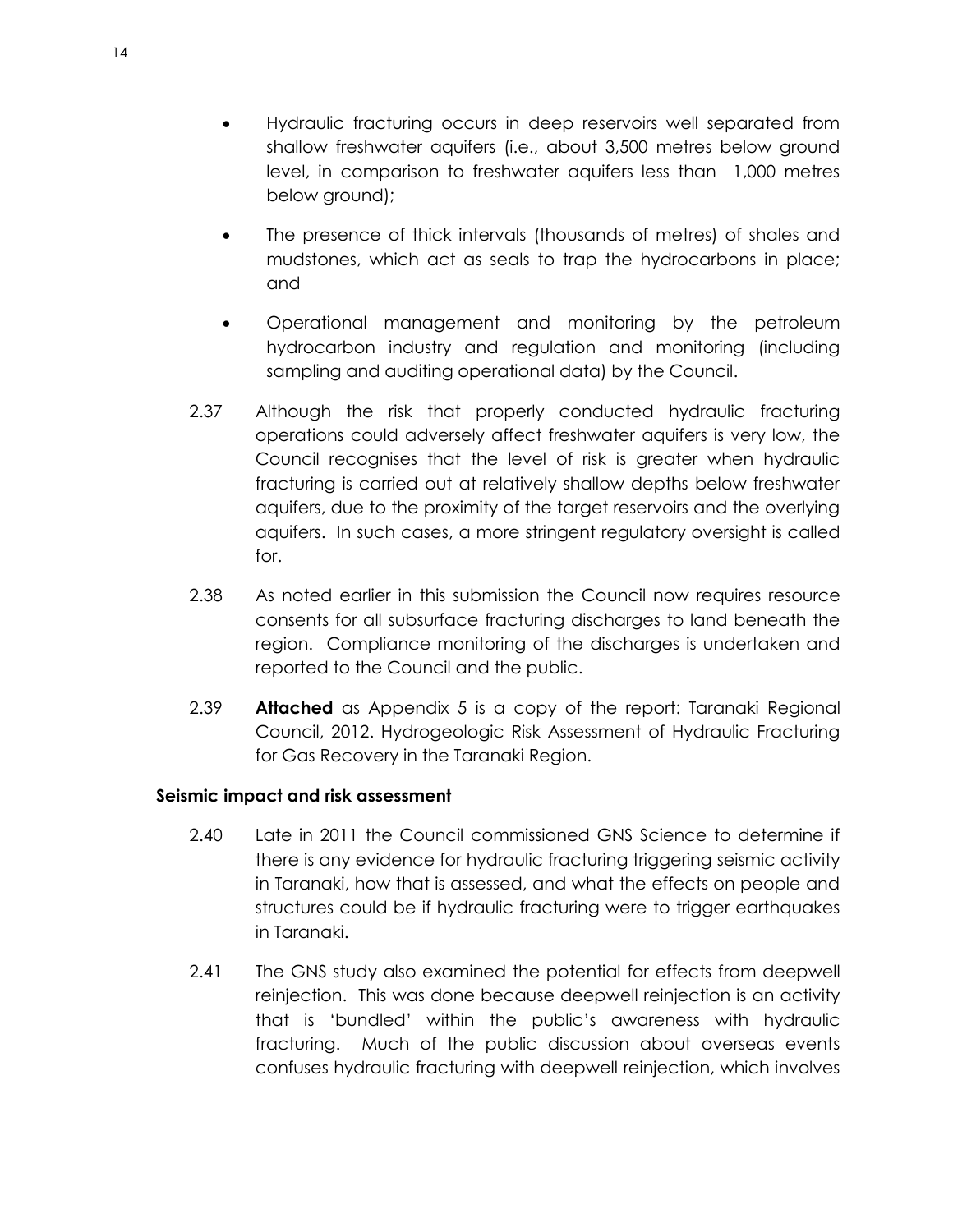- Hydraulic fracturing occurs in deep reservoirs well separated from shallow freshwater aquifers (i.e., about 3,500 metres below ground level, in comparison to freshwater aquifers less than 1,000 metres below ground);
- The presence of thick intervals (thousands of metres) of shales and mudstones, which act as seals to trap the hydrocarbons in place; and
- Operational management and monitoring by the petroleum hydrocarbon industry and regulation and monitoring (including sampling and auditing operational data) by the Council.

2.37 Although the risk that properly conducted hydraulic fracturing operations could adversely affect freshwater aquifers is very low, the Council recognises that the level of risk is greater when hydraulic fracturing is carried out at relatively shallow depths below freshwater aquifers, due to the proximity of the target reservoirs and the overlying aquifers. In such cases, a more stringent regulatory oversight is called for.

2.38 As noted earlier in this submission the Council now requires resource consents for all subsurface fracturing discharges to land beneath the region. Compliance monitoring of the discharges is undertaken and reported to the Council and the public.

2.39 **Attached** as Appendix 5 is a copy of the report: Taranaki Regional Council, 2012. Hydrogeologic Risk Assessment of Hydraulic Fracturing for Gas Recovery in the Taranaki Region.

**Seismic impact and risk assessment**

2.40 Late in 2011 the Council commissioned GNS Science to determine if there is any evidence for hydraulic fracturing triggering seismic activity in Taranaki, how that is assessed, and what the effects on people and structures could be if hydraulic fracturing were to trigger earthquakes in Taranaki.

2.41 The GNS study also examined the potential for effects from deepwell reinjection. This was done because deepwell reinjection is an activity that is 'bundled' within the public's awareness with hydraulic fracturing. Much of the public discussion about overseas events confuses hydraulic fracturing with deepwell reinjection, which involves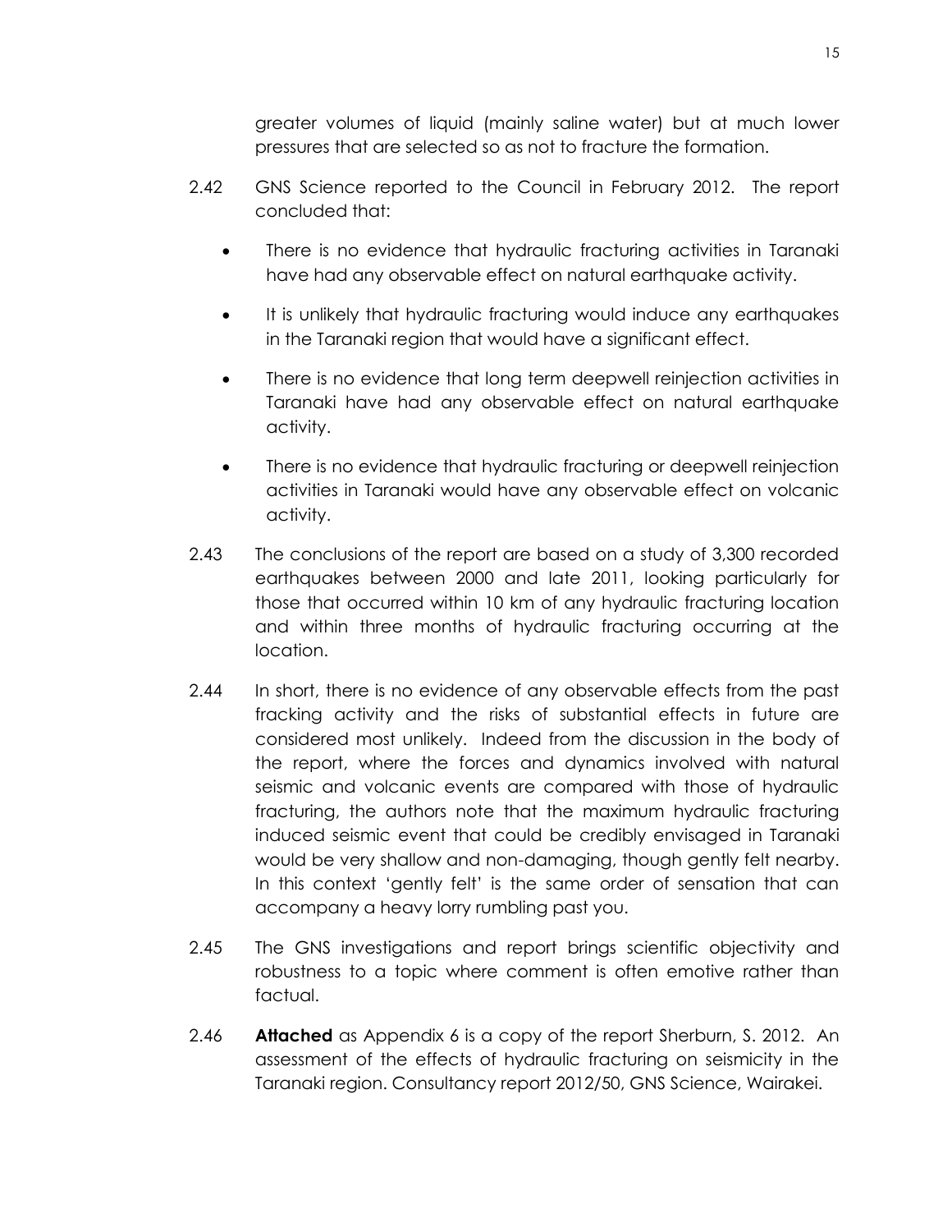greater volumes of liquid (mainly saline water) but at much lower pressures that are selected so as not to fracture the formation.

2.42 GNS Science reported to the Council in February 2012. The report concluded that:

- There is no evidence that hydraulic fracturing activities in Taranaki have had any observable effect on natural earthquake activity.
- It is unlikely that hydraulic fracturing would induce any earthquakes in the Taranaki region that would have a significant effect.
- There is no evidence that long term deepwell reinjection activities in Taranaki have had any observable effect on natural earthquake activity.
- There is no evidence that hydraulic fracturing or deepwell reinjection activities in Taranaki would have any observable effect on volcanic activity.

2.43 The conclusions of the report are based on a study of 3,300 recorded earthquakes between 2000 and late 2011, looking particularly for those that occurred within 10 km of any hydraulic fracturing location and within three months of hydraulic fracturing occurring at the location.

2.44 In short, there is no evidence of any observable effects from the past fracking activity and the risks of substantial effects in future are considered most unlikely. Indeed from the discussion in the body of the report, where the forces and dynamics involved with natural seismic and volcanic events are compared with those of hydraulic fracturing, the authors note that the maximum hydraulic fracturing induced seismic event that could be credibly envisaged in Taranaki would be very shallow and non-damaging, though gently felt nearby. In this context 'gently felt' is the same order of sensation that can accompany a heavy lorry rumbling past you.

2.45 The GNS investigations and report brings scientific objectivity and robustness to a topic where comment is often emotive rather than factual.

2.46 **Attached** as Appendix 6 is a copy of the report Sherburn, S. 2012. An assessment of the effects of hydraulic fracturing on seismicity in the Taranaki region. Consultancy report 2012/50, GNS Science, Wairakei.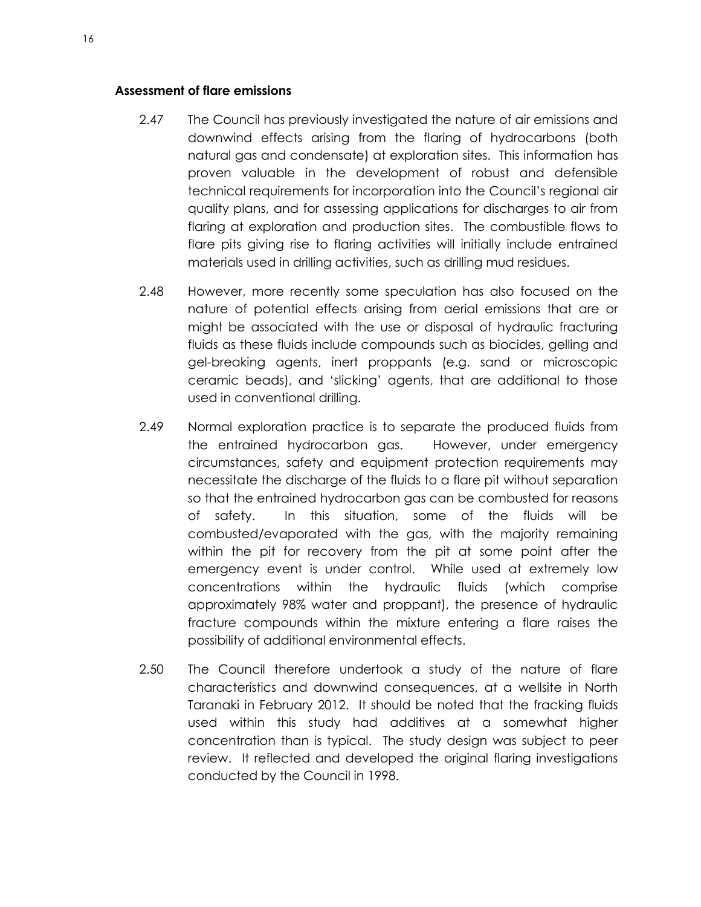### Assessment of flare emissions

2.47 The Council has previously investigated the nature of air emissions and downwind effects arising from the flaring of hydrocarbons (both natural gas and condensate) at exploration sites. This information has proven valuable in the development of robust and defensible technical requirements for incorporation into the Council's regional air quality plans, and for assessing applications for discharges to air from flaring at exploration and production sites. The combustible flows to flare pits giving rise to flaring activities will initially include entrained materials used in drilling activities, such as drilling mud residues.

2.48 However, more recently some speculation has also focused on the nature of potential effects arising from aerial emissions that are or might be associated with the use or disposal of hydraulic fracturing fluids as these fluids include compounds such as biocides, gelling and gel-breaking agents, inert proppants (e.g. sand or microscopic ceramic beads), and 'slicking' agents, that are additional to those used in conventional drilling.

2.49 Normal exploration practice is to separate the produced fluids from the entrained hydrocarbon gas. However, under emergency circumstances, safety and equipment protection requirements may necessitate the discharge of the fluids to a flare pit without separation so that the entrained hydrocarbon gas can be combusted for reasons of safety. In this situation, some of the fluids will be combusted/evaporated with the gas, with the majority remaining within the pit for recovery from the pit at some point after the emergency event is under control. While used at extremely low concentrations within the hydraulic fluids (which comprise approximately 98% water and proppant), the presence of hydraulic fracture compounds within the mixture entering a flare raises the possibility of additional environmental effects.

2.50 The Council therefore undertook a study of the nature of flare characteristics and downwind consequences, at a wellsite in North Taranaki in February 2012. It should be noted that the fracking fluids used within this study had additives at a somewhat higher concentration than is typical. The study design was subject to peer review. It reflected and developed the original flaring investigations conducted by the Council in 1998.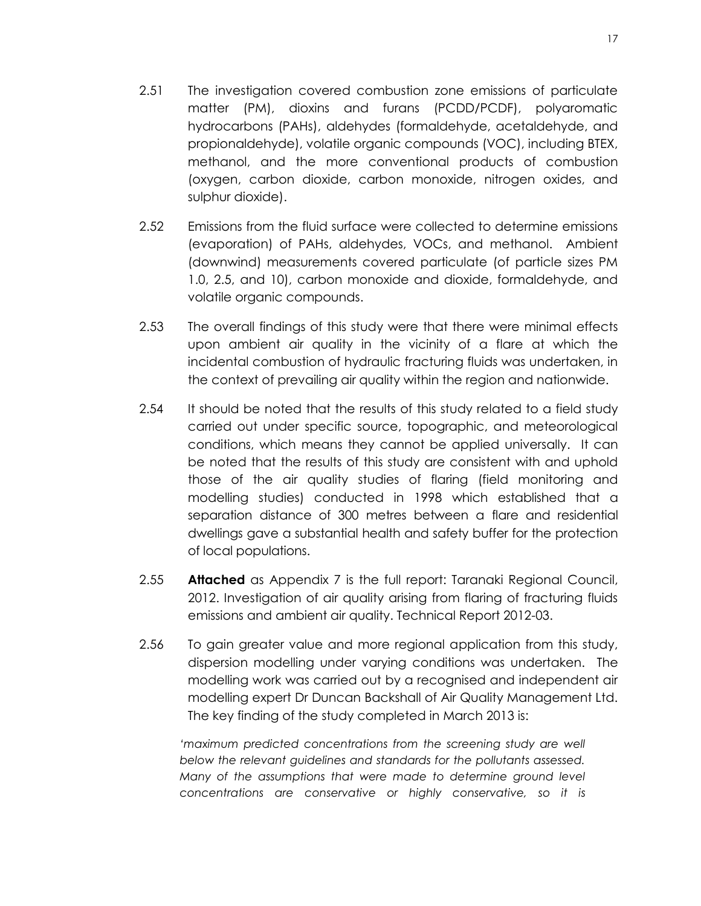2.51 The investigation covered combustion zone emissions of particulate matter (PM), dioxins and furans (PCDD/PCDF), polyaromatic hydrocarbons (PAHs), aldehydes (formaldehyde, acetaldehyde, and propionaldehyde), volatile organic compounds (VOC), including BTEX, methanol, and the more conventional products of combustion (oxygen, carbon dioxide, carbon monoxide, nitrogen oxides, and sulphur dioxide).

2.52 Emissions from the fluid surface were collected to determine emissions (evaporation) of PAHs, aldehydes, VOCs, and methanol. Ambient (downwind) measurements covered particulate (of particle sizes PM 1.0, 2.5, and 10), carbon monoxide and dioxide, formaldehyde, and volatile organic compounds.

2.53 The overall findings of this study were that there were minimal effects upon ambient air quality in the vicinity of a flare at which the incidental combustion of hydraulic fracturing fluids was undertaken, in the context of prevailing air quality within the region and nationwide.

2.54 It should be noted that the results of this study related to a field study carried out under specific source, topographic, and meteorological conditions, which means they cannot be applied universally. It can be noted that the results of this study are consistent with and uphold those of the air quality studies of flaring (field monitoring and modelling studies) conducted in 1998 which established that a separation distance of 300 metres between a flare and residential dwellings gave a substantial health and safety buffer for the protection of local populations.

2.55 **Attached** as Appendix 7 is the full report: Taranaki Regional Council, 2012. Investigation of air quality arising from flaring of fracturing fluids emissions and ambient air quality. Technical Report 2012-03.

2.56 To gain greater value and more regional application from this study, dispersion modelling under varying conditions was undertaken. The modelling work was carried out by a recognised and independent air modelling expert Dr Duncan Backshall of Air Quality Management Ltd. The key finding of the study completed in March 2013 is:

*'maximum predicted concentrations from the screening study are well below the relevant guidelines and standards for the pollutants assessed. Many of the assumptions that were made to determine ground level concentrations are conservative or highly conservative, so it is*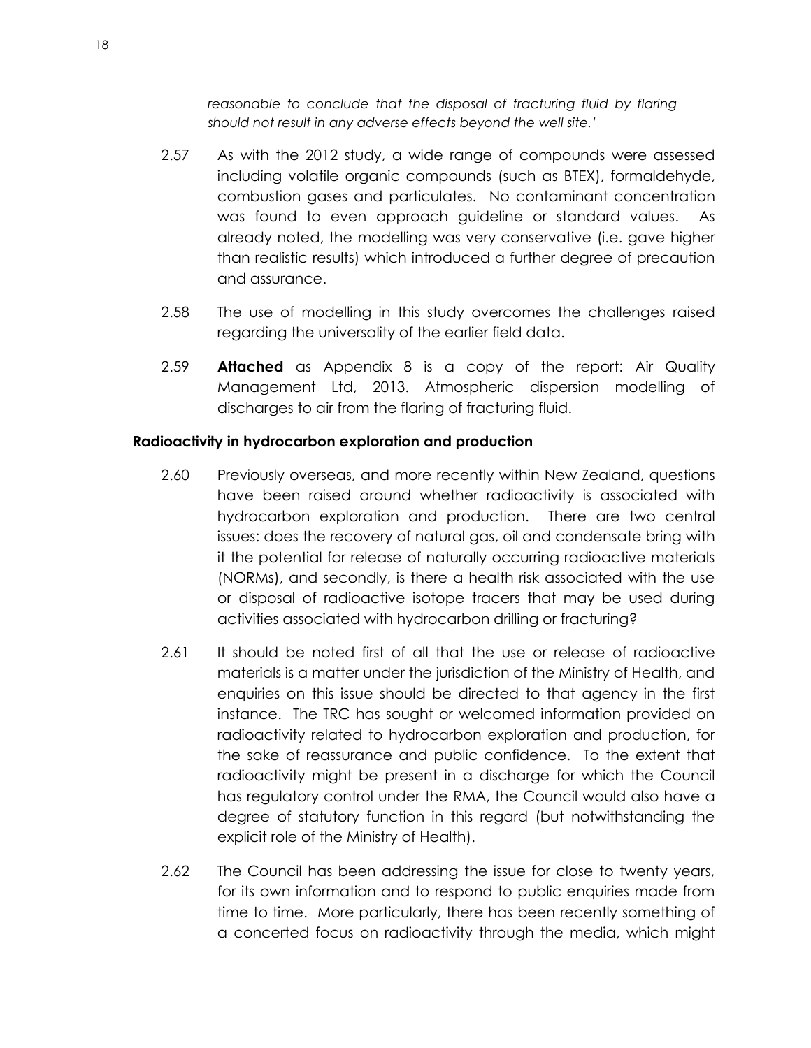*reasonable to conclude that the disposal of fracturing fluid by flaring should not result in any adverse effects beyond the well site.'*

2.57 As with the 2012 study, a wide range of compounds were assessed including volatile organic compounds (such as BTEX), formaldehyde, combustion gases and particulates. No contaminant concentration was found to even approach guideline or standard values. As already noted, the modelling was very conservative (i.e. gave higher than realistic results) which introduced a further degree of precaution and assurance.

2.58 The use of modelling in this study overcomes the challenges raised regarding the universality of the earlier field data.

2.59 **Attached** as Appendix 8 is a copy of the report: Air Quality Management Ltd, 2013. Atmospheric dispersion modelling of discharges to air from the flaring of fracturing fluid.

### Radioactivity in hydrocarbon exploration and production

2.60 Previously overseas, and more recently within New Zealand, questions have been raised around whether radioactivity is associated with hydrocarbon exploration and production. There are two central issues: does the recovery of natural gas, oil and condensate bring with it the potential for release of naturally occurring radioactive materials (NORMs), and secondly, is there a health risk associated with the use or disposal of radioactive isotope tracers that may be used during activities associated with hydrocarbon drilling or fracturing?

2.61 It should be noted first of all that the use or release of radioactive materials is a matter under the jurisdiction of the Ministry of Health, and enquiries on this issue should be directed to that agency in the first instance. The TRC has sought or welcomed information provided on radioactivity related to hydrocarbon exploration and production, for the sake of reassurance and public confidence. To the extent that radioactivity might be present in a discharge for which the Council has regulatory control under the RMA, the Council would also have a degree of statutory function in this regard (but notwithstanding the explicit role of the Ministry of Health).

2.62 The Council has been addressing the issue for close to twenty years, for its own information and to respond to public enquiries made from time to time. More particularly, there has been recently something of a concerted focus on radioactivity through the media, which might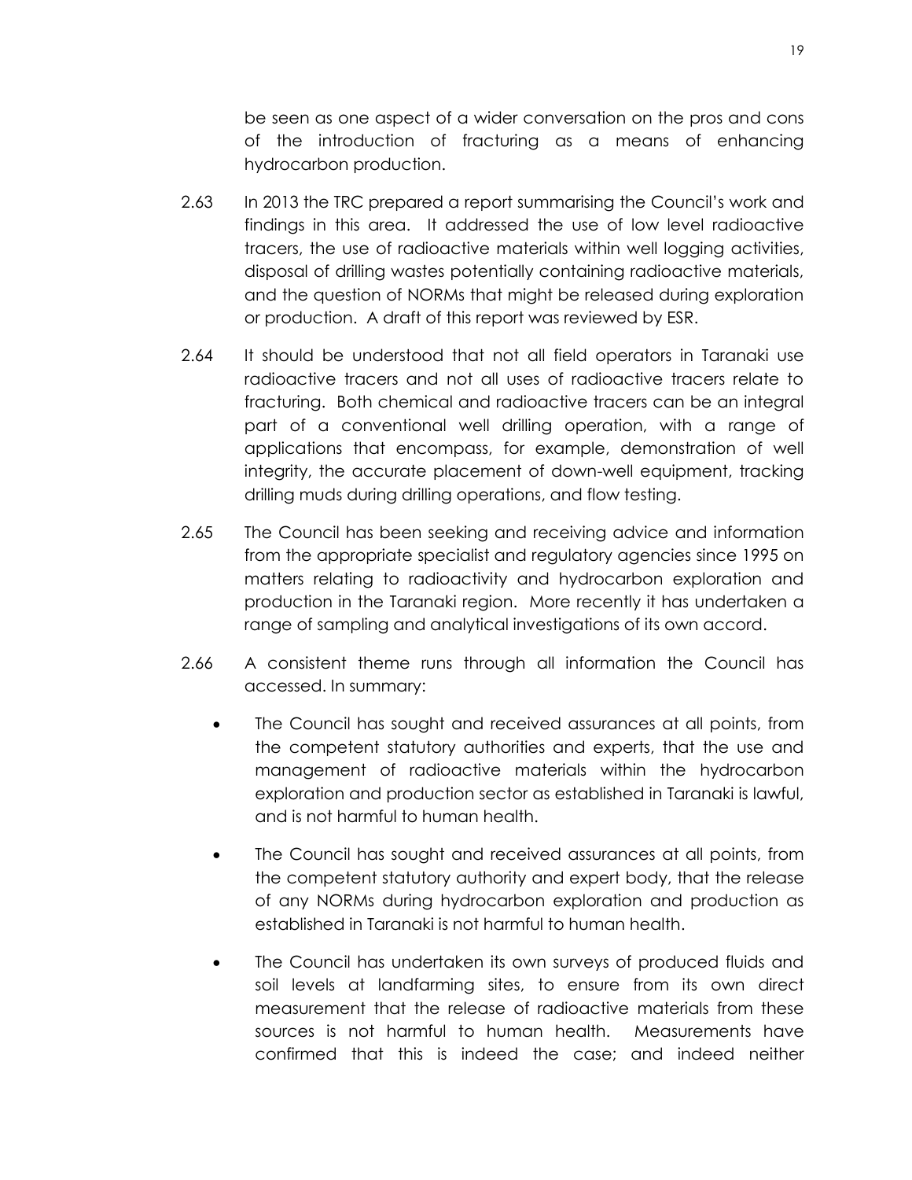be seen as one aspect of a wider conversation on the pros and cons of the introduction of fracturing as a means of enhancing hydrocarbon production.

2.63 In 2013 the TRC prepared a report summarising the Council's work and findings in this area. It addressed the use of low level radioactive tracers, the use of radioactive materials within well logging activities, disposal of drilling wastes potentially containing radioactive materials, and the question of NORMs that might be released during exploration or production. A draft of this report was reviewed by ESR.

2.64 It should be understood that not all field operators in Taranaki use radioactive tracers and not all uses of radioactive tracers relate to fracturing. Both chemical and radioactive tracers can be an integral part of a conventional well drilling operation, with a range of applications that encompass, for example, demonstration of well integrity, the accurate placement of down-well equipment, tracking drilling muds during drilling operations, and flow testing.

2.65 The Council has been seeking and receiving advice and information from the appropriate specialist and regulatory agencies since 1995 on matters relating to radioactivity and hydrocarbon exploration and production in the Taranaki region. More recently it has undertaken a range of sampling and analytical investigations of its own accord.

2.66 A consistent theme runs through all information the Council has accessed. In summary:

- The Council has sought and received assurances at all points, from the competent statutory authorities and experts, that the use and management of radioactive materials within the hydrocarbon exploration and production sector as established in Taranaki is lawful, and is not harmful to human health.

- The Council has sought and received assurances at all points, from the competent statutory authority and expert body, that the release of any NORMs during hydrocarbon exploration and production as established in Taranaki is not harmful to human health.

- The Council has undertaken its own surveys of produced fluids and soil levels at landfarming sites, to ensure from its own direct measurement that the release of radioactive materials from these sources is not harmful to human health. Measurements have confirmed that this is indeed the case; and indeed neither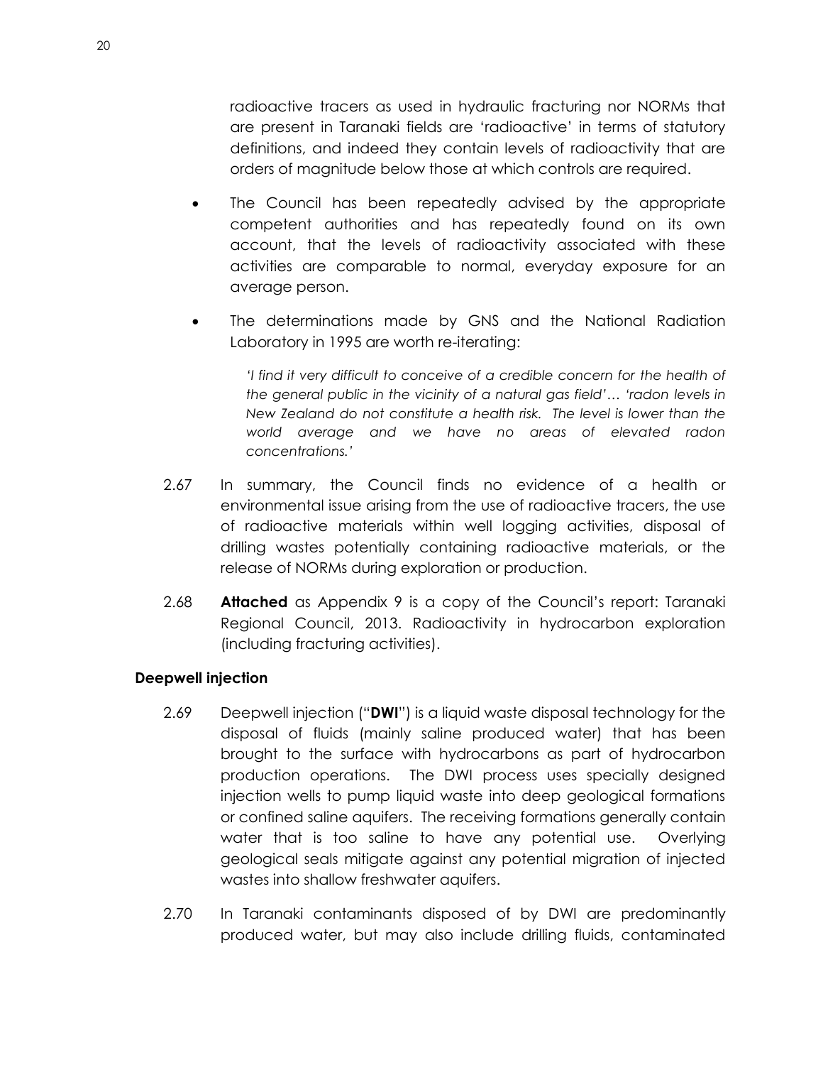radioactive tracers as used in hydraulic fracturing nor NORMs that are present in Taranaki fields are 'radioactive' in terms of statutory definitions, and indeed they contain levels of radioactivity that are orders of magnitude below those at which controls are required.

- The Council has been repeatedly advised by the appropriate competent authorities and has repeatedly found on its own account, that the levels of radioactivity associated with these activities are comparable to normal, everyday exposure for an average person.
- The determinations made by GNS and the National Radiation Laboratory in 1995 are worth re-iterating:

  *'I find it very difficult to conceive of a credible concern for the health of the general public in the vicinity of a natural gas field'… 'radon levels in New Zealand do not constitute a health risk. The level is lower than the world average and we have no areas of elevated radon concentrations.'*

2.67 In summary, the Council finds no evidence of a health or environmental issue arising from the use of radioactive tracers, the use of radioactive materials within well logging activities, disposal of drilling wastes potentially containing radioactive materials, or the release of NORMs during exploration or production.

2.68 **Attached** as Appendix 9 is a copy of the Council's report: Taranaki Regional Council, 2013. Radioactivity in hydrocarbon exploration (including fracturing activities).

**Deepwell injection**

2.69 Deepwell injection ("**DWI**") is a liquid waste disposal technology for the disposal of fluids (mainly saline produced water) that has been brought to the surface with hydrocarbons as part of hydrocarbon production operations. The DWI process uses specially designed injection wells to pump liquid waste into deep geological formations or confined saline aquifers. The receiving formations generally contain water that is too saline to have any potential use. Overlying geological seals mitigate against any potential migration of injected wastes into shallow freshwater aquifers.

2.70 In Taranaki contaminants disposed of by DWI are predominantly produced water, but may also include drilling fluids, contaminated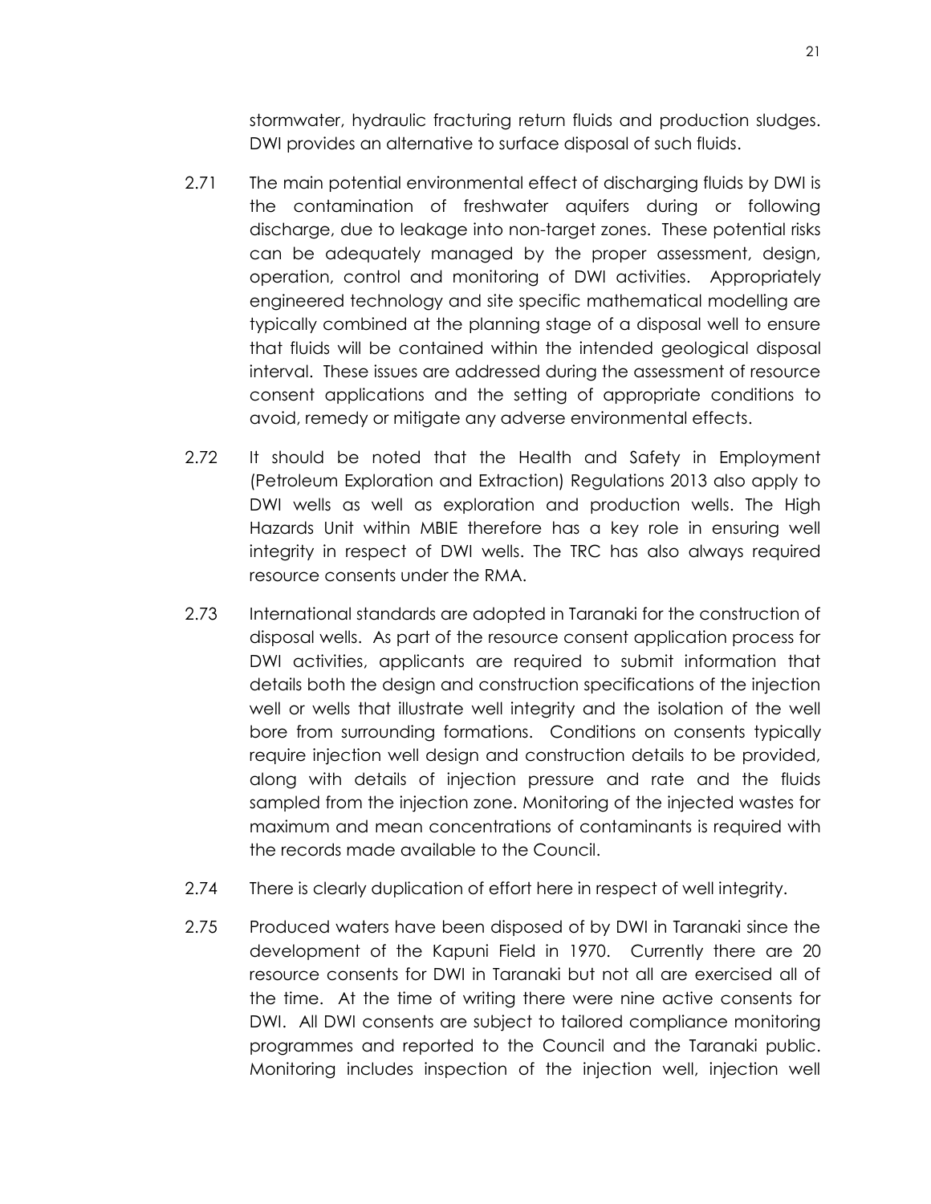stormwater, hydraulic fracturing return fluids and production sludges. DWI provides an alternative to surface disposal of such fluids.

2.71 The main potential environmental effect of discharging fluids by DWI is the contamination of freshwater aquifers during or following discharge, due to leakage into non-target zones. These potential risks can be adequately managed by the proper assessment, design, operation, control and monitoring of DWI activities. Appropriately engineered technology and site specific mathematical modelling are typically combined at the planning stage of a disposal well to ensure that fluids will be contained within the intended geological disposal interval. These issues are addressed during the assessment of resource consent applications and the setting of appropriate conditions to avoid, remedy or mitigate any adverse environmental effects.

2.72 It should be noted that the Health and Safety in Employment (Petroleum Exploration and Extraction) Regulations 2013 also apply to DWI wells as well as exploration and production wells. The High Hazards Unit within MBIE therefore has a key role in ensuring well integrity in respect of DWI wells. The TRC has also always required resource consents under the RMA.

2.73 International standards are adopted in Taranaki for the construction of disposal wells. As part of the resource consent application process for DWI activities, applicants are required to submit information that details both the design and construction specifications of the injection well or wells that illustrate well integrity and the isolation of the well bore from surrounding formations. Conditions on consents typically require injection well design and construction details to be provided, along with details of injection pressure and rate and the fluids sampled from the injection zone. Monitoring of the injected wastes for maximum and mean concentrations of contaminants is required with the records made available to the Council.

2.74 There is clearly duplication of effort here in respect of well integrity.

2.75 Produced waters have been disposed of by DWI in Taranaki since the development of the Kapuni Field in 1970. Currently there are 20 resource consents for DWI in Taranaki but not all are exercised all of the time. At the time of writing there were nine active consents for DWI. All DWI consents are subject to tailored compliance monitoring programmes and reported to the Council and the Taranaki public. Monitoring includes inspection of the injection well, injection well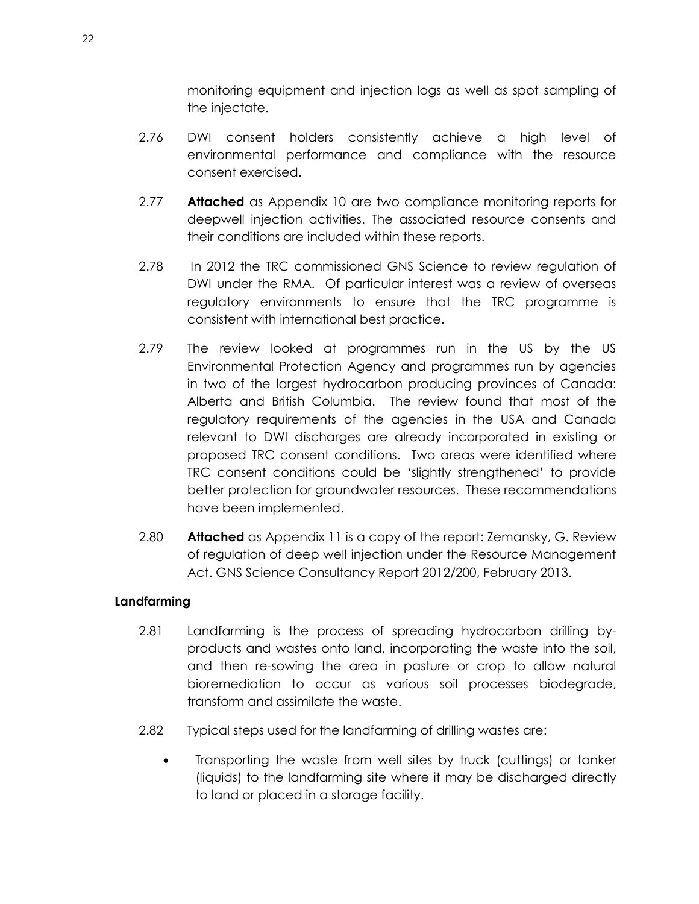monitoring equipment and injection logs as well as spot sampling of the injectate.

2.76 DWI consent holders consistently achieve a high level of environmental performance and compliance with the resource consent exercised.

2.77 **Attached** as Appendix 10 are two compliance monitoring reports for deepwell injection activities. The associated resource consents and their conditions are included within these reports.

2.78 In 2012 the TRC commissioned GNS Science to review regulation of DWI under the RMA. Of particular interest was a review of overseas regulatory environments to ensure that the TRC programme is consistent with international best practice.

2.79 The review looked at programmes run in the US by the US Environmental Protection Agency and programmes run by agencies in two of the largest hydrocarbon producing provinces of Canada: Alberta and British Columbia. The review found that most of the regulatory requirements of the agencies in the USA and Canada relevant to DWI discharges are already incorporated in existing or proposed TRC consent conditions. Two areas were identified where TRC consent conditions could be 'slightly strengthened' to provide better protection for groundwater resources. These recommendations have been implemented.

2.80 **Attached** as Appendix 11 is a copy of the report: Zemansky, G. Review of regulation of deep well injection under the Resource Management Act. GNS Science Consultancy Report 2012/200, February 2013.

**Landfarming**

2.81 Landfarming is the process of spreading hydrocarbon drilling by-products and wastes onto land, incorporating the waste into the soil, and then re-sowing the area in pasture or crop to allow natural bioremediation to occur as various soil processes biodegrade, transform and assimilate the waste.

2.82 Typical steps used for the landfarming of drilling wastes are:

- Transporting the waste from well sites by truck (cuttings) or tanker (liquids) to the landfarming site where it may be discharged directly to land or placed in a storage facility.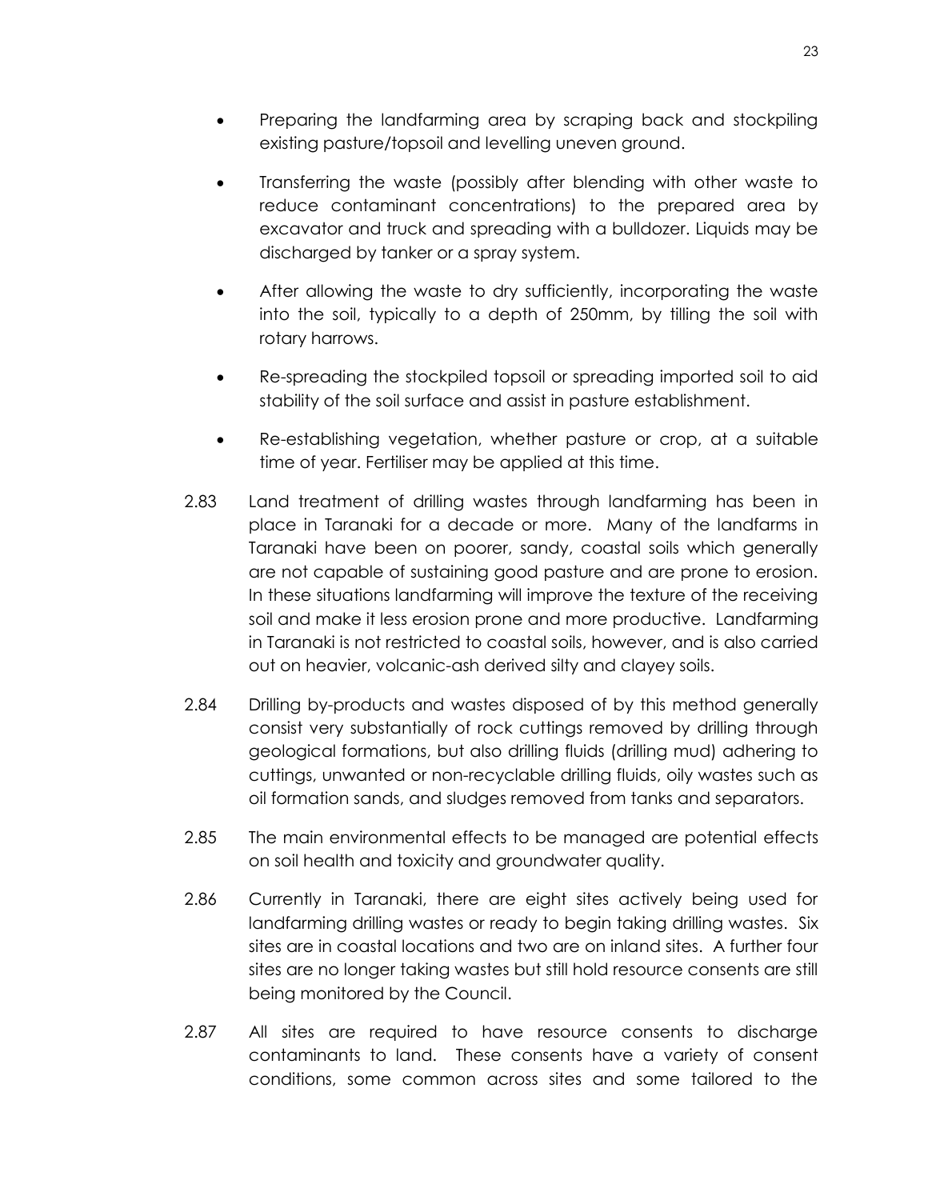- Preparing the landfarming area by scraping back and stockpiling existing pasture/topsoil and levelling uneven ground.
- Transferring the waste (possibly after blending with other waste to reduce contaminant concentrations) to the prepared area by excavator and truck and spreading with a bulldozer. Liquids may be discharged by tanker or a spray system.
- After allowing the waste to dry sufficiently, incorporating the waste into the soil, typically to a depth of 250mm, by tilling the soil with rotary harrows.
- Re-spreading the stockpiled topsoil or spreading imported soil to aid stability of the soil surface and assist in pasture establishment.
- Re-establishing vegetation, whether pasture or crop, at a suitable time of year. Fertiliser may be applied at this time.

2.83 Land treatment of drilling wastes through landfarming has been in place in Taranaki for a decade or more. Many of the landfarms in Taranaki have been on poorer, sandy, coastal soils which generally are not capable of sustaining good pasture and are prone to erosion. In these situations landfarming will improve the texture of the receiving soil and make it less erosion prone and more productive. Landfarming in Taranaki is not restricted to coastal soils, however, and is also carried out on heavier, volcanic-ash derived silty and clayey soils.

2.84 Drilling by-products and wastes disposed of by this method generally consist very substantially of rock cuttings removed by drilling through geological formations, but also drilling fluids (drilling mud) adhering to cuttings, unwanted or non-recyclable drilling fluids, oily wastes such as oil formation sands, and sludges removed from tanks and separators.

2.85 The main environmental effects to be managed are potential effects on soil health and toxicity and groundwater quality.

2.86 Currently in Taranaki, there are eight sites actively being used for landfarming drilling wastes or ready to begin taking drilling wastes. Six sites are in coastal locations and two are on inland sites. A further four sites are no longer taking wastes but still hold resource consents are still being monitored by the Council.

2.87 All sites are required to have resource consents to discharge contaminants to land. These consents have a variety of consent conditions, some common across sites and some tailored to the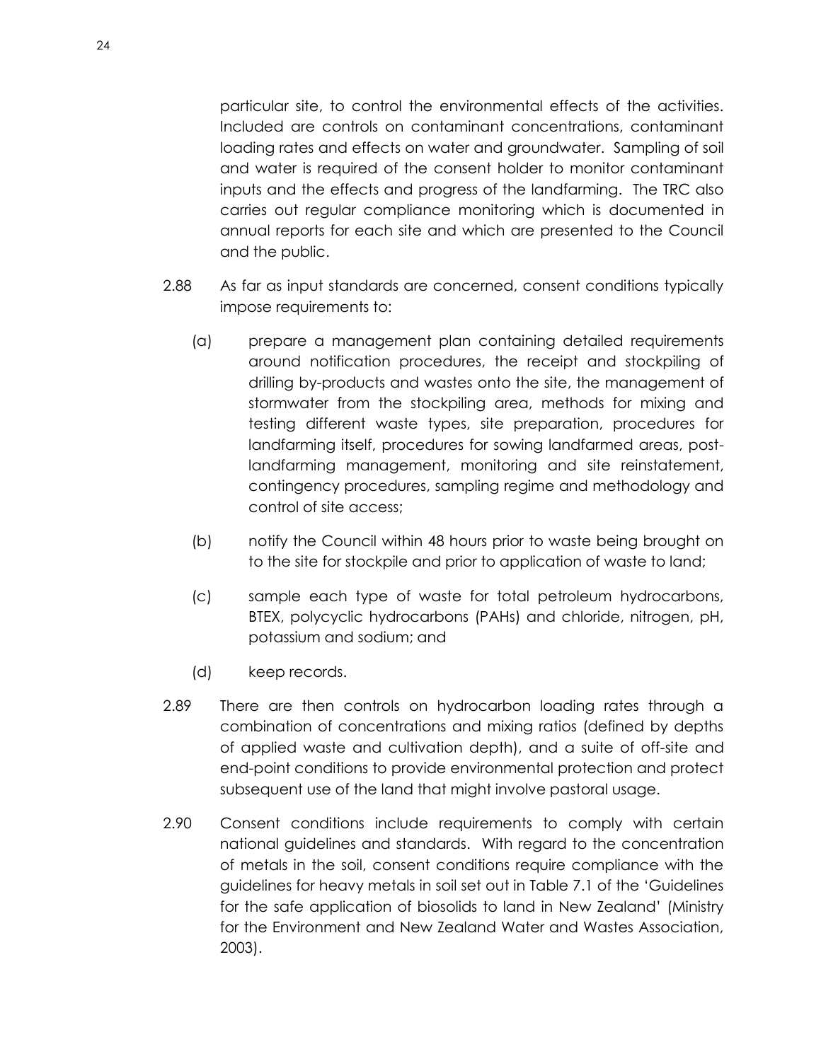particular site, to control the environmental effects of the activities. Included are controls on contaminant concentrations, contaminant loading rates and effects on water and groundwater. Sampling of soil and water is required of the consent holder to monitor contaminant inputs and the effects and progress of the landfarming. The TRC also carries out regular compliance monitoring which is documented in annual reports for each site and which are presented to the Council and the public.

2.88 As far as input standards are concerned, consent conditions typically impose requirements to:

(a) prepare a management plan containing detailed requirements around notification procedures, the receipt and stockpiling of drilling by-products and wastes onto the site, the management of stormwater from the stockpiling area, methods for mixing and testing different waste types, site preparation, procedures for landfarming itself, procedures for sowing landfarmed areas, post-landfarming management, monitoring and site reinstatement, contingency procedures, sampling regime and methodology and control of site access;

(b) notify the Council within 48 hours prior to waste being brought on to the site for stockpile and prior to application of waste to land;

(c) sample each type of waste for total petroleum hydrocarbons, BTEX, polycyclic hydrocarbons (PAHs) and chloride, nitrogen, pH, potassium and sodium; and

(d) keep records.

2.89 There are then controls on hydrocarbon loading rates through a combination of concentrations and mixing ratios (defined by depths of applied waste and cultivation depth), and a suite of off-site and end-point conditions to provide environmental protection and protect subsequent use of the land that might involve pastoral usage.

2.90 Consent conditions include requirements to comply with certain national guidelines and standards. With regard to the concentration of metals in the soil, consent conditions require compliance with the guidelines for heavy metals in soil set out in Table 7.1 of the 'Guidelines for the safe application of biosolids to land in New Zealand' (Ministry for the Environment and New Zealand Water and Wastes Association, 2003).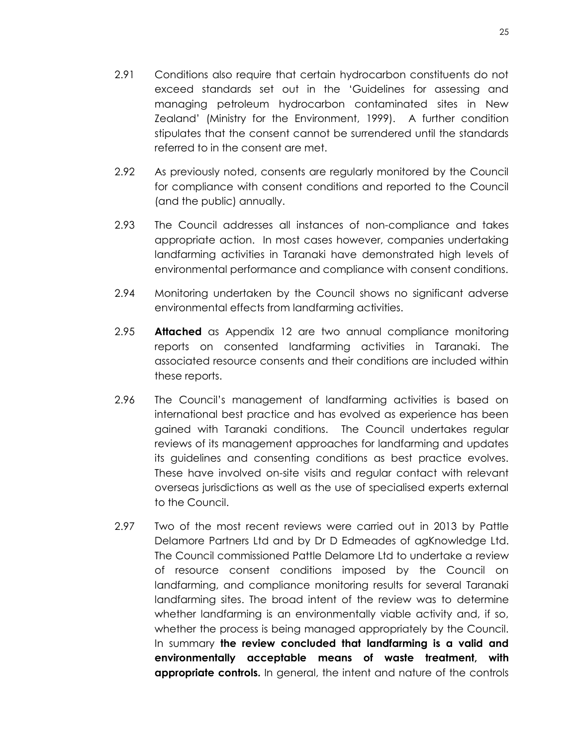2.91 Conditions also require that certain hydrocarbon constituents do not exceed standards set out in the 'Guidelines for assessing and managing petroleum hydrocarbon contaminated sites in New Zealand' (Ministry for the Environment, 1999). A further condition stipulates that the consent cannot be surrendered until the standards referred to in the consent are met.

2.92 As previously noted, consents are regularly monitored by the Council for compliance with consent conditions and reported to the Council (and the public) annually.

2.93 The Council addresses all instances of non-compliance and takes appropriate action. In most cases however, companies undertaking landfarming activities in Taranaki have demonstrated high levels of environmental performance and compliance with consent conditions.

2.94 Monitoring undertaken by the Council shows no significant adverse environmental effects from landfarming activities.

2.95 **Attached** as Appendix 12 are two annual compliance monitoring reports on consented landfarming activities in Taranaki. The associated resource consents and their conditions are included within these reports.

2.96 The Council's management of landfarming activities is based on international best practice and has evolved as experience has been gained with Taranaki conditions. The Council undertakes regular reviews of its management approaches for landfarming and updates its guidelines and consenting conditions as best practice evolves. These have involved on-site visits and regular contact with relevant overseas jurisdictions as well as the use of specialised experts external to the Council.

2.97 Two of the most recent reviews were carried out in 2013 by Pattle Delamore Partners Ltd and by Dr D Edmeades of agKnowledge Ltd. The Council commissioned Pattle Delamore Ltd to undertake a review of resource consent conditions imposed by the Council on landfarming, and compliance monitoring results for several Taranaki landfarming sites. The broad intent of the review was to determine whether landfarming is an environmentally viable activity and, if so, whether the process is being managed appropriately by the Council. In summary **the review concluded that landfarming is a valid and environmentally acceptable means of waste treatment, with appropriate controls.** In general, the intent and nature of the controls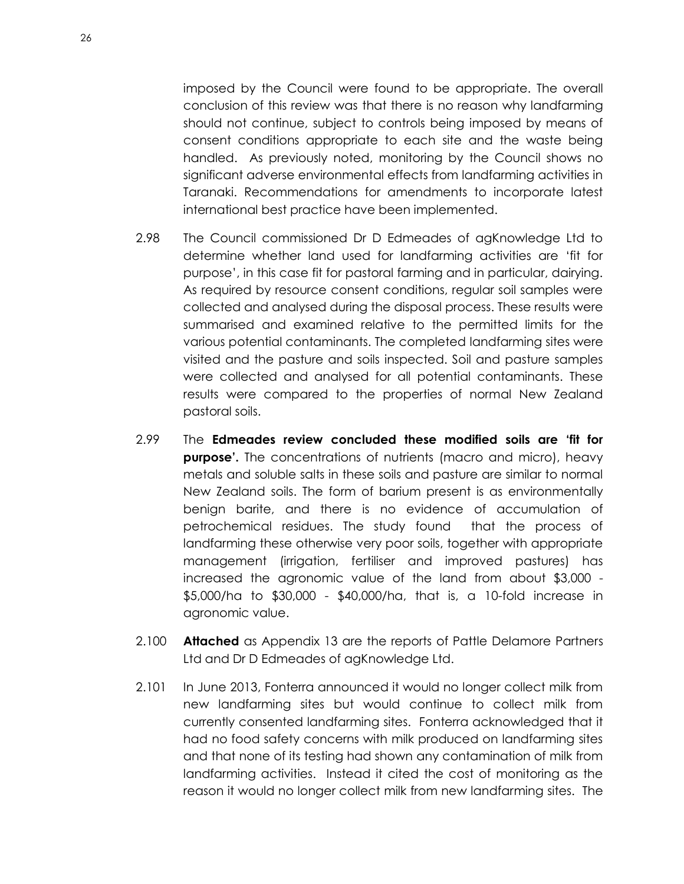imposed by the Council were found to be appropriate. The overall conclusion of this review was that there is no reason why landfarming should not continue, subject to controls being imposed by means of consent conditions appropriate to each site and the waste being handled. As previously noted, monitoring by the Council shows no significant adverse environmental effects from landfarming activities in Taranaki. Recommendations for amendments to incorporate latest international best practice have been implemented.

2.98 The Council commissioned Dr D Edmeades of agKnowledge Ltd to determine whether land used for landfarming activities are 'fit for purpose', in this case fit for pastoral farming and in particular, dairying. As required by resource consent conditions, regular soil samples were collected and analysed during the disposal process. These results were summarised and examined relative to the permitted limits for the various potential contaminants. The completed landfarming sites were visited and the pasture and soils inspected. Soil and pasture samples were collected and analysed for all potential contaminants. These results were compared to the properties of normal New Zealand pastoral soils.

2.99 The **Edmeades review concluded these modified soils are 'fit for purpose'.** The concentrations of nutrients (macro and micro), heavy metals and soluble salts in these soils and pasture are similar to normal New Zealand soils. The form of barium present is as environmentally benign barite, and there is no evidence of accumulation of petrochemical residues. The study found that the process of landfarming these otherwise very poor soils, together with appropriate management (irrigation, fertiliser and improved pastures) has increased the agronomic value of the land from about $3,000 - $5,000/ha to $30,000 - $40,000/ha, that is, a 10-fold increase in agronomic value.

2.100 **Attached** as Appendix 13 are the reports of Pattle Delamore Partners Ltd and Dr D Edmeades of agKnowledge Ltd.

2.101 In June 2013, Fonterra announced it would no longer collect milk from new landfarming sites but would continue to collect milk from currently consented landfarming sites. Fonterra acknowledged that it had no food safety concerns with milk produced on landfarming sites and that none of its testing had shown any contamination of milk from landfarming activities. Instead it cited the cost of monitoring as the reason it would no longer collect milk from new landfarming sites. The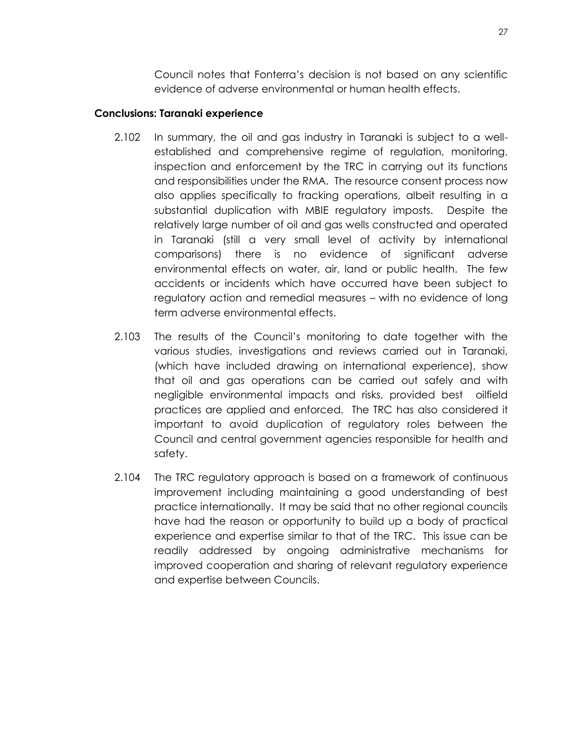Council notes that Fonterra's decision is not based on any scientific evidence of adverse environmental or human health effects.

**Conclusions: Taranaki experience**

2.102 In summary, the oil and gas industry in Taranaki is subject to a well-established and comprehensive regime of regulation, monitoring, inspection and enforcement by the TRC in carrying out its functions and responsibilities under the RMA. The resource consent process now also applies specifically to fracking operations, albeit resulting in a substantial duplication with MBIE regulatory imposts. Despite the relatively large number of oil and gas wells constructed and operated in Taranaki (still a very small level of activity by international comparisons) there is no evidence of significant adverse environmental effects on water, air, land or public health. The few accidents or incidents which have occurred have been subject to regulatory action and remedial measures – with no evidence of long term adverse environmental effects.

2.103 The results of the Council's monitoring to date together with the various studies, investigations and reviews carried out in Taranaki, (which have included drawing on international experience), show that oil and gas operations can be carried out safely and with negligible environmental impacts and risks, provided best oilfield practices are applied and enforced. The TRC has also considered it important to avoid duplication of regulatory roles between the Council and central government agencies responsible for health and safety.

2.104 The TRC regulatory approach is based on a framework of continuous improvement including maintaining a good understanding of best practice internationally. It may be said that no other regional councils have had the reason or opportunity to build up a body of practical experience and expertise similar to that of the TRC. This issue can be readily addressed by ongoing administrative mechanisms for improved cooperation and sharing of relevant regulatory experience and expertise between Councils.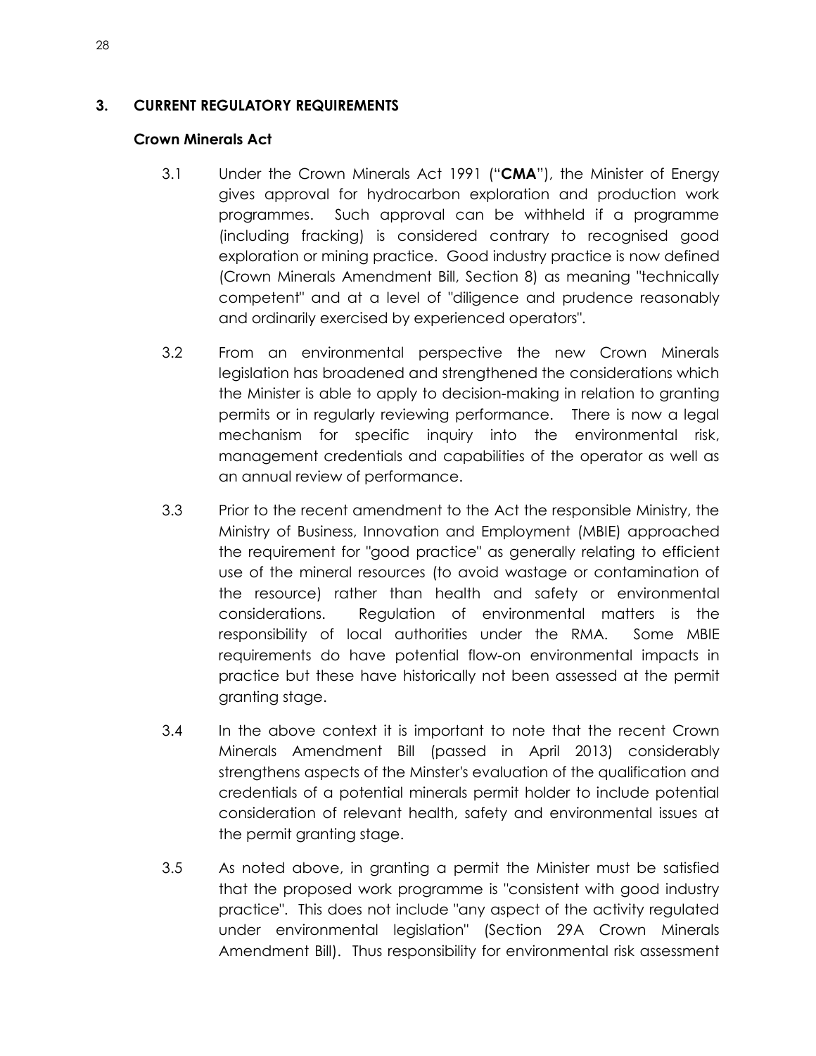## 3. CURRENT REGULATORY REQUIREMENTS

### Crown Minerals Act

3.1 Under the Crown Minerals Act 1991 ("**CMA**"), the Minister of Energy gives approval for hydrocarbon exploration and production work programmes. Such approval can be withheld if a programme (including fracking) is considered contrary to recognised good exploration or mining practice. Good industry practice is now defined (Crown Minerals Amendment Bill, Section 8) as meaning "technically competent" and at a level of "diligence and prudence reasonably and ordinarily exercised by experienced operators".

3.2 From an environmental perspective the new Crown Minerals legislation has broadened and strengthened the considerations which the Minister is able to apply to decision-making in relation to granting permits or in regularly reviewing performance. There is now a legal mechanism for specific inquiry into the environmental risk, management credentials and capabilities of the operator as well as an annual review of performance.

3.3 Prior to the recent amendment to the Act the responsible Ministry, the Ministry of Business, Innovation and Employment (MBIE) approached the requirement for "good practice" as generally relating to efficient use of the mineral resources (to avoid wastage or contamination of the resource) rather than health and safety or environmental considerations. Regulation of environmental matters is the responsibility of local authorities under the RMA. Some MBIE requirements do have potential flow-on environmental impacts in practice but these have historically not been assessed at the permit granting stage.

3.4 In the above context it is important to note that the recent Crown Minerals Amendment Bill (passed in April 2013) considerably strengthens aspects of the Minster's evaluation of the qualification and credentials of a potential minerals permit holder to include potential consideration of relevant health, safety and environmental issues at the permit granting stage.

3.5 As noted above, in granting a permit the Minister must be satisfied that the proposed work programme is "consistent with good industry practice". This does not include "any aspect of the activity regulated under environmental legislation" (Section 29A Crown Minerals Amendment Bill). Thus responsibility for environmental risk assessment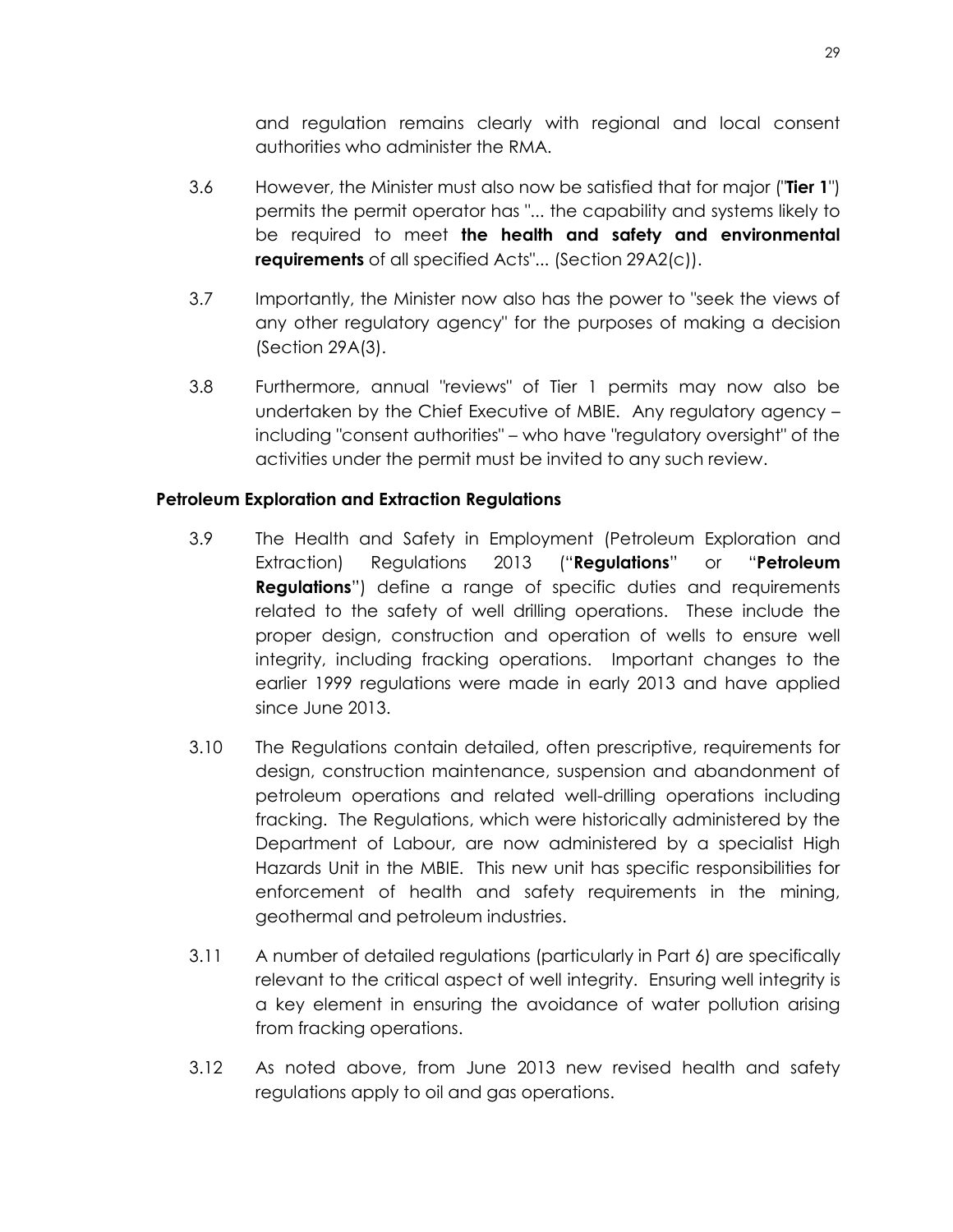and regulation remains clearly with regional and local consent authorities who administer the RMA.

3.6 However, the Minister must also now be satisfied that for major ("**Tier 1**") permits the permit operator has "... the capability and systems likely to be required to meet **the health and safety and environmental requirements** of all specified Acts"... (Section 29A2(c)).

3.7 Importantly, the Minister now also has the power to "seek the views of any other regulatory agency" for the purposes of making a decision (Section 29A(3).

3.8 Furthermore, annual "reviews" of Tier 1 permits may now also be undertaken by the Chief Executive of MBIE. Any regulatory agency – including "consent authorities" – who have "regulatory oversight" of the activities under the permit must be invited to any such review.

**Petroleum Exploration and Extraction Regulations**

3.9 The Health and Safety in Employment (Petroleum Exploration and Extraction) Regulations 2013 ("**Regulations**" or "**Petroleum Regulations**") define a range of specific duties and requirements related to the safety of well drilling operations. These include the proper design, construction and operation of wells to ensure well integrity, including fracking operations. Important changes to the earlier 1999 regulations were made in early 2013 and have applied since June 2013.

3.10 The Regulations contain detailed, often prescriptive, requirements for design, construction maintenance, suspension and abandonment of petroleum operations and related well-drilling operations including fracking. The Regulations, which were historically administered by the Department of Labour, are now administered by a specialist High Hazards Unit in the MBIE. This new unit has specific responsibilities for enforcement of health and safety requirements in the mining, geothermal and petroleum industries.

3.11 A number of detailed regulations (particularly in Part 6) are specifically relevant to the critical aspect of well integrity. Ensuring well integrity is a key element in ensuring the avoidance of water pollution arising from fracking operations.

3.12 As noted above, from June 2013 new revised health and safety regulations apply to oil and gas operations.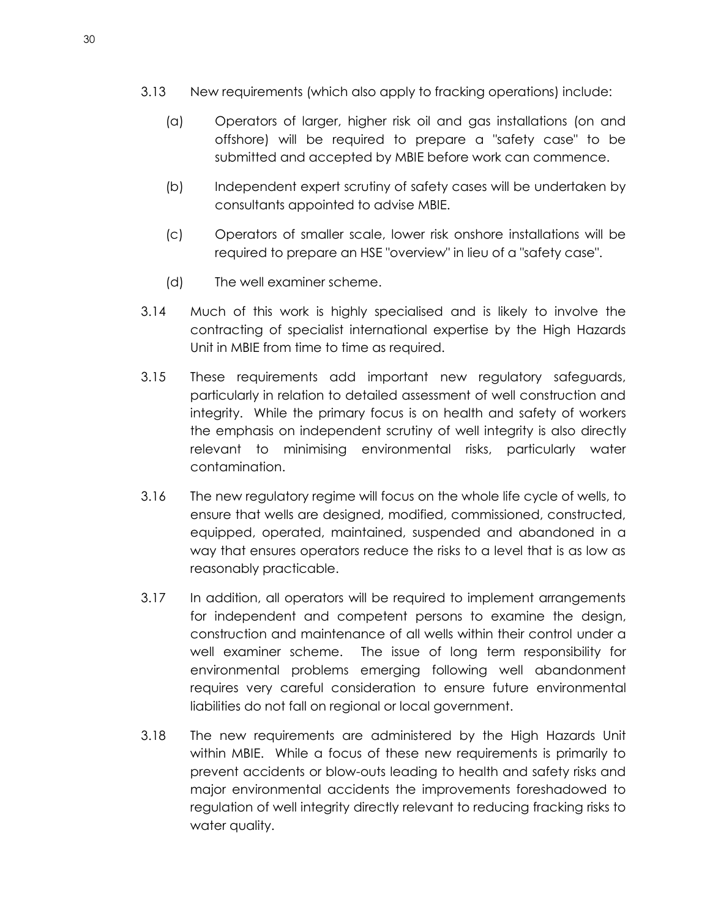3.13 New requirements (which also apply to fracking operations) include:

(a) Operators of larger, higher risk oil and gas installations (on and offshore) will be required to prepare a "safety case" to be submitted and accepted by MBIE before work can commence.

(b) Independent expert scrutiny of safety cases will be undertaken by consultants appointed to advise MBIE.

(c) Operators of smaller scale, lower risk onshore installations will be required to prepare an HSE "overview" in lieu of a "safety case".

(d) The well examiner scheme.

3.14 Much of this work is highly specialised and is likely to involve the contracting of specialist international expertise by the High Hazards Unit in MBIE from time to time as required.

3.15 These requirements add important new regulatory safeguards, particularly in relation to detailed assessment of well construction and integrity. While the primary focus is on health and safety of workers the emphasis on independent scrutiny of well integrity is also directly relevant to minimising environmental risks, particularly water contamination.

3.16 The new regulatory regime will focus on the whole life cycle of wells, to ensure that wells are designed, modified, commissioned, constructed, equipped, operated, maintained, suspended and abandoned in a way that ensures operators reduce the risks to a level that is as low as reasonably practicable.

3.17 In addition, all operators will be required to implement arrangements for independent and competent persons to examine the design, construction and maintenance of all wells within their control under a well examiner scheme. The issue of long term responsibility for environmental problems emerging following well abandonment requires very careful consideration to ensure future environmental liabilities do not fall on regional or local government.

3.18 The new requirements are administered by the High Hazards Unit within MBIE. While a focus of these new requirements is primarily to prevent accidents or blow-outs leading to health and safety risks and major environmental accidents the improvements foreshadowed to regulation of well integrity directly relevant to reducing fracking risks to water quality.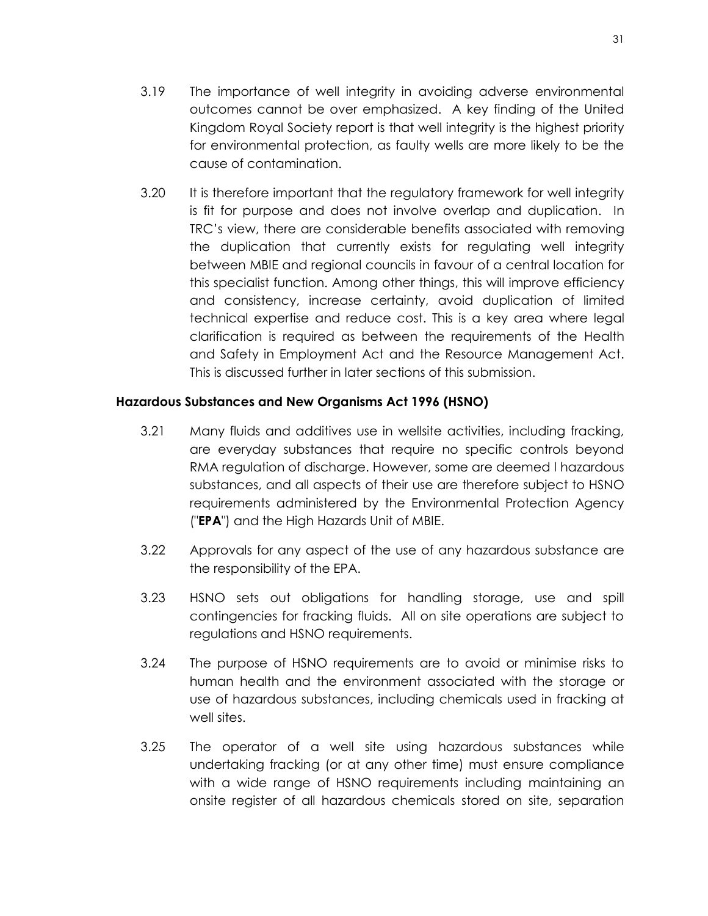3.19 The importance of well integrity in avoiding adverse environmental outcomes cannot be over emphasized. A key finding of the United Kingdom Royal Society report is that well integrity is the highest priority for environmental protection, as faulty wells are more likely to be the cause of contamination.

3.20 It is therefore important that the regulatory framework for well integrity is fit for purpose and does not involve overlap and duplication. In TRC's view, there are considerable benefits associated with removing the duplication that currently exists for regulating well integrity between MBIE and regional councils in favour of a central location for this specialist function. Among other things, this will improve efficiency and consistency, increase certainty, avoid duplication of limited technical expertise and reduce cost. This is a key area where legal clarification is required as between the requirements of the Health and Safety in Employment Act and the Resource Management Act. This is discussed further in later sections of this submission.

**Hazardous Substances and New Organisms Act 1996 (HSNO)**

3.21 Many fluids and additives use in wellsite activities, including fracking, are everyday substances that require no specific controls beyond RMA regulation of discharge. However, some are deemed l hazardous substances, and all aspects of their use are therefore subject to HSNO requirements administered by the Environmental Protection Agency ("**EPA**") and the High Hazards Unit of MBIE.

3.22 Approvals for any aspect of the use of any hazardous substance are the responsibility of the EPA.

3.23 HSNO sets out obligations for handling storage, use and spill contingencies for fracking fluids. All on site operations are subject to regulations and HSNO requirements.

3.24 The purpose of HSNO requirements are to avoid or minimise risks to human health and the environment associated with the storage or use of hazardous substances, including chemicals used in fracking at well sites.

3.25 The operator of a well site using hazardous substances while undertaking fracking (or at any other time) must ensure compliance with a wide range of HSNO requirements including maintaining an onsite register of all hazardous chemicals stored on site, separation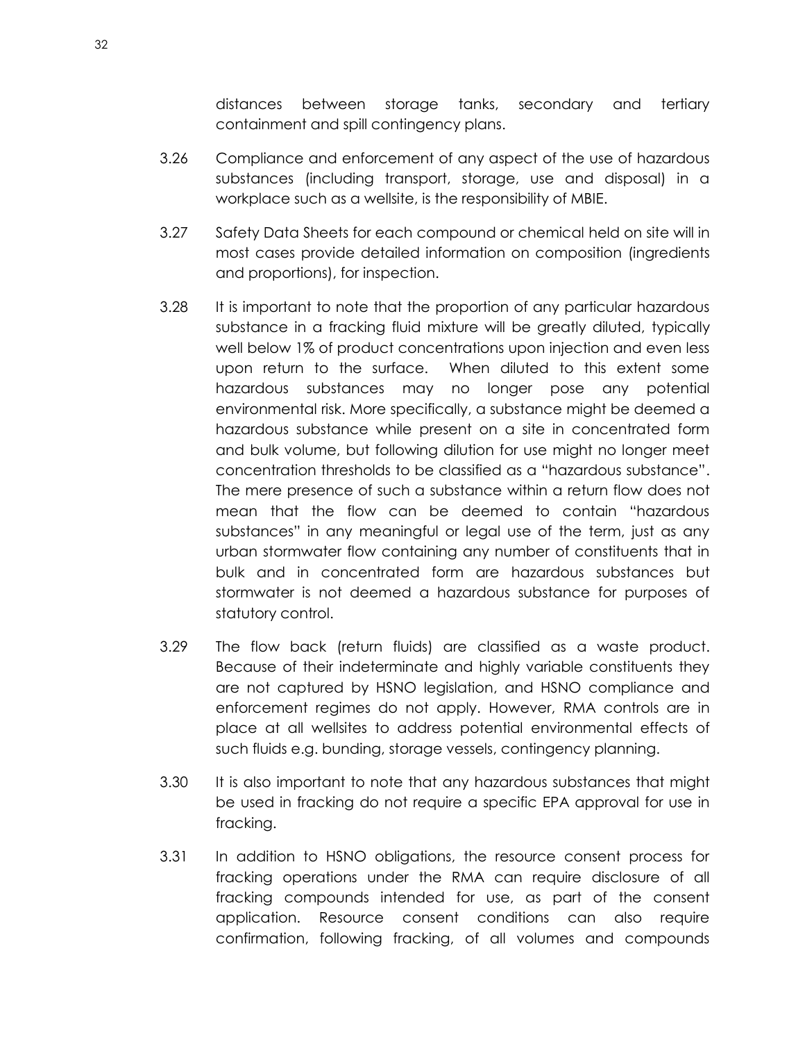distances between storage tanks, secondary and tertiary containment and spill contingency plans.

3.26 Compliance and enforcement of any aspect of the use of hazardous substances (including transport, storage, use and disposal) in a workplace such as a wellsite, is the responsibility of MBIE.

3.27 Safety Data Sheets for each compound or chemical held on site will in most cases provide detailed information on composition (ingredients and proportions), for inspection.

3.28 It is important to note that the proportion of any particular hazardous substance in a fracking fluid mixture will be greatly diluted, typically well below 1% of product concentrations upon injection and even less upon return to the surface. When diluted to this extent some hazardous substances may no longer pose any potential environmental risk. More specifically, a substance might be deemed a hazardous substance while present on a site in concentrated form and bulk volume, but following dilution for use might no longer meet concentration thresholds to be classified as a "hazardous substance". The mere presence of such a substance within a return flow does not mean that the flow can be deemed to contain "hazardous substances" in any meaningful or legal use of the term, just as any urban stormwater flow containing any number of constituents that in bulk and in concentrated form are hazardous substances but stormwater is not deemed a hazardous substance for purposes of statutory control.

3.29 The flow back (return fluids) are classified as a waste product. Because of their indeterminate and highly variable constituents they are not captured by HSNO legislation, and HSNO compliance and enforcement regimes do not apply. However, RMA controls are in place at all wellsites to address potential environmental effects of such fluids e.g. bunding, storage vessels, contingency planning.

3.30 It is also important to note that any hazardous substances that might be used in fracking do not require a specific EPA approval for use in fracking.

3.31 In addition to HSNO obligations, the resource consent process for fracking operations under the RMA can require disclosure of all fracking compounds intended for use, as part of the consent application. Resource consent conditions can also require confirmation, following fracking, of all volumes and compounds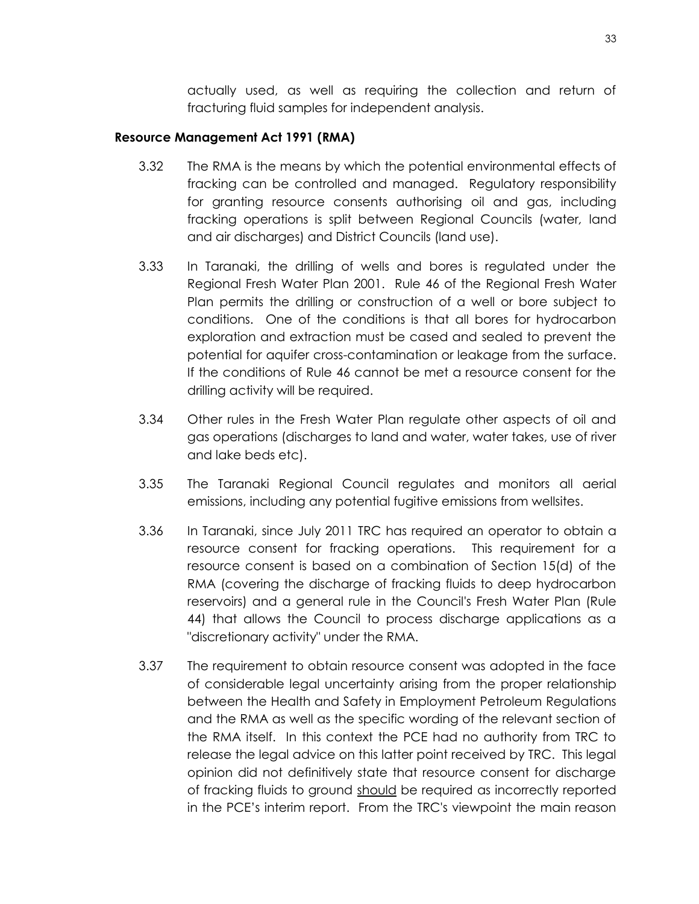actually used, as well as requiring the collection and return of fracturing fluid samples for independent analysis.

**Resource Management Act 1991 (RMA)**

3.32 The RMA is the means by which the potential environmental effects of fracking can be controlled and managed. Regulatory responsibility for granting resource consents authorising oil and gas, including fracking operations is split between Regional Councils (water, land and air discharges) and District Councils (land use).

3.33 In Taranaki, the drilling of wells and bores is regulated under the Regional Fresh Water Plan 2001. Rule 46 of the Regional Fresh Water Plan permits the drilling or construction of a well or bore subject to conditions. One of the conditions is that all bores for hydrocarbon exploration and extraction must be cased and sealed to prevent the potential for aquifer cross-contamination or leakage from the surface. If the conditions of Rule 46 cannot be met a resource consent for the drilling activity will be required.

3.34 Other rules in the Fresh Water Plan regulate other aspects of oil and gas operations (discharges to land and water, water takes, use of river and lake beds etc).

3.35 The Taranaki Regional Council regulates and monitors all aerial emissions, including any potential fugitive emissions from wellsites.

3.36 In Taranaki, since July 2011 TRC has required an operator to obtain a resource consent for fracking operations. This requirement for a resource consent is based on a combination of Section 15(d) of the RMA (covering the discharge of fracking fluids to deep hydrocarbon reservoirs) and a general rule in the Council's Fresh Water Plan (Rule 44) that allows the Council to process discharge applications as a "discretionary activity" under the RMA.

3.37 The requirement to obtain resource consent was adopted in the face of considerable legal uncertainty arising from the proper relationship between the Health and Safety in Employment Petroleum Regulations and the RMA as well as the specific wording of the relevant section of the RMA itself. In this context the PCE had no authority from TRC to release the legal advice on this latter point received by TRC. This legal opinion did not definitively state that resource consent for discharge of fracking fluids to ground <u>should</u> be required as incorrectly reported in the PCE's interim report. From the TRC's viewpoint the main reason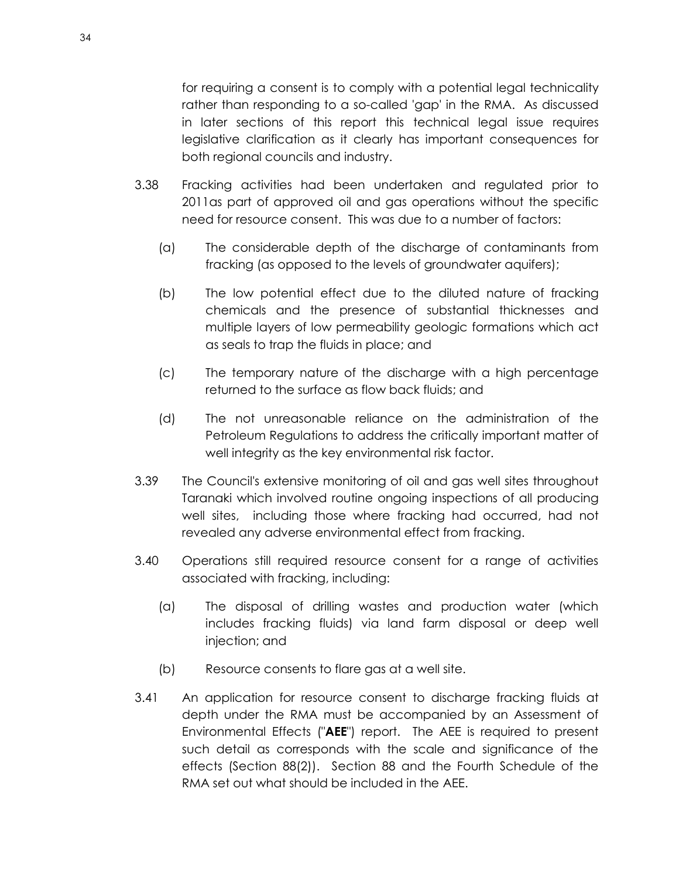for requiring a consent is to comply with a potential legal technicality rather than responding to a so-called 'gap' in the RMA. As discussed in later sections of this report this technical legal issue requires legislative clarification as it clearly has important consequences for both regional councils and industry.

3.38 Fracking activities had been undertaken and regulated prior to 2011as part of approved oil and gas operations without the specific need for resource consent. This was due to a number of factors:

(a) The considerable depth of the discharge of contaminants from fracking (as opposed to the levels of groundwater aquifers);

(b) The low potential effect due to the diluted nature of fracking chemicals and the presence of substantial thicknesses and multiple layers of low permeability geologic formations which act as seals to trap the fluids in place; and

(c) The temporary nature of the discharge with a high percentage returned to the surface as flow back fluids; and

(d) The not unreasonable reliance on the administration of the Petroleum Regulations to address the critically important matter of well integrity as the key environmental risk factor.

3.39 The Council's extensive monitoring of oil and gas well sites throughout Taranaki which involved routine ongoing inspections of all producing well sites, including those where fracking had occurred, had not revealed any adverse environmental effect from fracking.

3.40 Operations still required resource consent for a range of activities associated with fracking, including:

(a) The disposal of drilling wastes and production water (which includes fracking fluids) via land farm disposal or deep well injection; and

(b) Resource consents to flare gas at a well site.

3.41 An application for resource consent to discharge fracking fluids at depth under the RMA must be accompanied by an Assessment of Environmental Effects ("**AEE**") report. The AEE is required to present such detail as corresponds with the scale and significance of the effects (Section 88(2)). Section 88 and the Fourth Schedule of the RMA set out what should be included in the AEE.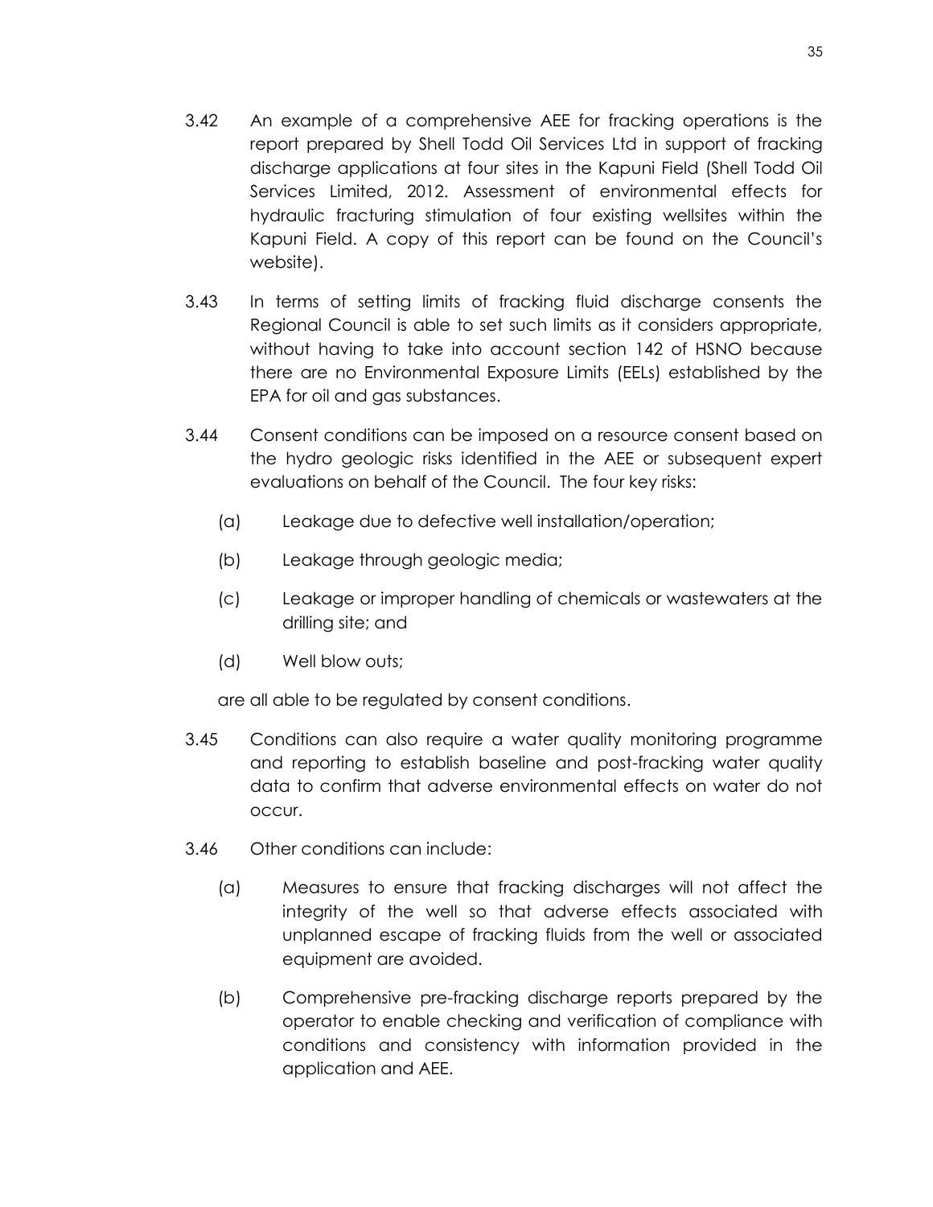3.42 An example of a comprehensive AEE for fracking operations is the report prepared by Shell Todd Oil Services Ltd in support of fracking discharge applications at four sites in the Kapuni Field (Shell Todd Oil Services Limited, 2012. Assessment of environmental effects for hydraulic fracturing stimulation of four existing wellsites within the Kapuni Field. A copy of this report can be found on the Council's website).

3.43 In terms of setting limits of fracking fluid discharge consents the Regional Council is able to set such limits as it considers appropriate, without having to take into account section 142 of HSNO because there are no Environmental Exposure Limits (EELs) established by the EPA for oil and gas substances.

3.44 Consent conditions can be imposed on a resource consent based on the hydro geologic risks identified in the AEE or subsequent expert evaluations on behalf of the Council. The four key risks:

(a) Leakage due to defective well installation/operation;

(b) Leakage through geologic media;

(c) Leakage or improper handling of chemicals or wastewaters at the drilling site; and

(d) Well blow outs;

are all able to be regulated by consent conditions.

3.45 Conditions can also require a water quality monitoring programme and reporting to establish baseline and post-fracking water quality data to confirm that adverse environmental effects on water do not occur.

3.46 Other conditions can include:

(a) Measures to ensure that fracking discharges will not affect the integrity of the well so that adverse effects associated with unplanned escape of fracking fluids from the well or associated equipment are avoided.

(b) Comprehensive pre-fracking discharge reports prepared by the operator to enable checking and verification of compliance with conditions and consistency with information provided in the application and AEE.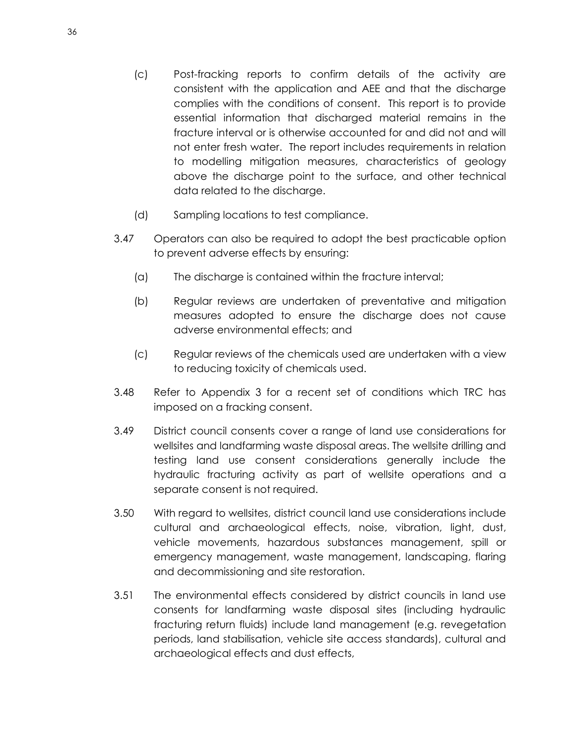(c) Post-fracking reports to confirm details of the activity are consistent with the application and AEE and that the discharge complies with the conditions of consent. This report is to provide essential information that discharged material remains in the fracture interval or is otherwise accounted for and did not and will not enter fresh water. The report includes requirements in relation to modelling mitigation measures, characteristics of geology above the discharge point to the surface, and other technical data related to the discharge.

(d) Sampling locations to test compliance.

3.47 Operators can also be required to adopt the best practicable option to prevent adverse effects by ensuring:

(a) The discharge is contained within the fracture interval;

(b) Regular reviews are undertaken of preventative and mitigation measures adopted to ensure the discharge does not cause adverse environmental effects; and

(c) Regular reviews of the chemicals used are undertaken with a view to reducing toxicity of chemicals used.

3.48 Refer to Appendix 3 for a recent set of conditions which TRC has imposed on a fracking consent.

3.49 District council consents cover a range of land use considerations for wellsites and landfarming waste disposal areas. The wellsite drilling and testing land use consent considerations generally include the hydraulic fracturing activity as part of wellsite operations and a separate consent is not required.

3.50 With regard to wellsites, district council land use considerations include cultural and archaeological effects, noise, vibration, light, dust, vehicle movements, hazardous substances management, spill or emergency management, waste management, landscaping, flaring and decommissioning and site restoration.

3.51 The environmental effects considered by district councils in land use consents for landfarming waste disposal sites (including hydraulic fracturing return fluids) include land management (e.g. revegetation periods, land stabilisation, vehicle site access standards), cultural and archaeological effects and dust effects,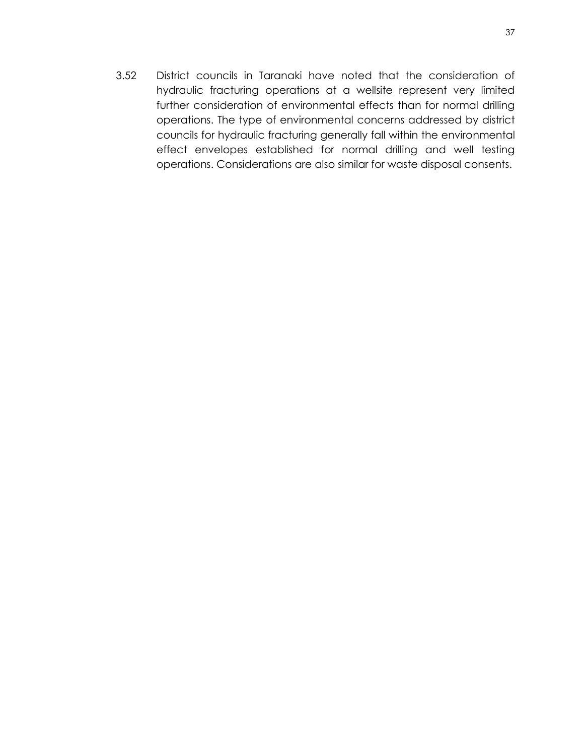3.52 District councils in Taranaki have noted that the consideration of hydraulic fracturing operations at a wellsite represent very limited further consideration of environmental effects than for normal drilling operations. The type of environmental concerns addressed by district councils for hydraulic fracturing generally fall within the environmental effect envelopes established for normal drilling and well testing operations. Considerations are also similar for waste disposal consents.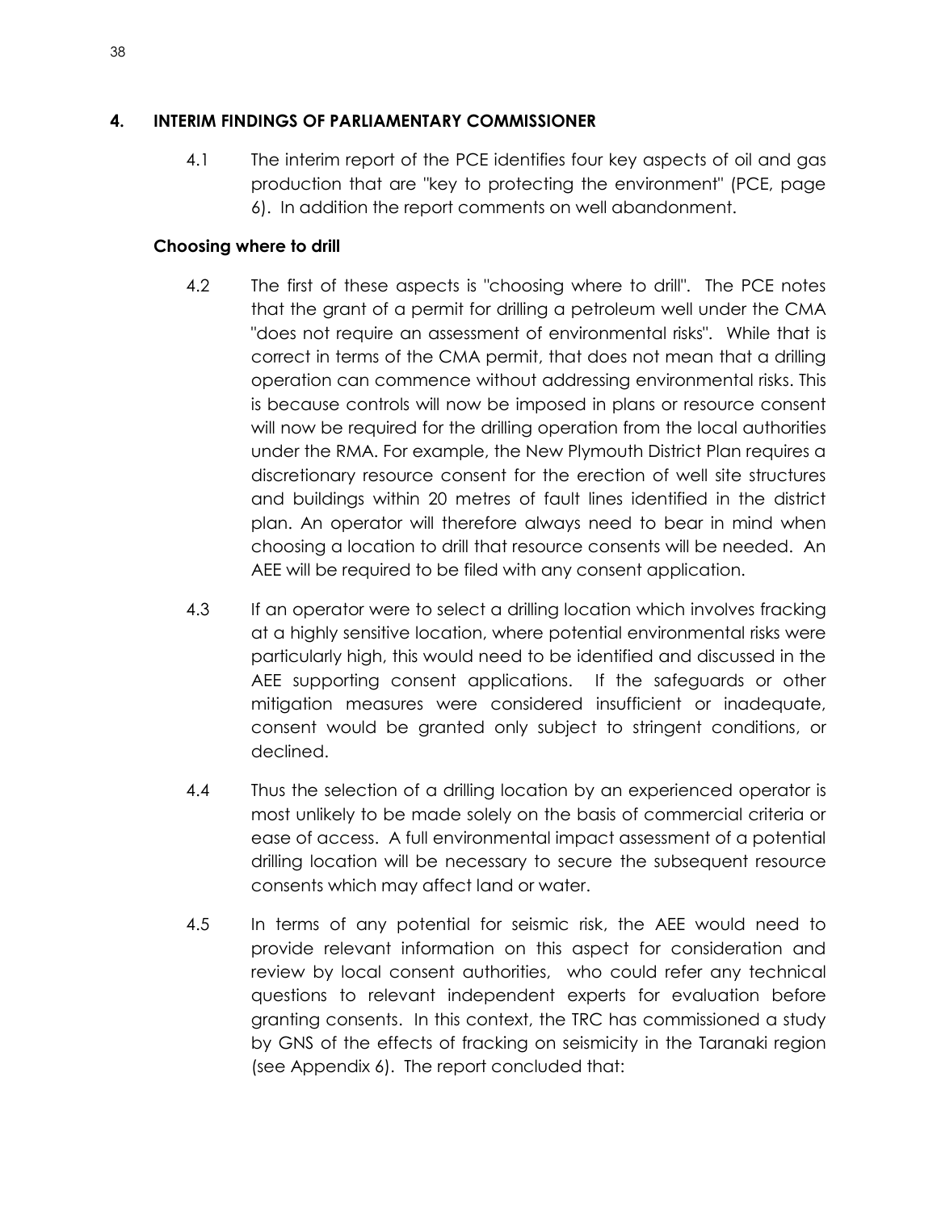## 4. INTERIM FINDINGS OF PARLIAMENTARY COMMISSIONER

4.1 The interim report of the PCE identifies four key aspects of oil and gas production that are "key to protecting the environment" (PCE, page 6). In addition the report comments on well abandonment.

### Choosing where to drill

4.2 The first of these aspects is "choosing where to drill". The PCE notes that the grant of a permit for drilling a petroleum well under the CMA "does not require an assessment of environmental risks". While that is correct in terms of the CMA permit, that does not mean that a drilling operation can commence without addressing environmental risks. This is because controls will now be imposed in plans or resource consent will now be required for the drilling operation from the local authorities under the RMA. For example, the New Plymouth District Plan requires a discretionary resource consent for the erection of well site structures and buildings within 20 metres of fault lines identified in the district plan. An operator will therefore always need to bear in mind when choosing a location to drill that resource consents will be needed. An AEE will be required to be filed with any consent application.

4.3 If an operator were to select a drilling location which involves fracking at a highly sensitive location, where potential environmental risks were particularly high, this would need to be identified and discussed in the AEE supporting consent applications. If the safeguards or other mitigation measures were considered insufficient or inadequate, consent would be granted only subject to stringent conditions, or declined.

4.4 Thus the selection of a drilling location by an experienced operator is most unlikely to be made solely on the basis of commercial criteria or ease of access. A full environmental impact assessment of a potential drilling location will be necessary to secure the subsequent resource consents which may affect land or water.

4.5 In terms of any potential for seismic risk, the AEE would need to provide relevant information on this aspect for consideration and review by local consent authorities, who could refer any technical questions to relevant independent experts for evaluation before granting consents. In this context, the TRC has commissioned a study by GNS of the effects of fracking on seismicity in the Taranaki region (see Appendix 6). The report concluded that: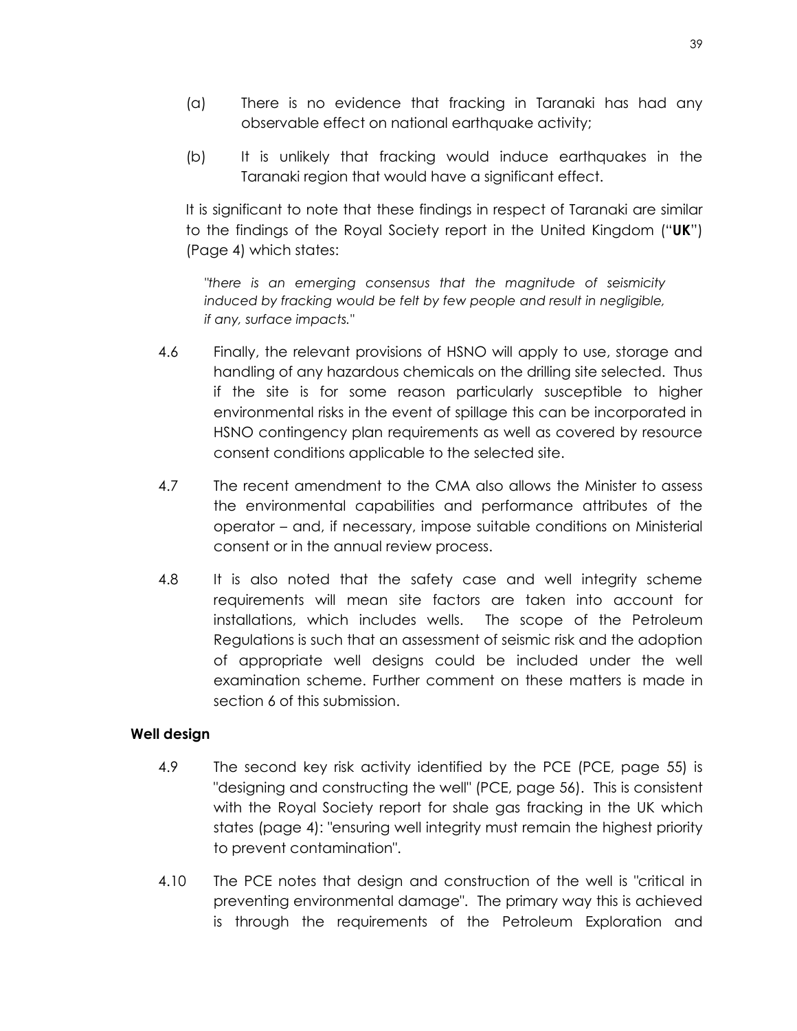(a) There is no evidence that fracking in Taranaki has had any observable effect on national earthquake activity;

(b) It is unlikely that fracking would induce earthquakes in the Taranaki region that would have a significant effect.

It is significant to note that these findings in respect of Taranaki are similar to the findings of the Royal Society report in the United Kingdom ("**UK**") (Page 4) which states:

> *"there is an emerging consensus that the magnitude of seismicity induced by fracking would be felt by few people and result in negligible, if any, surface impacts."*

4.6 Finally, the relevant provisions of HSNO will apply to use, storage and handling of any hazardous chemicals on the drilling site selected. Thus if the site is for some reason particularly susceptible to higher environmental risks in the event of spillage this can be incorporated in HSNO contingency plan requirements as well as covered by resource consent conditions applicable to the selected site.

4.7 The recent amendment to the CMA also allows the Minister to assess the environmental capabilities and performance attributes of the operator – and, if necessary, impose suitable conditions on Ministerial consent or in the annual review process.

4.8 It is also noted that the safety case and well integrity scheme requirements will mean site factors are taken into account for installations, which includes wells. The scope of the Petroleum Regulations is such that an assessment of seismic risk and the adoption of appropriate well designs could be included under the well examination scheme. Further comment on these matters is made in section 6 of this submission.

**Well design**

4.9 The second key risk activity identified by the PCE (PCE, page 55) is "designing and constructing the well" (PCE, page 56). This is consistent with the Royal Society report for shale gas fracking in the UK which states (page 4): "ensuring well integrity must remain the highest priority to prevent contamination".

4.10 The PCE notes that design and construction of the well is "critical in preventing environmental damage". The primary way this is achieved is through the requirements of the Petroleum Exploration and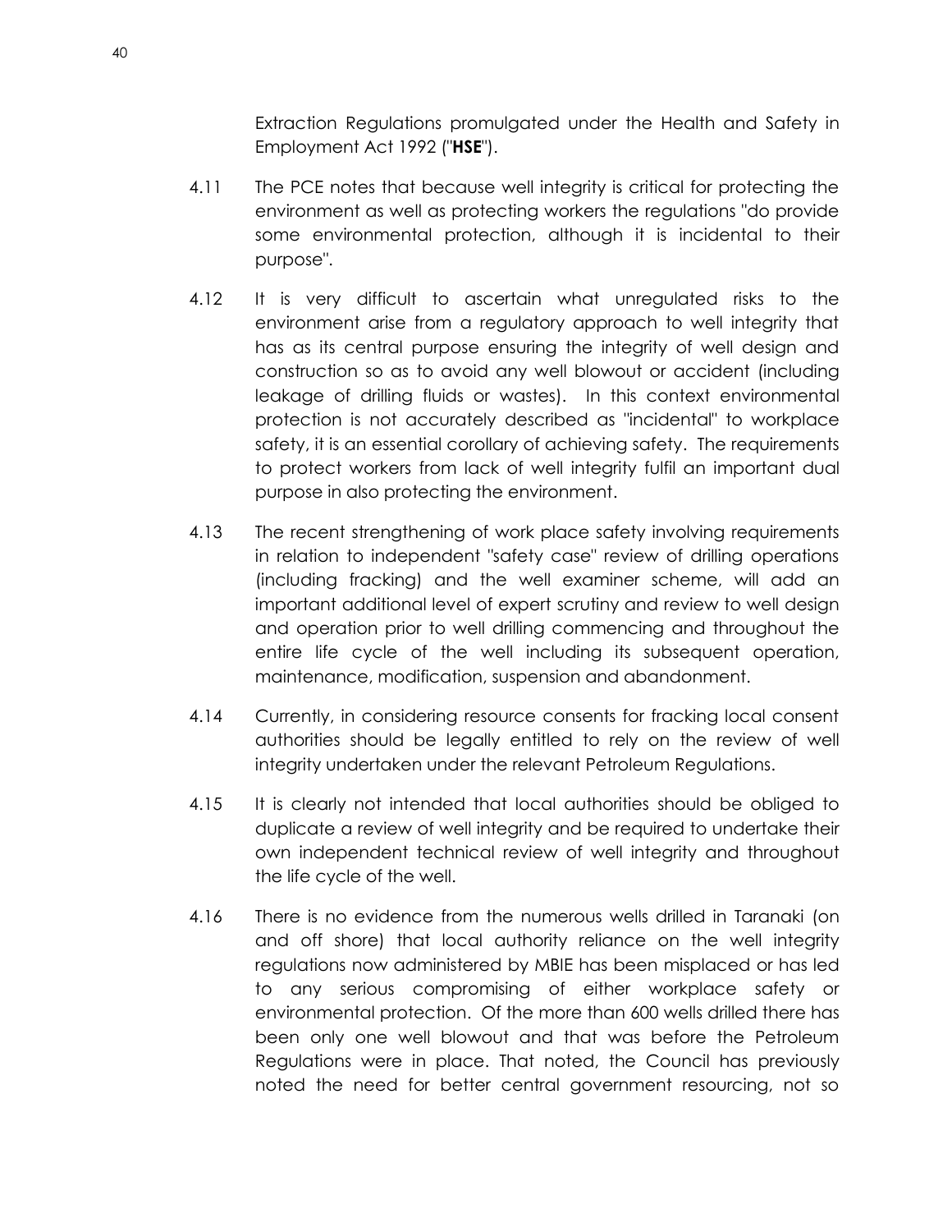Extraction Regulations promulgated under the Health and Safety in Employment Act 1992 ("**HSE**").

4.11 The PCE notes that because well integrity is critical for protecting the environment as well as protecting workers the regulations "do provide some environmental protection, although it is incidental to their purpose".

4.12 It is very difficult to ascertain what unregulated risks to the environment arise from a regulatory approach to well integrity that has as its central purpose ensuring the integrity of well design and construction so as to avoid any well blowout or accident (including leakage of drilling fluids or wastes). In this context environmental protection is not accurately described as "incidental" to workplace safety, it is an essential corollary of achieving safety. The requirements to protect workers from lack of well integrity fulfil an important dual purpose in also protecting the environment.

4.13 The recent strengthening of work place safety involving requirements in relation to independent "safety case" review of drilling operations (including fracking) and the well examiner scheme, will add an important additional level of expert scrutiny and review to well design and operation prior to well drilling commencing and throughout the entire life cycle of the well including its subsequent operation, maintenance, modification, suspension and abandonment.

4.14 Currently, in considering resource consents for fracking local consent authorities should be legally entitled to rely on the review of well integrity undertaken under the relevant Petroleum Regulations.

4.15 It is clearly not intended that local authorities should be obliged to duplicate a review of well integrity and be required to undertake their own independent technical review of well integrity and throughout the life cycle of the well.

4.16 There is no evidence from the numerous wells drilled in Taranaki (on and off shore) that local authority reliance on the well integrity regulations now administered by MBIE has been misplaced or has led to any serious compromising of either workplace safety or environmental protection. Of the more than 600 wells drilled there has been only one well blowout and that was before the Petroleum Regulations were in place. That noted, the Council has previously noted the need for better central government resourcing, not so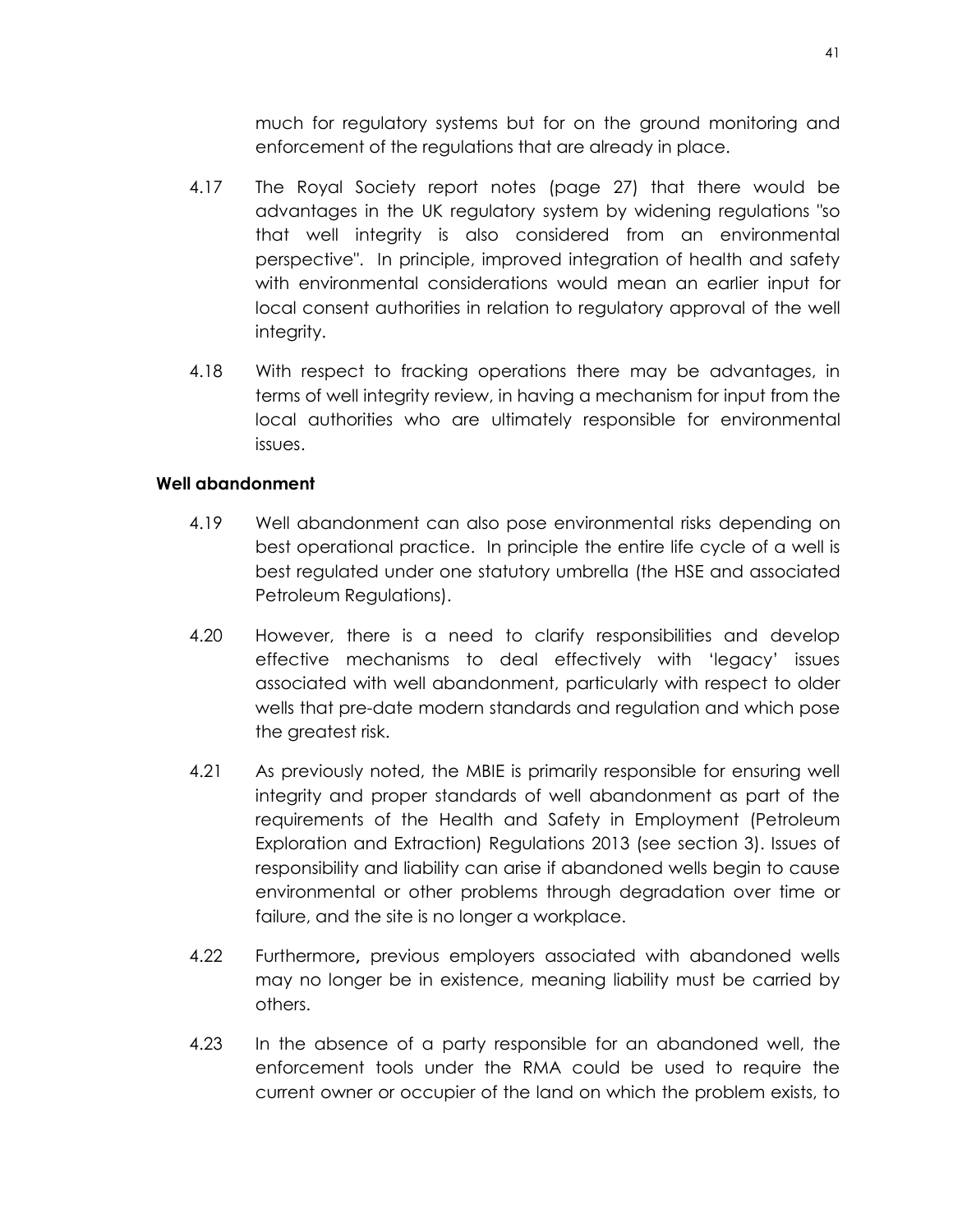much for regulatory systems but for on the ground monitoring and enforcement of the regulations that are already in place.

4.17 The Royal Society report notes (page 27) that there would be advantages in the UK regulatory system by widening regulations "so that well integrity is also considered from an environmental perspective". In principle, improved integration of health and safety with environmental considerations would mean an earlier input for local consent authorities in relation to regulatory approval of the well integrity.

4.18 With respect to fracking operations there may be advantages, in terms of well integrity review, in having a mechanism for input from the local authorities who are ultimately responsible for environmental issues.

**Well abandonment**

4.19 Well abandonment can also pose environmental risks depending on best operational practice. In principle the entire life cycle of a well is best regulated under one statutory umbrella (the HSE and associated Petroleum Regulations).

4.20 However, there is a need to clarify responsibilities and develop effective mechanisms to deal effectively with 'legacy' issues associated with well abandonment, particularly with respect to older wells that pre-date modern standards and regulation and which pose the greatest risk.

4.21 As previously noted, the MBIE is primarily responsible for ensuring well integrity and proper standards of well abandonment as part of the requirements of the Health and Safety in Employment (Petroleum Exploration and Extraction) Regulations 2013 (see section 3). Issues of responsibility and liability can arise if abandoned wells begin to cause environmental or other problems through degradation over time or failure, and the site is no longer a workplace.

4.22 Furthermore, previous employers associated with abandoned wells may no longer be in existence, meaning liability must be carried by others.

4.23 In the absence of a party responsible for an abandoned well, the enforcement tools under the RMA could be used to require the current owner or occupier of the land on which the problem exists, to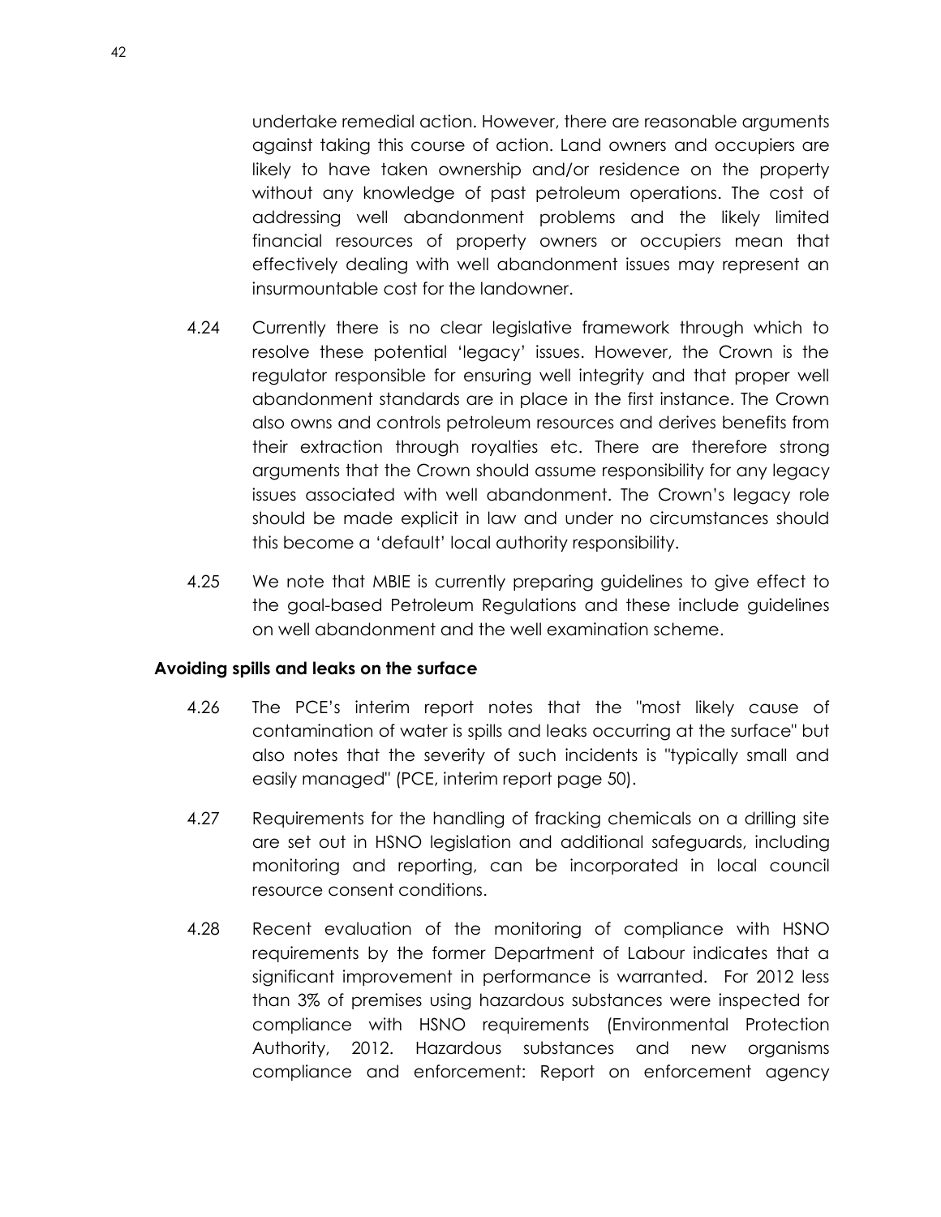undertake remedial action. However, there are reasonable arguments against taking this course of action. Land owners and occupiers are likely to have taken ownership and/or residence on the property without any knowledge of past petroleum operations. The cost of addressing well abandonment problems and the likely limited financial resources of property owners or occupiers mean that effectively dealing with well abandonment issues may represent an insurmountable cost for the landowner.

4.24 Currently there is no clear legislative framework through which to resolve these potential 'legacy' issues. However, the Crown is the regulator responsible for ensuring well integrity and that proper well abandonment standards are in place in the first instance. The Crown also owns and controls petroleum resources and derives benefits from their extraction through royalties etc. There are therefore strong arguments that the Crown should assume responsibility for any legacy issues associated with well abandonment. The Crown's legacy role should be made explicit in law and under no circumstances should this become a 'default' local authority responsibility.

4.25 We note that MBIE is currently preparing guidelines to give effect to the goal-based Petroleum Regulations and these include guidelines on well abandonment and the well examination scheme.

**Avoiding spills and leaks on the surface**

4.26 The PCE's interim report notes that the "most likely cause of contamination of water is spills and leaks occurring at the surface" but also notes that the severity of such incidents is "typically small and easily managed" (PCE, interim report page 50).

4.27 Requirements for the handling of fracking chemicals on a drilling site are set out in HSNO legislation and additional safeguards, including monitoring and reporting, can be incorporated in local council resource consent conditions.

4.28 Recent evaluation of the monitoring of compliance with HSNO requirements by the former Department of Labour indicates that a significant improvement in performance is warranted. For 2012 less than 3% of premises using hazardous substances were inspected for compliance with HSNO requirements (Environmental Protection Authority, 2012. Hazardous substances and new organisms compliance and enforcement: Report on enforcement agency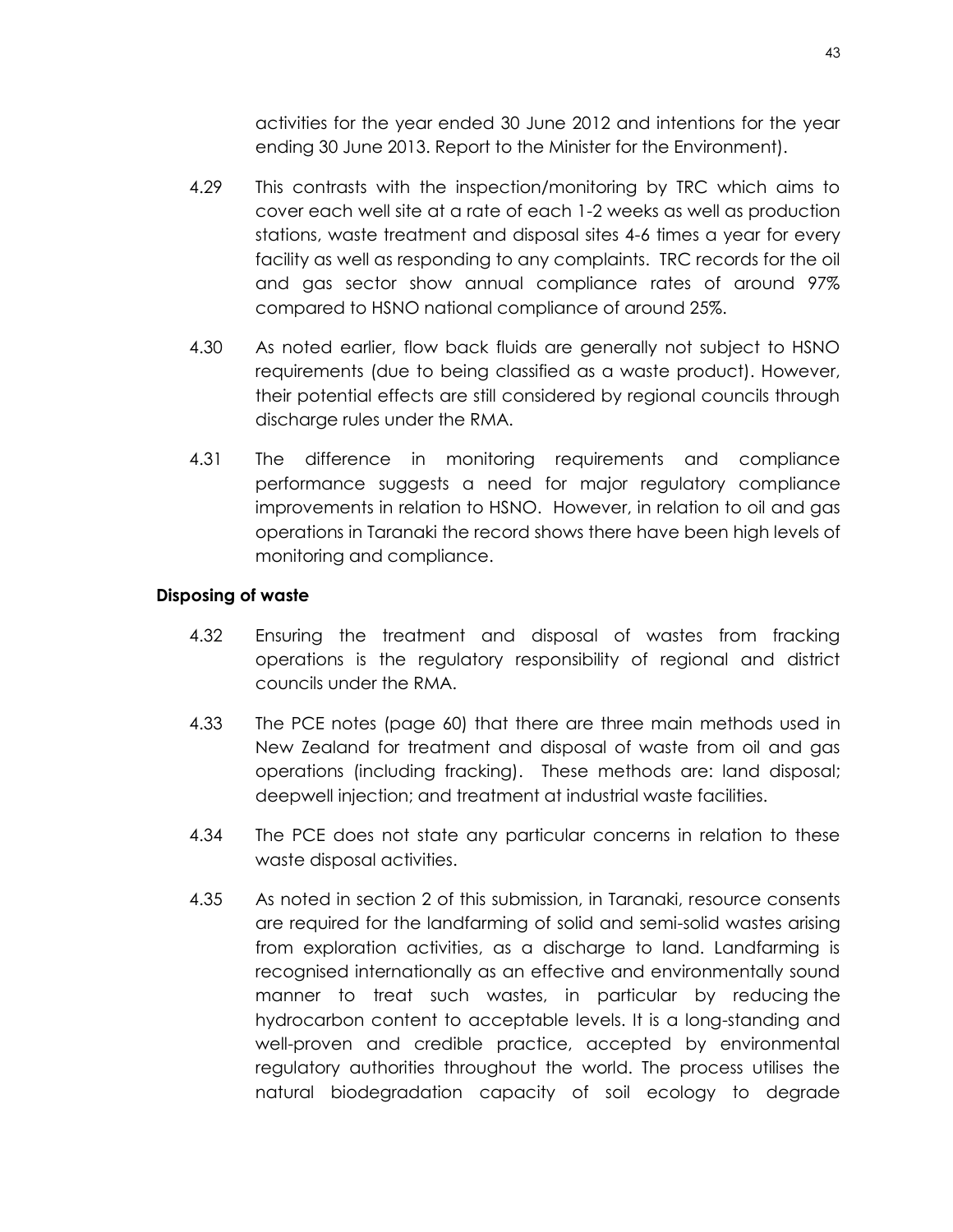activities for the year ended 30 June 2012 and intentions for the year ending 30 June 2013. Report to the Minister for the Environment).

4.29 This contrasts with the inspection/monitoring by TRC which aims to cover each well site at a rate of each 1-2 weeks as well as production stations, waste treatment and disposal sites 4-6 times a year for every facility as well as responding to any complaints. TRC records for the oil and gas sector show annual compliance rates of around 97% compared to HSNO national compliance of around 25%.

4.30 As noted earlier, flow back fluids are generally not subject to HSNO requirements (due to being classified as a waste product). However, their potential effects are still considered by regional councils through discharge rules under the RMA.

4.31 The difference in monitoring requirements and compliance performance suggests a need for major regulatory compliance improvements in relation to HSNO. However, in relation to oil and gas operations in Taranaki the record shows there have been high levels of monitoring and compliance.

### Disposing of waste

4.32 Ensuring the treatment and disposal of wastes from fracking operations is the regulatory responsibility of regional and district councils under the RMA.

4.33 The PCE notes (page 60) that there are three main methods used in New Zealand for treatment and disposal of waste from oil and gas operations (including fracking). These methods are: land disposal; deepwell injection; and treatment at industrial waste facilities.

4.34 The PCE does not state any particular concerns in relation to these waste disposal activities.

4.35 As noted in section 2 of this submission, in Taranaki, resource consents are required for the landfarming of solid and semi-solid wastes arising from exploration activities, as a discharge to land. Landfarming is recognised internationally as an effective and environmentally sound manner to treat such wastes, in particular by reducing the hydrocarbon content to acceptable levels. It is a long-standing and well-proven and credible practice, accepted by environmental regulatory authorities throughout the world. The process utilises the natural biodegradation capacity of soil ecology to degrade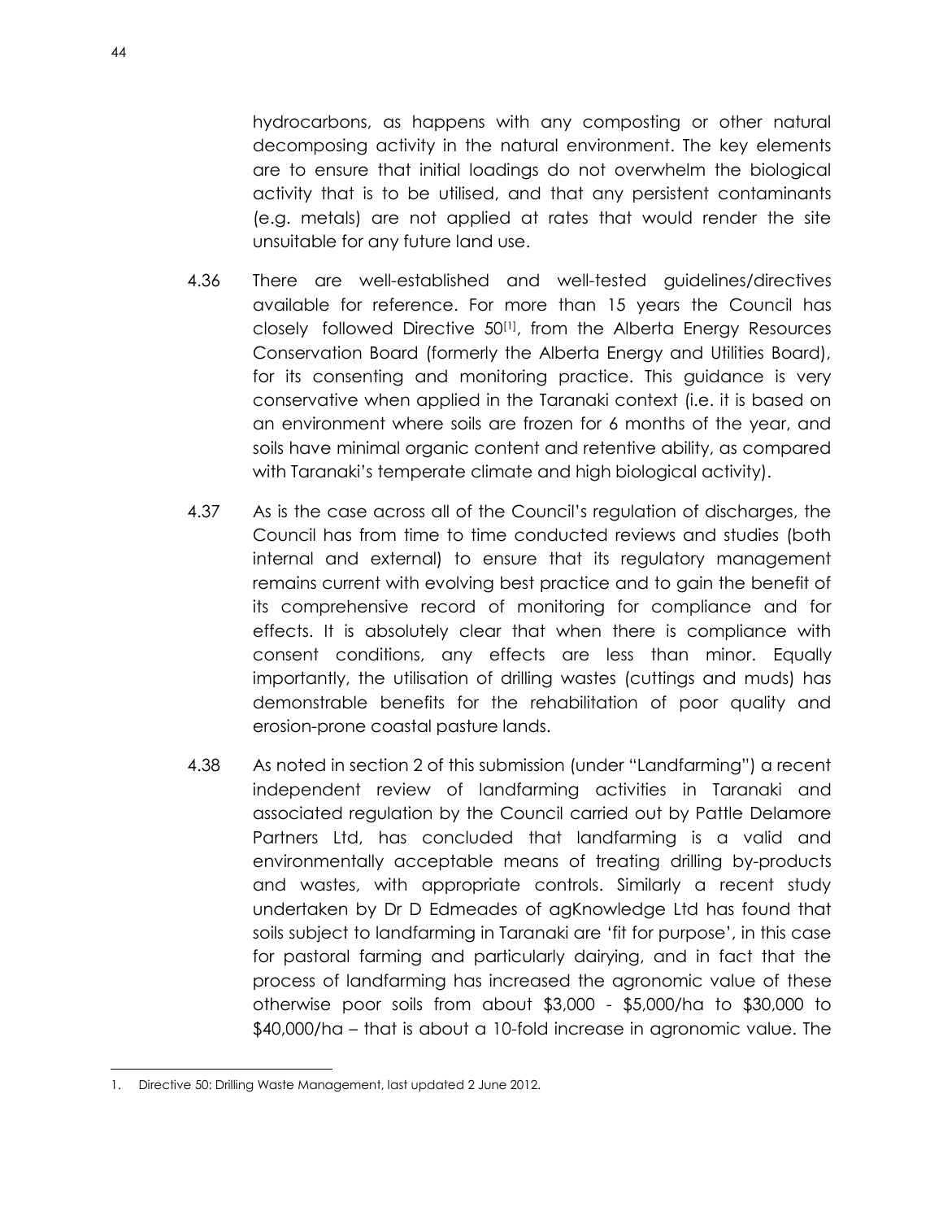hydrocarbons, as happens with any composting or other natural decomposing activity in the natural environment. The key elements are to ensure that initial loadings do not overwhelm the biological activity that is to be utilised, and that any persistent contaminants (e.g. metals) are not applied at rates that would render the site unsuitable for any future land use.

4.36 There are well-established and well-tested guidelines/directives available for reference. For more than 15 years the Council has closely followed Directive 50[1], from the Alberta Energy Resources Conservation Board (formerly the Alberta Energy and Utilities Board), for its consenting and monitoring practice. This guidance is very conservative when applied in the Taranaki context (i.e. it is based on an environment where soils are frozen for 6 months of the year, and soils have minimal organic content and retentive ability, as compared with Taranaki's temperate climate and high biological activity).

4.37 As is the case across all of the Council's regulation of discharges, the Council has from time to time conducted reviews and studies (both internal and external) to ensure that its regulatory management remains current with evolving best practice and to gain the benefit of its comprehensive record of monitoring for compliance and for effects. It is absolutely clear that when there is compliance with consent conditions, any effects are less than minor. Equally importantly, the utilisation of drilling wastes (cuttings and muds) has demonstrable benefits for the rehabilitation of poor quality and erosion-prone coastal pasture lands.

4.38 As noted in section 2 of this submission (under "Landfarming") a recent independent review of landfarming activities in Taranaki and associated regulation by the Council carried out by Pattle Delamore Partners Ltd, has concluded that landfarming is a valid and environmentally acceptable means of treating drilling by-products and wastes, with appropriate controls. Similarly a recent study undertaken by Dr D Edmeades of agKnowledge Ltd has found that soils subject to landfarming in Taranaki are 'fit for purpose', in this case for pastoral farming and particularly dairying, and in fact that the process of landfarming has increased the agronomic value of these otherwise poor soils from about \$3,000 - \$5,000/ha to \$30,000 to \$40,000/ha – that is about a 10-fold increase in agronomic value. The

---

1. Directive 50: Drilling Waste Management, last updated 2 June 2012.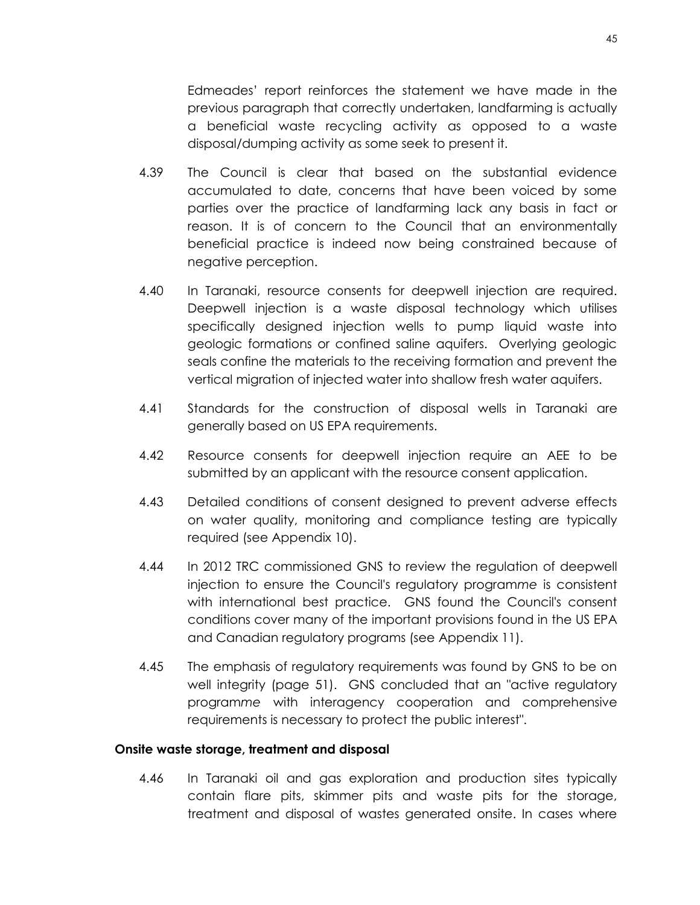Edmeades' report reinforces the statement we have made in the previous paragraph that correctly undertaken, landfarming is actually a beneficial waste recycling activity as opposed to a waste disposal/dumping activity as some seek to present it.

4.39 The Council is clear that based on the substantial evidence accumulated to date, concerns that have been voiced by some parties over the practice of landfarming lack any basis in fact or reason. It is of concern to the Council that an environmentally beneficial practice is indeed now being constrained because of negative perception.

4.40 In Taranaki, resource consents for deepwell injection are required. Deepwell injection is a waste disposal technology which utilises specifically designed injection wells to pump liquid waste into geologic formations or confined saline aquifers. Overlying geologic seals confine the materials to the receiving formation and prevent the vertical migration of injected water into shallow fresh water aquifers.

4.41 Standards for the construction of disposal wells in Taranaki are generally based on US EPA requirements.

4.42 Resource consents for deepwell injection require an AEE to be submitted by an applicant with the resource consent application.

4.43 Detailed conditions of consent designed to prevent adverse effects on water quality, monitoring and compliance testing are typically required (see Appendix 10).

4.44 In 2012 TRC commissioned GNS to review the regulation of deepwell injection to ensure the Council's program*me* is consistent with international best practice. GNS found the Council's consent conditions cover many of the important provisions found in the US EPA and Canadian regulatory programs (see Appendix 11).

4.45 The emphasis of regulatory requirements was found by GNS to be on well integrity (page 51). GNS concluded that an "active regulatory program*me* with interagency cooperation and comprehensive requirements is necessary to protect the public interest".

**Onsite waste storage, treatment and disposal**

4.46 In Taranaki oil and gas exploration and production sites typically contain flare pits, skimmer pits and waste pits for the storage, treatment and disposal of wastes generated onsite. In cases where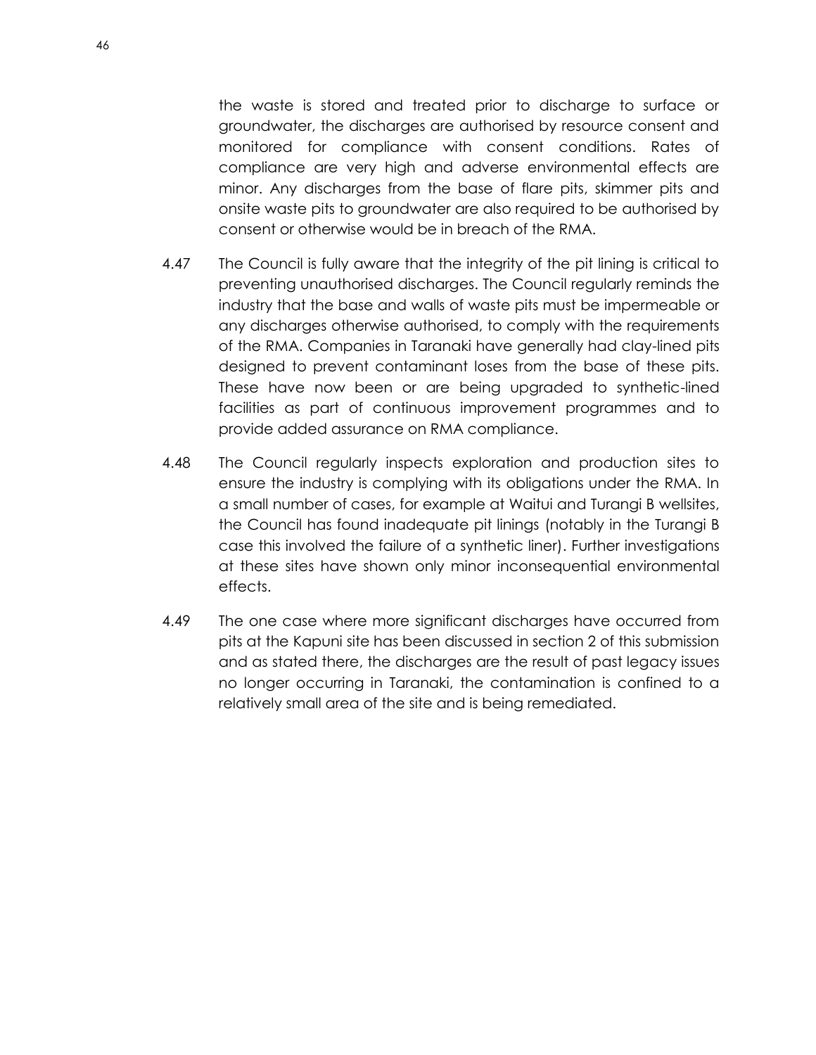the waste is stored and treated prior to discharge to surface or groundwater, the discharges are authorised by resource consent and monitored for compliance with consent conditions. Rates of compliance are very high and adverse environmental effects are minor. Any discharges from the base of flare pits, skimmer pits and onsite waste pits to groundwater are also required to be authorised by consent or otherwise would be in breach of the RMA.

4.47 The Council is fully aware that the integrity of the pit lining is critical to preventing unauthorised discharges. The Council regularly reminds the industry that the base and walls of waste pits must be impermeable or any discharges otherwise authorised, to comply with the requirements of the RMA. Companies in Taranaki have generally had clay-lined pits designed to prevent contaminant loses from the base of these pits. These have now been or are being upgraded to synthetic-lined facilities as part of continuous improvement programmes and to provide added assurance on RMA compliance.

4.48 The Council regularly inspects exploration and production sites to ensure the industry is complying with its obligations under the RMA. In a small number of cases, for example at Waitui and Turangi B wellsites, the Council has found inadequate pit linings (notably in the Turangi B case this involved the failure of a synthetic liner). Further investigations at these sites have shown only minor inconsequential environmental effects.

4.49 The one case where more significant discharges have occurred from pits at the Kapuni site has been discussed in section 2 of this submission and as stated there, the discharges are the result of past legacy issues no longer occurring in Taranaki, the contamination is confined to a relatively small area of the site and is being remediated.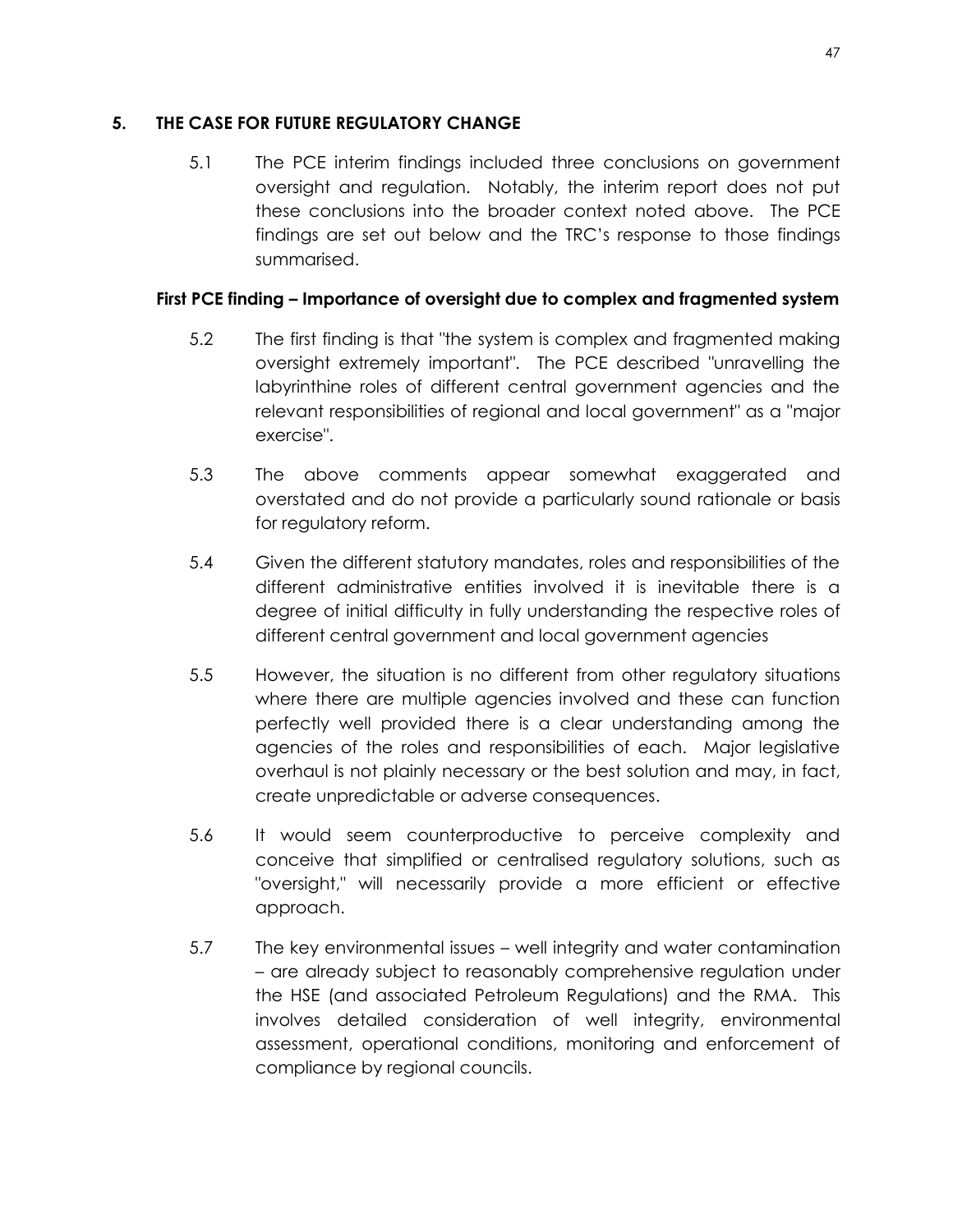## 5. THE CASE FOR FUTURE REGULATORY CHANGE

5.1 The PCE interim findings included three conclusions on government oversight and regulation. Notably, the interim report does not put these conclusions into the broader context noted above. The PCE findings are set out below and the TRC's response to those findings summarised.

**First PCE finding – Importance of oversight due to complex and fragmented system**

5.2 The first finding is that "the system is complex and fragmented making oversight extremely important". The PCE described "unravelling the labyrinthine roles of different central government agencies and the relevant responsibilities of regional and local government" as a "major exercise".

5.3 The above comments appear somewhat exaggerated and overstated and do not provide a particularly sound rationale or basis for regulatory reform.

5.4 Given the different statutory mandates, roles and responsibilities of the different administrative entities involved it is inevitable there is a degree of initial difficulty in fully understanding the respective roles of different central government and local government agencies

5.5 However, the situation is no different from other regulatory situations where there are multiple agencies involved and these can function perfectly well provided there is a clear understanding among the agencies of the roles and responsibilities of each. Major legislative overhaul is not plainly necessary or the best solution and may, in fact, create unpredictable or adverse consequences.

5.6 It would seem counterproductive to perceive complexity and conceive that simplified or centralised regulatory solutions, such as "oversight," will necessarily provide a more efficient or effective approach.

5.7 The key environmental issues – well integrity and water contamination – are already subject to reasonably comprehensive regulation under the HSE (and associated Petroleum Regulations) and the RMA. This involves detailed consideration of well integrity, environmental assessment, operational conditions, monitoring and enforcement of compliance by regional councils.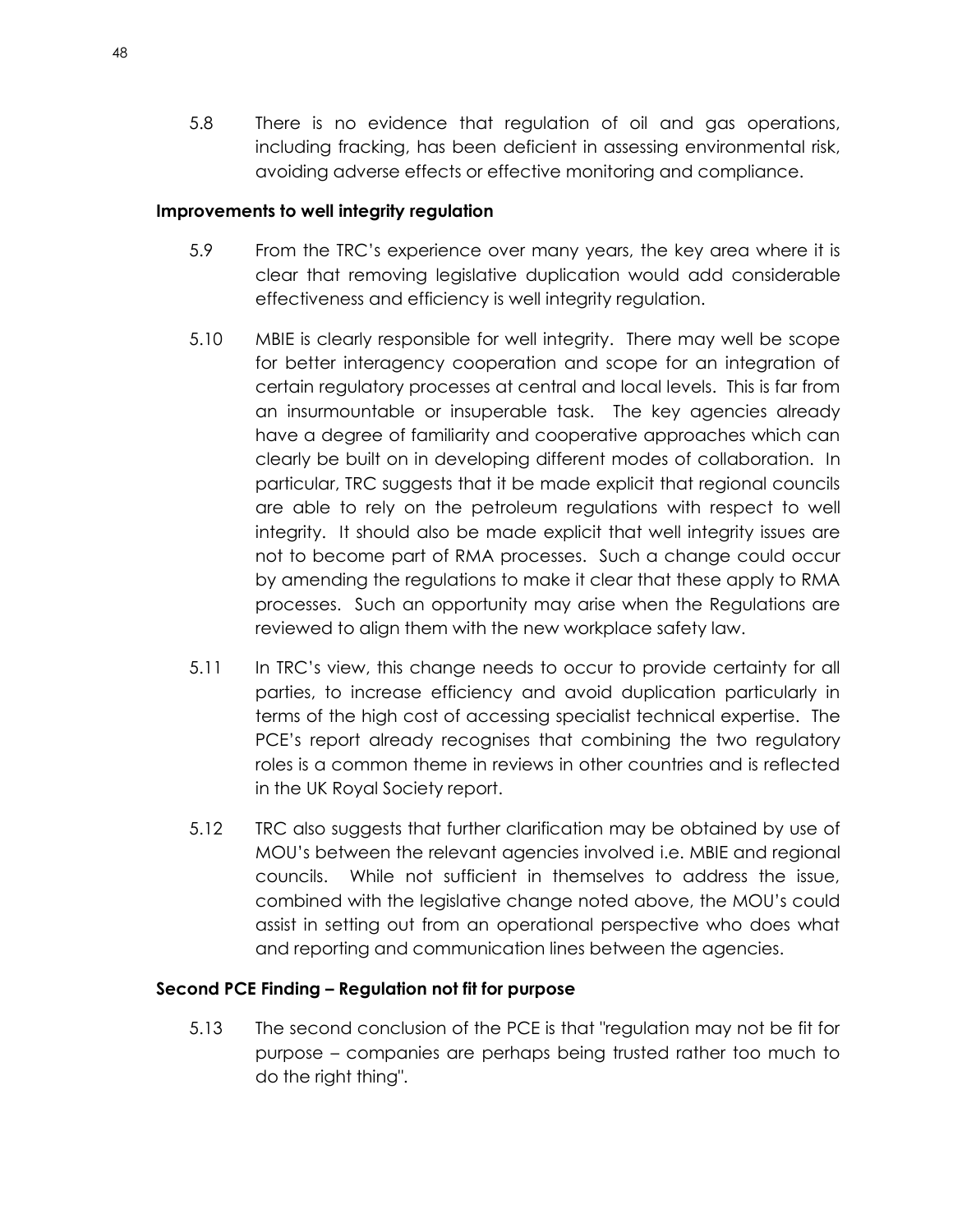5.8 There is no evidence that regulation of oil and gas operations, including fracking, has been deficient in assessing environmental risk, avoiding adverse effects or effective monitoring and compliance.

**Improvements to well integrity regulation**

5.9 From the TRC's experience over many years, the key area where it is clear that removing legislative duplication would add considerable effectiveness and efficiency is well integrity regulation.

5.10 MBIE is clearly responsible for well integrity. There may well be scope for better interagency cooperation and scope for an integration of certain regulatory processes at central and local levels. This is far from an insurmountable or insuperable task. The key agencies already have a degree of familiarity and cooperative approaches which can clearly be built on in developing different modes of collaboration. In particular, TRC suggests that it be made explicit that regional councils are able to rely on the petroleum regulations with respect to well integrity. It should also be made explicit that well integrity issues are not to become part of RMA processes. Such a change could occur by amending the regulations to make it clear that these apply to RMA processes. Such an opportunity may arise when the Regulations are reviewed to align them with the new workplace safety law.

5.11 In TRC's view, this change needs to occur to provide certainty for all parties, to increase efficiency and avoid duplication particularly in terms of the high cost of accessing specialist technical expertise. The PCE's report already recognises that combining the two regulatory roles is a common theme in reviews in other countries and is reflected in the UK Royal Society report.

5.12 TRC also suggests that further clarification may be obtained by use of MOU's between the relevant agencies involved i.e. MBIE and regional councils. While not sufficient in themselves to address the issue, combined with the legislative change noted above, the MOU's could assist in setting out from an operational perspective who does what and reporting and communication lines between the agencies.

**Second PCE Finding – Regulation not fit for purpose**

5.13 The second conclusion of the PCE is that "regulation may not be fit for purpose – companies are perhaps being trusted rather too much to do the right thing".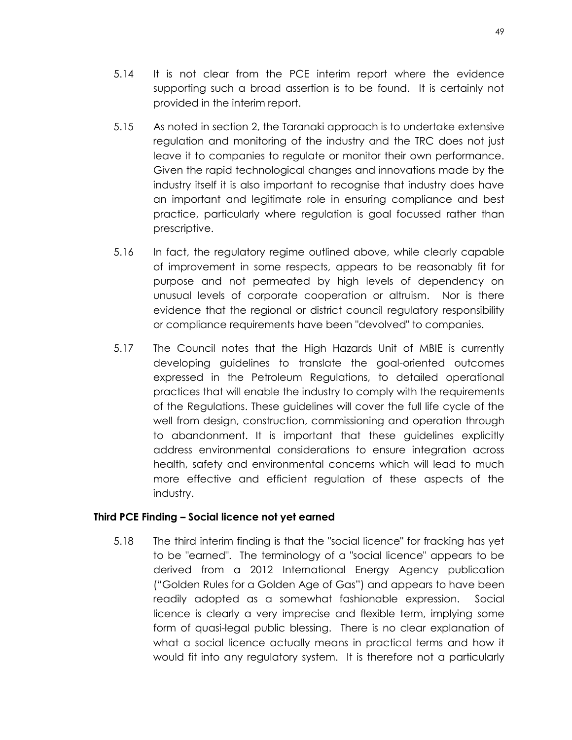5.14 It is not clear from the PCE interim report where the evidence supporting such a broad assertion is to be found. It is certainly not provided in the interim report.

5.15 As noted in section 2, the Taranaki approach is to undertake extensive regulation and monitoring of the industry and the TRC does not just leave it to companies to regulate or monitor their own performance. Given the rapid technological changes and innovations made by the industry itself it is also important to recognise that industry does have an important and legitimate role in ensuring compliance and best practice, particularly where regulation is goal focussed rather than prescriptive.

5.16 In fact, the regulatory regime outlined above, while clearly capable of improvement in some respects, appears to be reasonably fit for purpose and not permeated by high levels of dependency on unusual levels of corporate cooperation or altruism. Nor is there evidence that the regional or district council regulatory responsibility or compliance requirements have been "devolved" to companies.

5.17 The Council notes that the High Hazards Unit of MBIE is currently developing guidelines to translate the goal-oriented outcomes expressed in the Petroleum Regulations, to detailed operational practices that will enable the industry to comply with the requirements of the Regulations. These guidelines will cover the full life cycle of the well from design, construction, commissioning and operation through to abandonment. It is important that these guidelines explicitly address environmental considerations to ensure integration across health, safety and environmental concerns which will lead to much more effective and efficient regulation of these aspects of the industry.

**Third PCE Finding – Social licence not yet earned**

5.18 The third interim finding is that the "social licence" for fracking has yet to be "earned". The terminology of a "social licence" appears to be derived from a 2012 International Energy Agency publication ("Golden Rules for a Golden Age of Gas") and appears to have been readily adopted as a somewhat fashionable expression. Social licence is clearly a very imprecise and flexible term, implying some form of quasi-legal public blessing. There is no clear explanation of what a social licence actually means in practical terms and how it would fit into any regulatory system. It is therefore not a particularly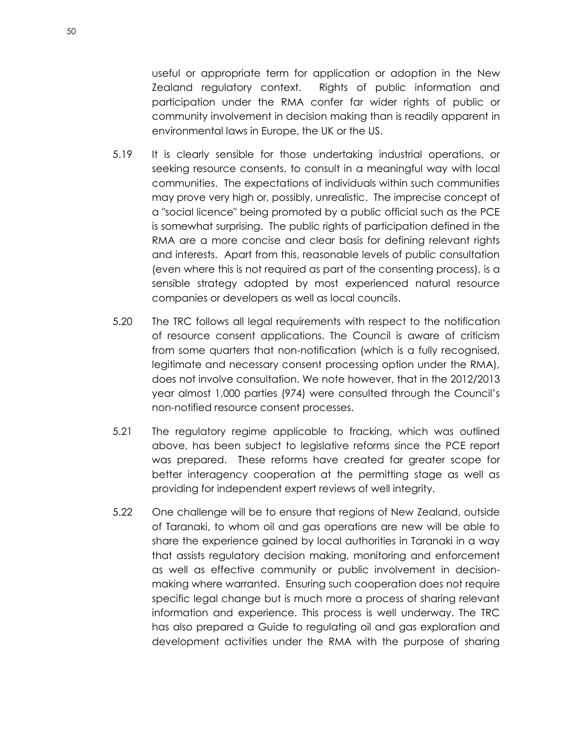useful or appropriate term for application or adoption in the New Zealand regulatory context. Rights of public information and participation under the RMA confer far wider rights of public or community involvement in decision making than is readily apparent in environmental laws in Europe, the UK or the US.

5.19 It is clearly sensible for those undertaking industrial operations, or seeking resource consents, to consult in a meaningful way with local communities. The expectations of individuals within such communities may prove very high or, possibly, unrealistic. The imprecise concept of a "social licence" being promoted by a public official such as the PCE is somewhat surprising. The public rights of participation defined in the RMA are a more concise and clear basis for defining relevant rights and interests. Apart from this, reasonable levels of public consultation (even where this is not required as part of the consenting process), is a sensible strategy adopted by most experienced natural resource companies or developers as well as local councils.

5.20 The TRC follows all legal requirements with respect to the notification of resource consent applications. The Council is aware of criticism from some quarters that non-notification (which is a fully recognised, legitimate and necessary consent processing option under the RMA), does not involve consultation. We note however, that in the 2012/2013 year almost 1,000 parties (974) were consulted through the Council's non-notified resource consent processes.

5.21 The regulatory regime applicable to fracking, which was outlined above, has been subject to legislative reforms since the PCE report was prepared. These reforms have created far greater scope for better interagency cooperation at the permitting stage as well as providing for independent expert reviews of well integrity.

5.22 One challenge will be to ensure that regions of New Zealand, outside of Taranaki, to whom oil and gas operations are new will be able to share the experience gained by local authorities in Taranaki in a way that assists regulatory decision making, monitoring and enforcement as well as effective community or public involvement in decision-making where warranted. Ensuring such cooperation does not require specific legal change but is much more a process of sharing relevant information and experience. This process is well underway. The TRC has also prepared a Guide to regulating oil and gas exploration and development activities under the RMA with the purpose of sharing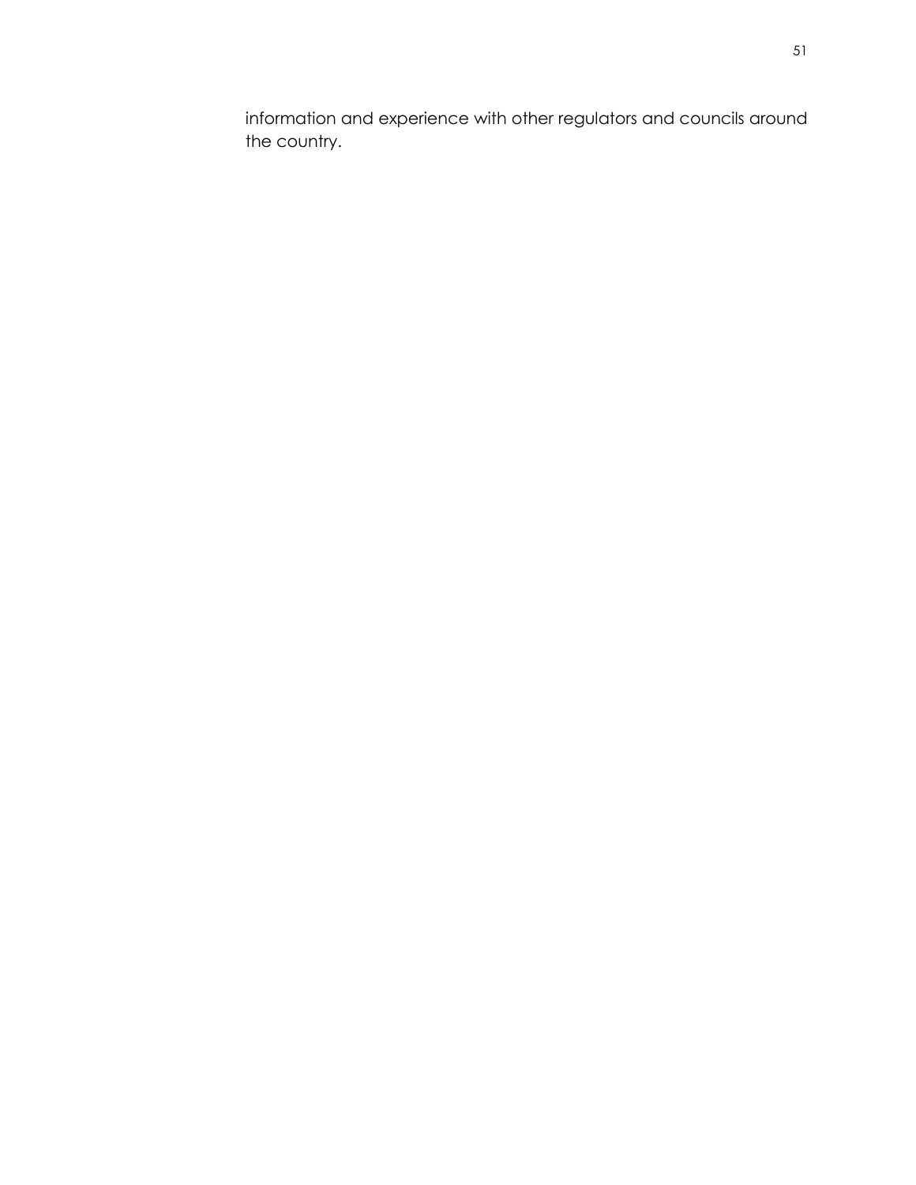information and experience with other regulators and councils around the country.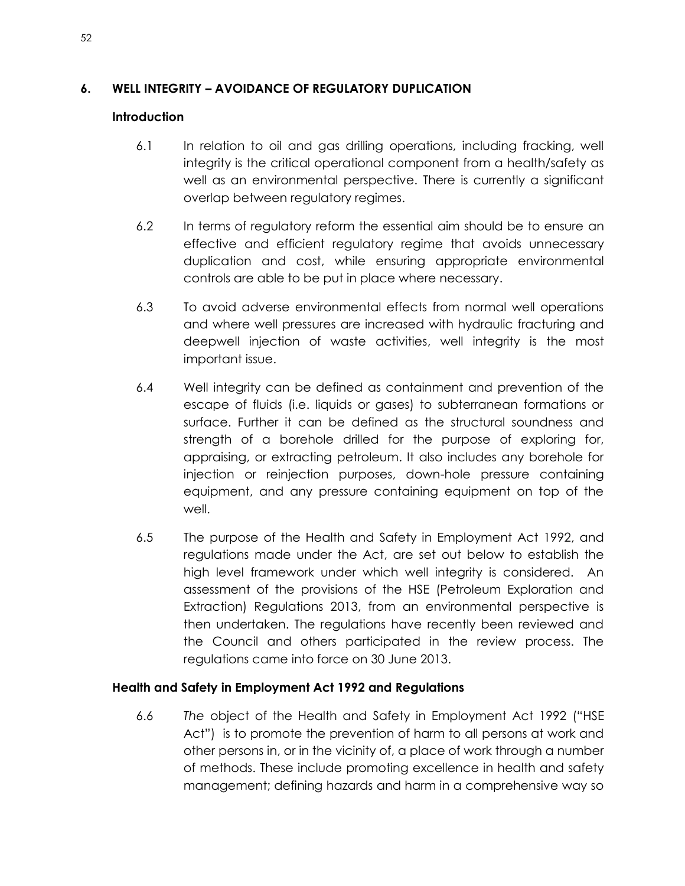## 6. WELL INTEGRITY – AVOIDANCE OF REGULATORY DUPLICATION

### Introduction

6.1 In relation to oil and gas drilling operations, including fracking, well integrity is the critical operational component from a health/safety as well as an environmental perspective. There is currently a significant overlap between regulatory regimes.

6.2 In terms of regulatory reform the essential aim should be to ensure an effective and efficient regulatory regime that avoids unnecessary duplication and cost, while ensuring appropriate environmental controls are able to be put in place where necessary.

6.3 To avoid adverse environmental effects from normal well operations and where well pressures are increased with hydraulic fracturing and deepwell injection of waste activities, well integrity is the most important issue.

6.4 Well integrity can be defined as containment and prevention of the escape of fluids (i.e. liquids or gases) to subterranean formations or surface. Further it can be defined as the structural soundness and strength of a borehole drilled for the purpose of exploring for, appraising, or extracting petroleum. It also includes any borehole for injection or reinjection purposes, down-hole pressure containing equipment, and any pressure containing equipment on top of the well.

6.5 The purpose of the Health and Safety in Employment Act 1992, and regulations made under the Act, are set out below to establish the high level framework under which well integrity is considered. An assessment of the provisions of the HSE (Petroleum Exploration and Extraction) Regulations 2013, from an environmental perspective is then undertaken. The regulations have recently been reviewed and the Council and others participated in the review process. The regulations came into force on 30 June 2013.

### Health and Safety in Employment Act 1992 and Regulations

6.6 *The* object of the Health and Safety in Employment Act 1992 ("HSE Act") is to promote the prevention of harm to all persons at work and other persons in, or in the vicinity of, a place of work through a number of methods. These include promoting excellence in health and safety management; defining hazards and harm in a comprehensive way so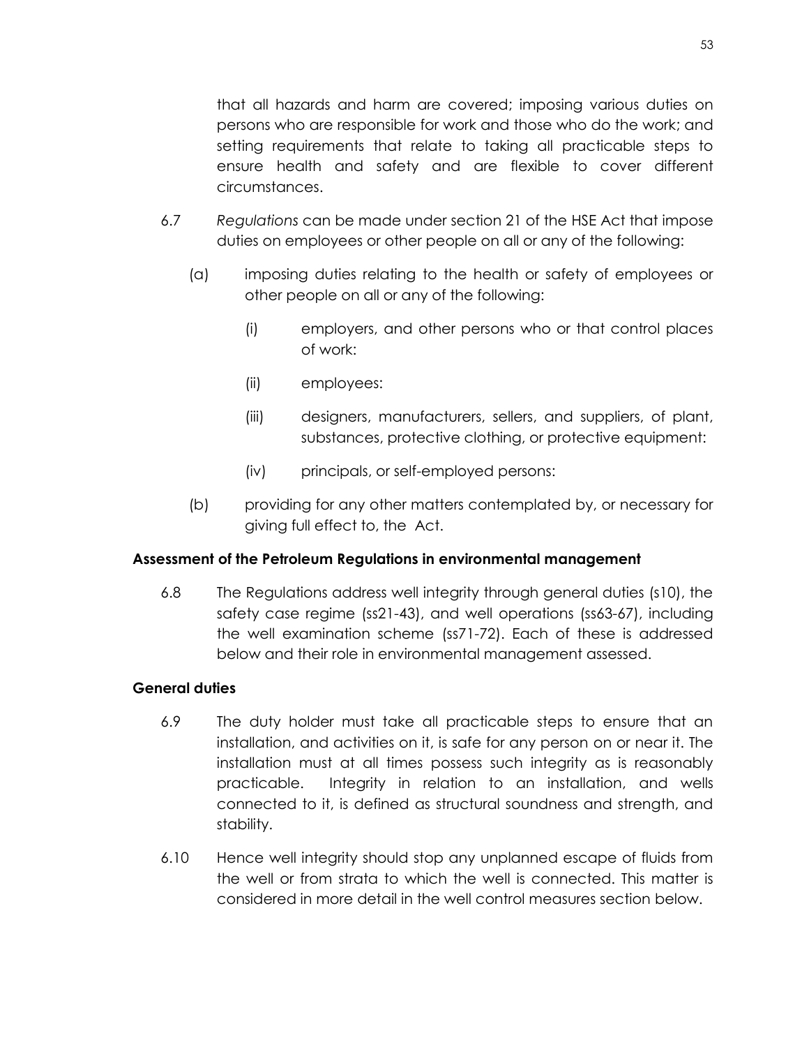that all hazards and harm are covered; imposing various duties on persons who are responsible for work and those who do the work; and setting requirements that relate to taking all practicable steps to ensure health and safety and are flexible to cover different circumstances.

6.7 *Regulations* can be made under section 21 of the HSE Act that impose duties on employees or other people on all or any of the following:

(a) imposing duties relating to the health or safety of employees or other people on all or any of the following:

(i) employers, and other persons who or that control places of work:

(ii) employees:

(iii) designers, manufacturers, sellers, and suppliers, of plant, substances, protective clothing, or protective equipment:

(iv) principals, or self-employed persons:

(b) providing for any other matters contemplated by, or necessary for giving full effect to, the Act.

**Assessment of the Petroleum Regulations in environmental management**

6.8 The Regulations address well integrity through general duties (s10), the safety case regime (ss21-43), and well operations (ss63-67), including the well examination scheme (ss71-72). Each of these is addressed below and their role in environmental management assessed.

**General duties**

6.9 The duty holder must take all practicable steps to ensure that an installation, and activities on it, is safe for any person on or near it. The installation must at all times possess such integrity as is reasonably practicable. Integrity in relation to an installation, and wells connected to it, is defined as structural soundness and strength, and stability.

6.10 Hence well integrity should stop any unplanned escape of fluids from the well or from strata to which the well is connected. This matter is considered in more detail in the well control measures section below.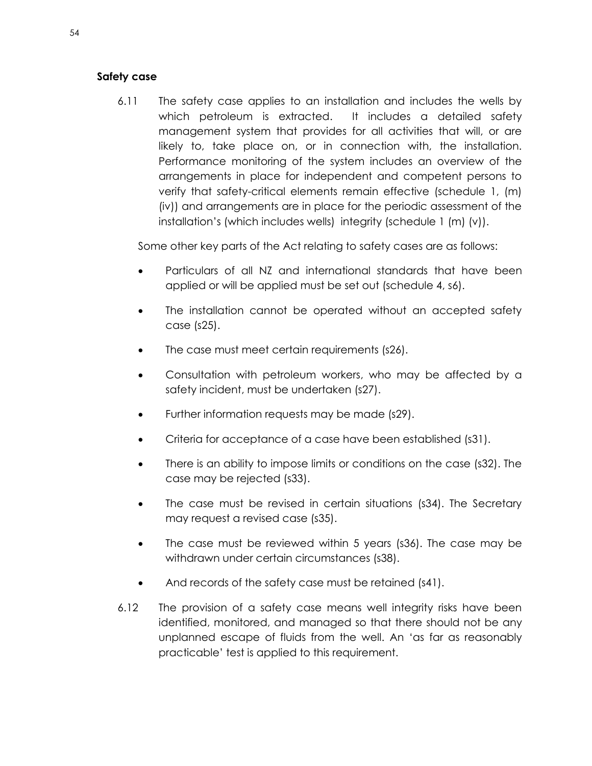### Safety case

6.11 The safety case applies to an installation and includes the wells by which petroleum is extracted. It includes a detailed safety management system that provides for all activities that will, or are likely to, take place on, or in connection with, the installation. Performance monitoring of the system includes an overview of the arrangements in place for independent and competent persons to verify that safety-critical elements remain effective (schedule 1, (m) (iv)) and arrangements are in place for the periodic assessment of the installation's (which includes wells) integrity (schedule 1 (m) (v)).

Some other key parts of the Act relating to safety cases are as follows:

- Particulars of all NZ and international standards that have been applied or will be applied must be set out (schedule 4, s6).
- The installation cannot be operated without an accepted safety case (s25).
- The case must meet certain requirements (s26).
- Consultation with petroleum workers, who may be affected by a safety incident, must be undertaken (s27).
- Further information requests may be made (s29).
- Criteria for acceptance of a case have been established (s31).
- There is an ability to impose limits or conditions on the case (s32). The case may be rejected (s33).
- The case must be revised in certain situations (s34). The Secretary may request a revised case (s35).
- The case must be reviewed within 5 years (s36). The case may be withdrawn under certain circumstances (s38).
- And records of the safety case must be retained (s41).

6.12 The provision of a safety case means well integrity risks have been identified, monitored, and managed so that there should not be any unplanned escape of fluids from the well. An 'as far as reasonably practicable' test is applied to this requirement.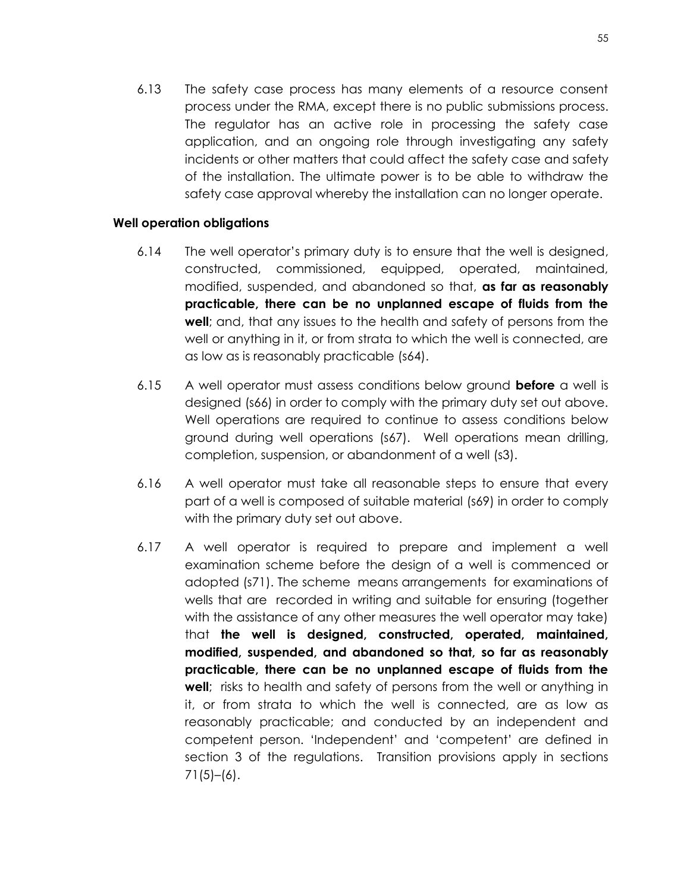6.13 The safety case process has many elements of a resource consent process under the RMA, except there is no public submissions process. The regulator has an active role in processing the safety case application, and an ongoing role through investigating any safety incidents or other matters that could affect the safety case and safety of the installation. The ultimate power is to be able to withdraw the safety case approval whereby the installation can no longer operate.

**Well operation obligations**

6.14 The well operator's primary duty is to ensure that the well is designed, constructed, commissioned, equipped, operated, maintained, modified, suspended, and abandoned so that, **as far as reasonably practicable, there can be no unplanned escape of fluids from the well**; and, that any issues to the health and safety of persons from the well or anything in it, or from strata to which the well is connected, are as low as is reasonably practicable (s64).

6.15 A well operator must assess conditions below ground **before** a well is designed (s66) in order to comply with the primary duty set out above. Well operations are required to continue to assess conditions below ground during well operations (s67). Well operations mean drilling, completion, suspension, or abandonment of a well (s3).

6.16 A well operator must take all reasonable steps to ensure that every part of a well is composed of suitable material (s69) in order to comply with the primary duty set out above.

6.17 A well operator is required to prepare and implement a well examination scheme before the design of a well is commenced or adopted (s71). The scheme means arrangements for examinations of wells that are recorded in writing and suitable for ensuring (together with the assistance of any other measures the well operator may take) that **the well is designed, constructed, operated, maintained, modified, suspended, and abandoned so that, so far as reasonably practicable, there can be no unplanned escape of fluids from the well**; risks to health and safety of persons from the well or anything in it, or from strata to which the well is connected, are as low as reasonably practicable; and conducted by an independent and competent person. 'Independent' and 'competent' are defined in section 3 of the regulations. Transition provisions apply in sections 71(5)–(6).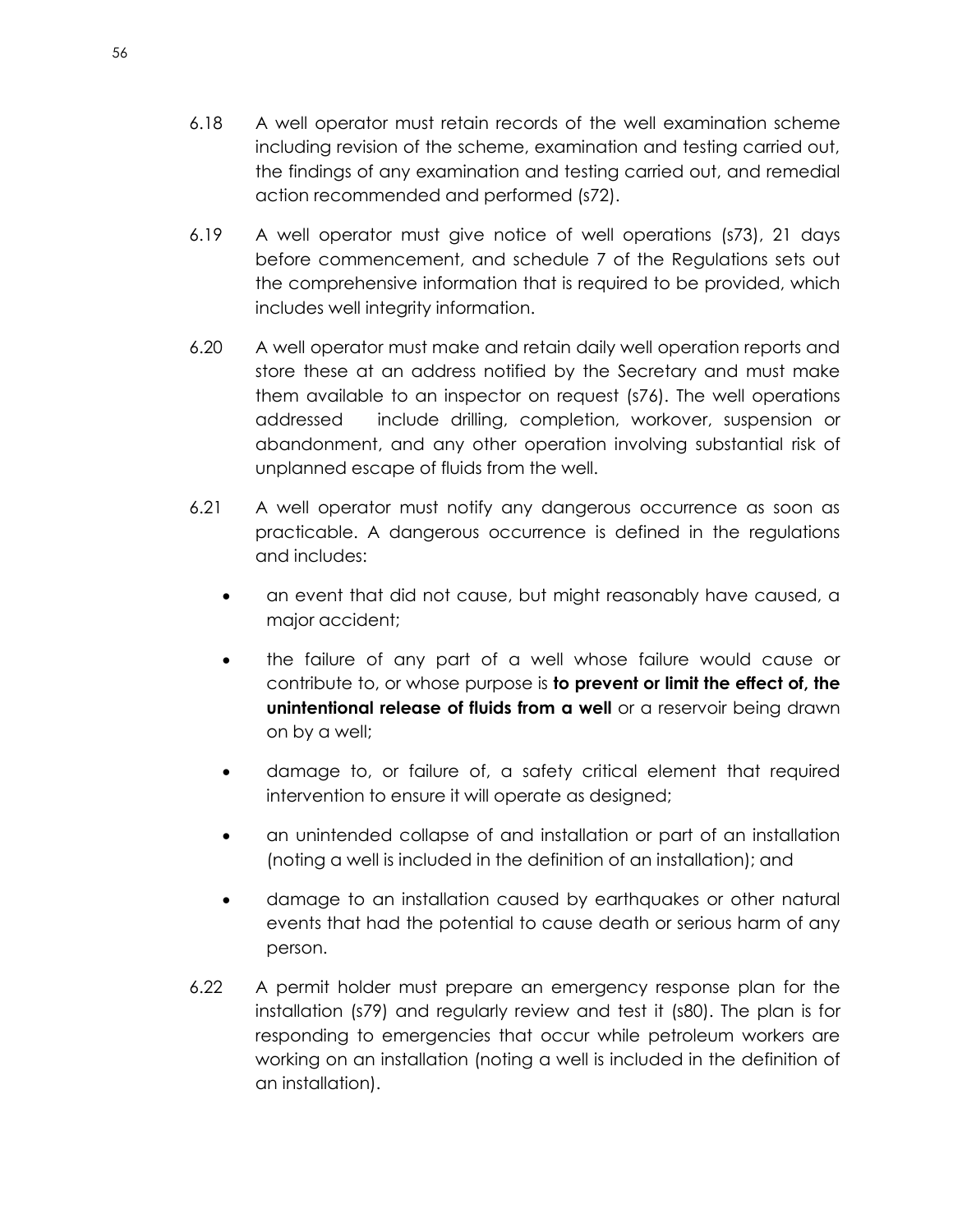6.18 A well operator must retain records of the well examination scheme including revision of the scheme, examination and testing carried out, the findings of any examination and testing carried out, and remedial action recommended and performed (s72).

6.19 A well operator must give notice of well operations (s73), 21 days before commencement, and schedule 7 of the Regulations sets out the comprehensive information that is required to be provided, which includes well integrity information.

6.20 A well operator must make and retain daily well operation reports and store these at an address notified by the Secretary and must make them available to an inspector on request (s76). The well operations addressed include drilling, completion, workover, suspension or abandonment, and any other operation involving substantial risk of unplanned escape of fluids from the well.

6.21 A well operator must notify any dangerous occurrence as soon as practicable. A dangerous occurrence is defined in the regulations and includes:

- an event that did not cause, but might reasonably have caused, a major accident;
- the failure of any part of a well whose failure would cause or contribute to, or whose purpose is **to prevent or limit the effect of, the unintentional release of fluids from a well** or a reservoir being drawn on by a well;
- damage to, or failure of, a safety critical element that required intervention to ensure it will operate as designed;
- an unintended collapse of and installation or part of an installation (noting a well is included in the definition of an installation); and
- damage to an installation caused by earthquakes or other natural events that had the potential to cause death or serious harm of any person.

6.22 A permit holder must prepare an emergency response plan for the installation (s79) and regularly review and test it (s80). The plan is for responding to emergencies that occur while petroleum workers are working on an installation (noting a well is included in the definition of an installation).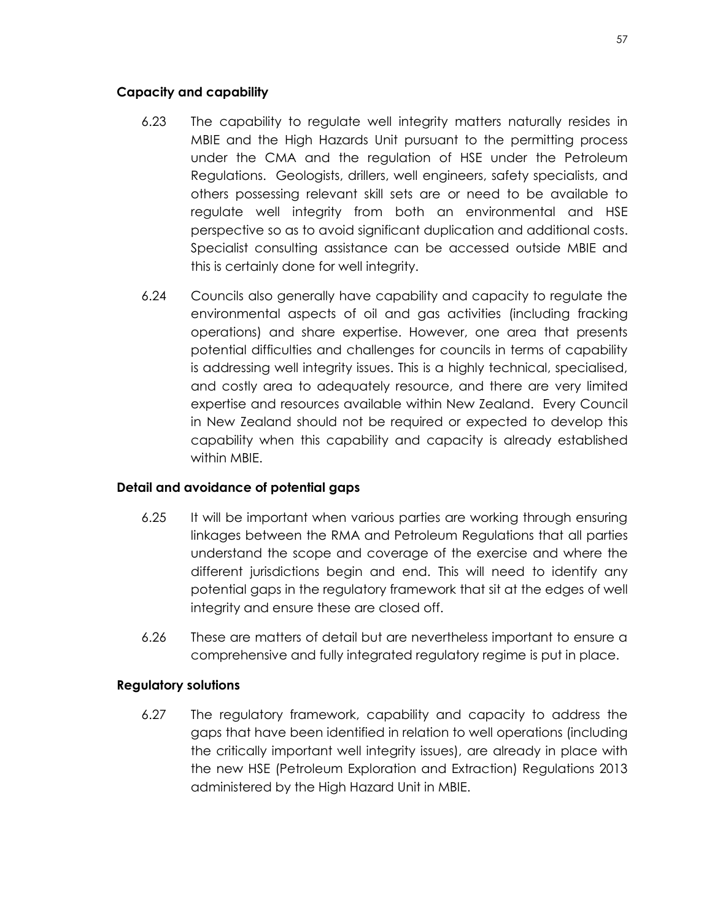**Capacity and capability**

6.23 The capability to regulate well integrity matters naturally resides in MBIE and the High Hazards Unit pursuant to the permitting process under the CMA and the regulation of HSE under the Petroleum Regulations. Geologists, drillers, well engineers, safety specialists, and others possessing relevant skill sets are or need to be available to regulate well integrity from both an environmental and HSE perspective so as to avoid significant duplication and additional costs. Specialist consulting assistance can be accessed outside MBIE and this is certainly done for well integrity.

6.24 Councils also generally have capability and capacity to regulate the environmental aspects of oil and gas activities (including fracking operations) and share expertise. However, one area that presents potential difficulties and challenges for councils in terms of capability is addressing well integrity issues. This is a highly technical, specialised, and costly area to adequately resource, and there are very limited expertise and resources available within New Zealand. Every Council in New Zealand should not be required or expected to develop this capability when this capability and capacity is already established within MBIE.

**Detail and avoidance of potential gaps**

6.25 It will be important when various parties are working through ensuring linkages between the RMA and Petroleum Regulations that all parties understand the scope and coverage of the exercise and where the different jurisdictions begin and end. This will need to identify any potential gaps in the regulatory framework that sit at the edges of well integrity and ensure these are closed off.

6.26 These are matters of detail but are nevertheless important to ensure a comprehensive and fully integrated regulatory regime is put in place.

**Regulatory solutions**

6.27 The regulatory framework, capability and capacity to address the gaps that have been identified in relation to well operations (including the critically important well integrity issues), are already in place with the new HSE (Petroleum Exploration and Extraction) Regulations 2013 administered by the High Hazard Unit in MBIE.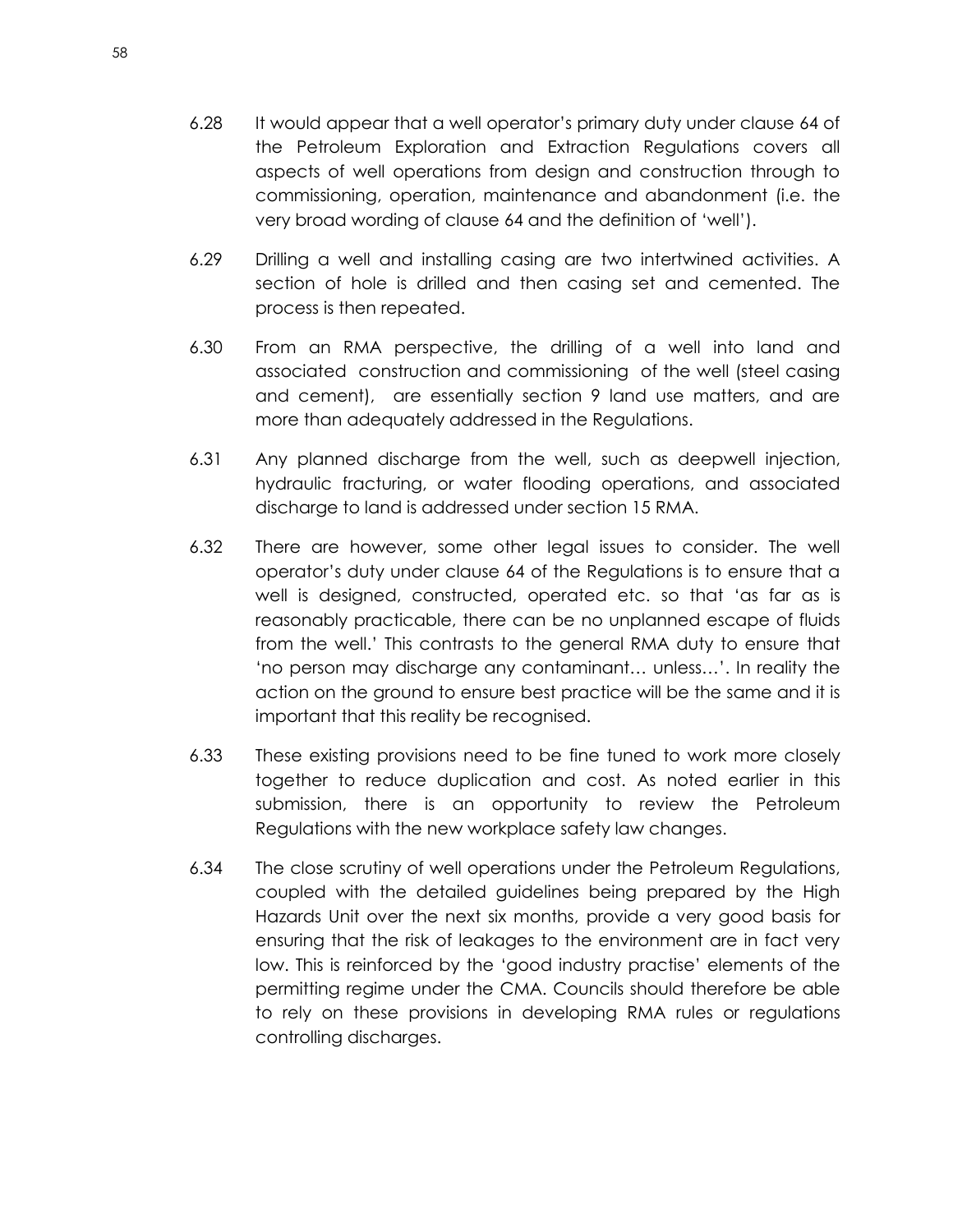6.28 It would appear that a well operator's primary duty under clause 64 of the Petroleum Exploration and Extraction Regulations covers all aspects of well operations from design and construction through to commissioning, operation, maintenance and abandonment (i.e. the very broad wording of clause 64 and the definition of 'well').

6.29 Drilling a well and installing casing are two intertwined activities. A section of hole is drilled and then casing set and cemented. The process is then repeated.

6.30 From an RMA perspective, the drilling of a well into land and associated construction and commissioning of the well (steel casing and cement), are essentially section 9 land use matters, and are more than adequately addressed in the Regulations.

6.31 Any planned discharge from the well, such as deepwell injection, hydraulic fracturing, or water flooding operations, and associated discharge to land is addressed under section 15 RMA.

6.32 There are however, some other legal issues to consider. The well operator's duty under clause 64 of the Regulations is to ensure that a well is designed, constructed, operated etc. so that 'as far as is reasonably practicable, there can be no unplanned escape of fluids from the well.' This contrasts to the general RMA duty to ensure that 'no person may discharge any contaminant… unless…'. In reality the action on the ground to ensure best practice will be the same and it is important that this reality be recognised.

6.33 These existing provisions need to be fine tuned to work more closely together to reduce duplication and cost. As noted earlier in this submission, there is an opportunity to review the Petroleum Regulations with the new workplace safety law changes.

6.34 The close scrutiny of well operations under the Petroleum Regulations, coupled with the detailed guidelines being prepared by the High Hazards Unit over the next six months, provide a very good basis for ensuring that the risk of leakages to the environment are in fact very low. This is reinforced by the 'good industry practise' elements of the permitting regime under the CMA. Councils should therefore be able to rely on these provisions in developing RMA rules or regulations controlling discharges.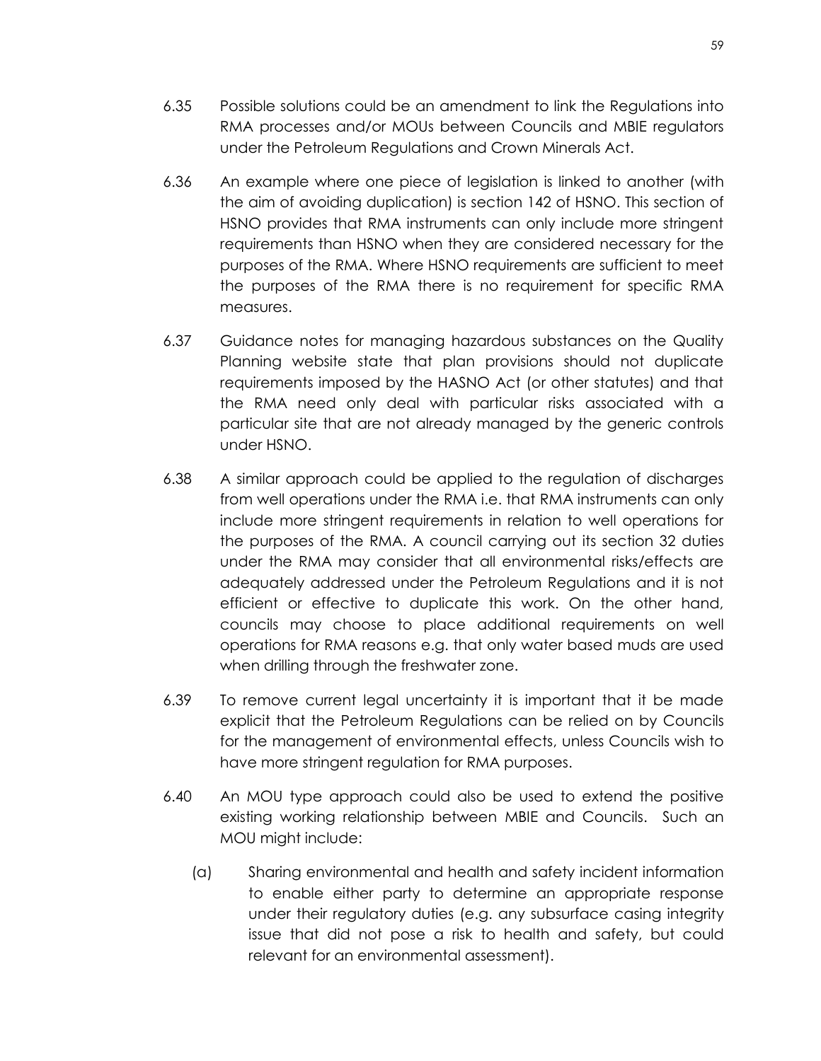6.35 Possible solutions could be an amendment to link the Regulations into RMA processes and/or MOUs between Councils and MBIE regulators under the Petroleum Regulations and Crown Minerals Act.

6.36 An example where one piece of legislation is linked to another (with the aim of avoiding duplication) is section 142 of HSNO. This section of HSNO provides that RMA instruments can only include more stringent requirements than HSNO when they are considered necessary for the purposes of the RMA. Where HSNO requirements are sufficient to meet the purposes of the RMA there is no requirement for specific RMA measures.

6.37 Guidance notes for managing hazardous substances on the Quality Planning website state that plan provisions should not duplicate requirements imposed by the HASNO Act (or other statutes) and that the RMA need only deal with particular risks associated with a particular site that are not already managed by the generic controls under HSNO.

6.38 A similar approach could be applied to the regulation of discharges from well operations under the RMA i.e. that RMA instruments can only include more stringent requirements in relation to well operations for the purposes of the RMA. A council carrying out its section 32 duties under the RMA may consider that all environmental risks/effects are adequately addressed under the Petroleum Regulations and it is not efficient or effective to duplicate this work. On the other hand, councils may choose to place additional requirements on well operations for RMA reasons e.g. that only water based muds are used when drilling through the freshwater zone.

6.39 To remove current legal uncertainty it is important that it be made explicit that the Petroleum Regulations can be relied on by Councils for the management of environmental effects, unless Councils wish to have more stringent regulation for RMA purposes.

6.40 An MOU type approach could also be used to extend the positive existing working relationship between MBIE and Councils. Such an MOU might include:

(a) Sharing environmental and health and safety incident information to enable either party to determine an appropriate response under their regulatory duties (e.g. any subsurface casing integrity issue that did not pose a risk to health and safety, but could relevant for an environmental assessment).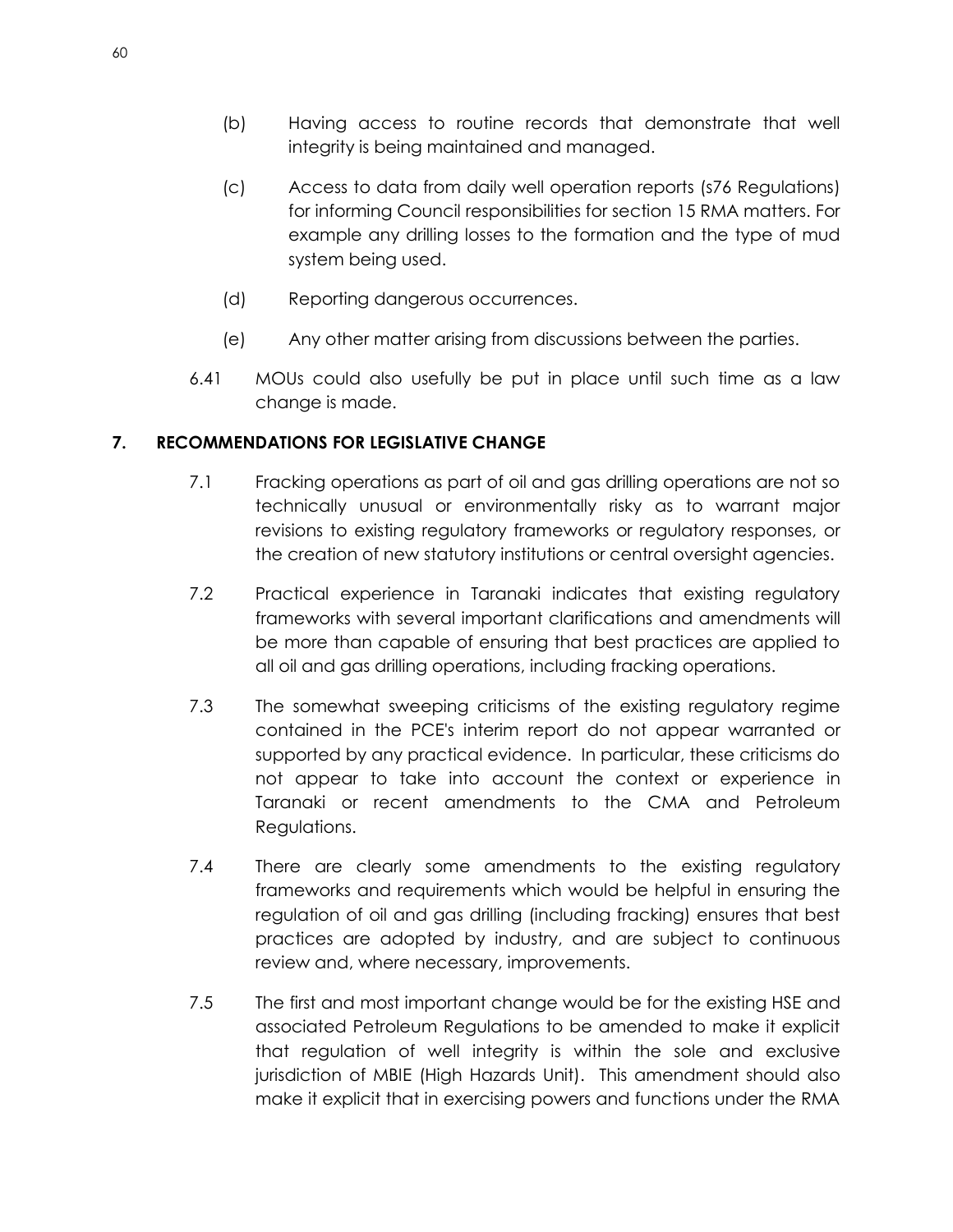(b) Having access to routine records that demonstrate that well integrity is being maintained and managed.

(c) Access to data from daily well operation reports (s76 Regulations) for informing Council responsibilities for section 15 RMA matters. For example any drilling losses to the formation and the type of mud system being used.

(d) Reporting dangerous occurrences.

(e) Any other matter arising from discussions between the parties.

6.41 MOUs could also usefully be put in place until such time as a law change is made.

## 7. RECOMMENDATIONS FOR LEGISLATIVE CHANGE

7.1 Fracking operations as part of oil and gas drilling operations are not so technically unusual or environmentally risky as to warrant major revisions to existing regulatory frameworks or regulatory responses, or the creation of new statutory institutions or central oversight agencies.

7.2 Practical experience in Taranaki indicates that existing regulatory frameworks with several important clarifications and amendments will be more than capable of ensuring that best practices are applied to all oil and gas drilling operations, including fracking operations.

7.3 The somewhat sweeping criticisms of the existing regulatory regime contained in the PCE's interim report do not appear warranted or supported by any practical evidence. In particular, these criticisms do not appear to take into account the context or experience in Taranaki or recent amendments to the CMA and Petroleum Regulations.

7.4 There are clearly some amendments to the existing regulatory frameworks and requirements which would be helpful in ensuring the regulation of oil and gas drilling (including fracking) ensures that best practices are adopted by industry, and are subject to continuous review and, where necessary, improvements.

7.5 The first and most important change would be for the existing HSE and associated Petroleum Regulations to be amended to make it explicit that regulation of well integrity is within the sole and exclusive jurisdiction of MBIE (High Hazards Unit). This amendment should also make it explicit that in exercising powers and functions under the RMA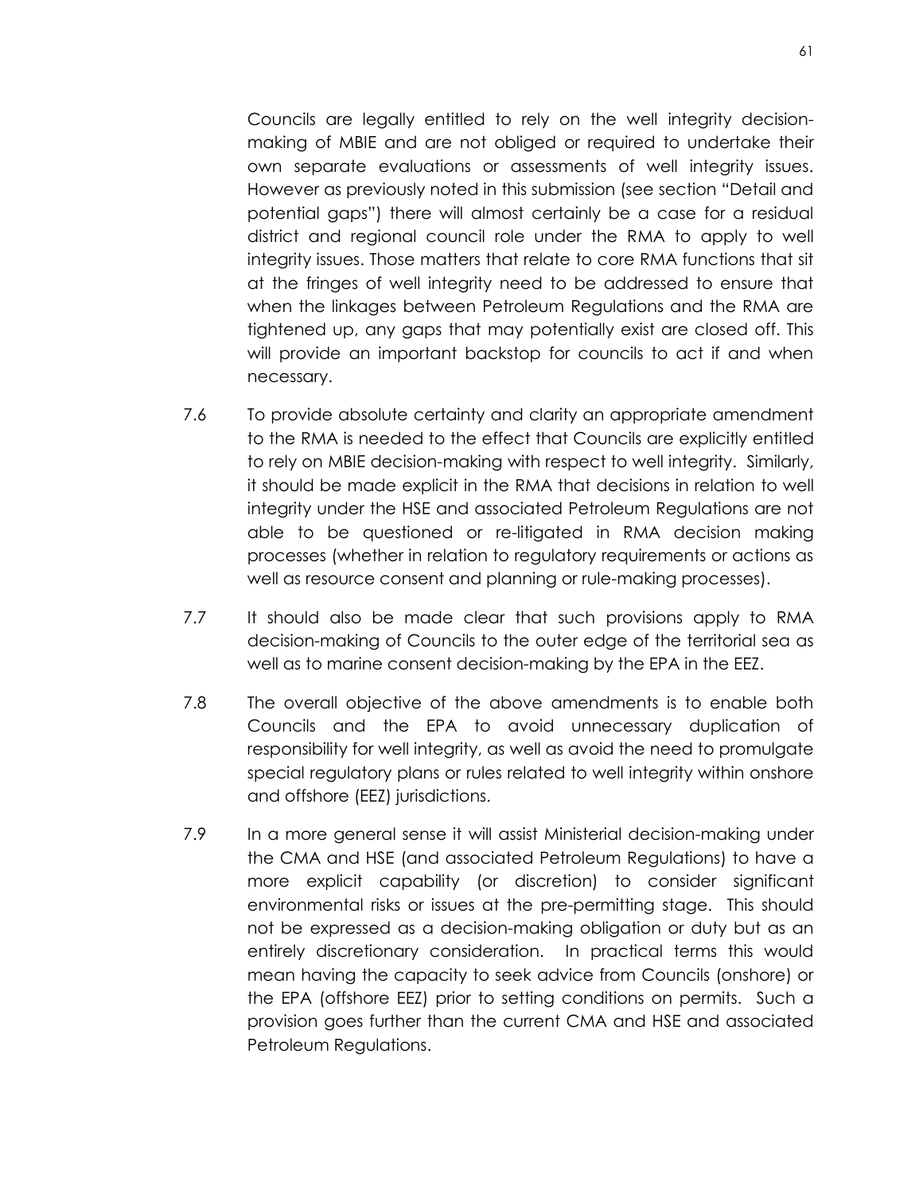Councils are legally entitled to rely on the well integrity decision-making of MBIE and are not obliged or required to undertake their own separate evaluations or assessments of well integrity issues. However as previously noted in this submission (see section "Detail and potential gaps") there will almost certainly be a case for a residual district and regional council role under the RMA to apply to well integrity issues. Those matters that relate to core RMA functions that sit at the fringes of well integrity need to be addressed to ensure that when the linkages between Petroleum Regulations and the RMA are tightened up, any gaps that may potentially exist are closed off. This will provide an important backstop for councils to act if and when necessary.

7.6 To provide absolute certainty and clarity an appropriate amendment to the RMA is needed to the effect that Councils are explicitly entitled to rely on MBIE decision-making with respect to well integrity. Similarly, it should be made explicit in the RMA that decisions in relation to well integrity under the HSE and associated Petroleum Regulations are not able to be questioned or re-litigated in RMA decision making processes (whether in relation to regulatory requirements or actions as well as resource consent and planning or rule-making processes).

7.7 It should also be made clear that such provisions apply to RMA decision-making of Councils to the outer edge of the territorial sea as well as to marine consent decision-making by the EPA in the EEZ.

7.8 The overall objective of the above amendments is to enable both Councils and the EPA to avoid unnecessary duplication of responsibility for well integrity, as well as avoid the need to promulgate special regulatory plans or rules related to well integrity within onshore and offshore (EEZ) jurisdictions.

7.9 In a more general sense it will assist Ministerial decision-making under the CMA and HSE (and associated Petroleum Regulations) to have a more explicit capability (or discretion) to consider significant environmental risks or issues at the pre-permitting stage. This should not be expressed as a decision-making obligation or duty but as an entirely discretionary consideration. In practical terms this would mean having the capacity to seek advice from Councils (onshore) or the EPA (offshore EEZ) prior to setting conditions on permits. Such a provision goes further than the current CMA and HSE and associated Petroleum Regulations.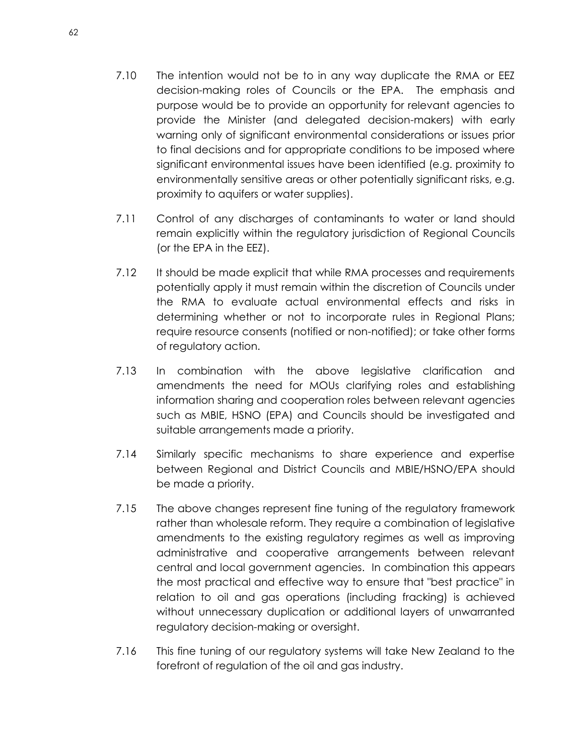7.10 The intention would not be to in any way duplicate the RMA or EEZ decision-making roles of Councils or the EPA. The emphasis and purpose would be to provide an opportunity for relevant agencies to provide the Minister (and delegated decision-makers) with early warning only of significant environmental considerations or issues prior to final decisions and for appropriate conditions to be imposed where significant environmental issues have been identified (e.g. proximity to environmentally sensitive areas or other potentially significant risks, e.g. proximity to aquifers or water supplies).

7.11 Control of any discharges of contaminants to water or land should remain explicitly within the regulatory jurisdiction of Regional Councils (or the EPA in the EEZ).

7.12 It should be made explicit that while RMA processes and requirements potentially apply it must remain within the discretion of Councils under the RMA to evaluate actual environmental effects and risks in determining whether or not to incorporate rules in Regional Plans; require resource consents (notified or non-notified); or take other forms of regulatory action.

7.13 In combination with the above legislative clarification and amendments the need for MOUs clarifying roles and establishing information sharing and cooperation roles between relevant agencies such as MBIE, HSNO (EPA) and Councils should be investigated and suitable arrangements made a priority.

7.14 Similarly specific mechanisms to share experience and expertise between Regional and District Councils and MBIE/HSNO/EPA should be made a priority.

7.15 The above changes represent fine tuning of the regulatory framework rather than wholesale reform. They require a combination of legislative amendments to the existing regulatory regimes as well as improving administrative and cooperative arrangements between relevant central and local government agencies. In combination this appears the most practical and effective way to ensure that "best practice" in relation to oil and gas operations (including fracking) is achieved without unnecessary duplication or additional layers of unwarranted regulatory decision-making or oversight.

7.16 This fine tuning of our regulatory systems will take New Zealand to the forefront of regulation of the oil and gas industry.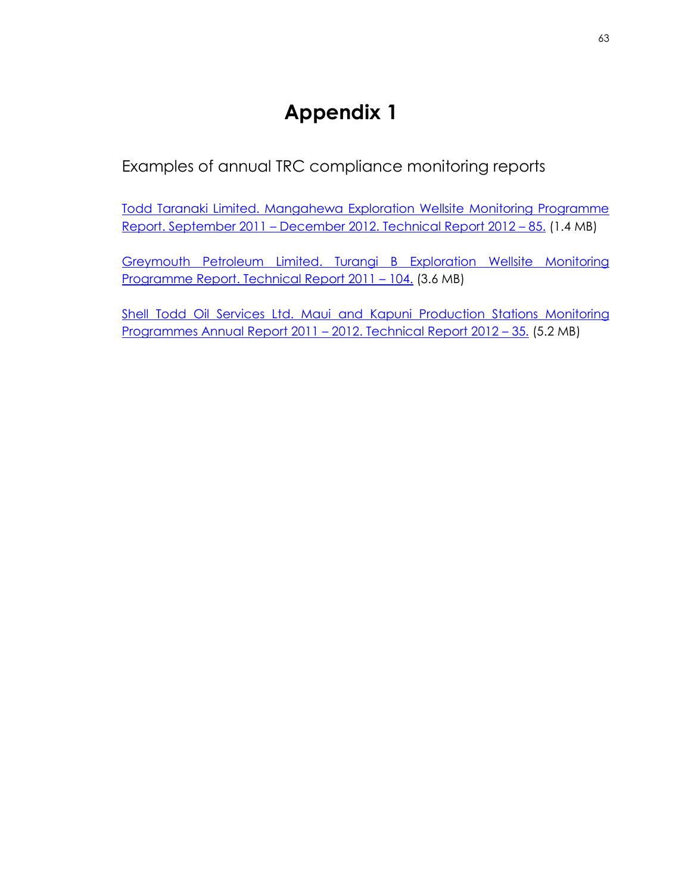# Appendix 1

Examples of annual TRC compliance monitoring reports

Todd Taranaki Limited. Mangahewa Exploration Wellsite Monitoring Programme Report. September 2011 – December 2012. Technical Report 2012 – 85. (1.4 MB)

Greymouth Petroleum Limited. Turangi B Exploration Wellsite Monitoring Programme Report. Technical Report 2011 – 104. (3.6 MB)

Shell Todd Oil Services Ltd. Maui and Kapuni Production Stations Monitoring Programmes Annual Report 2011 – 2012. Technical Report 2012 – 35. (5.2 MB)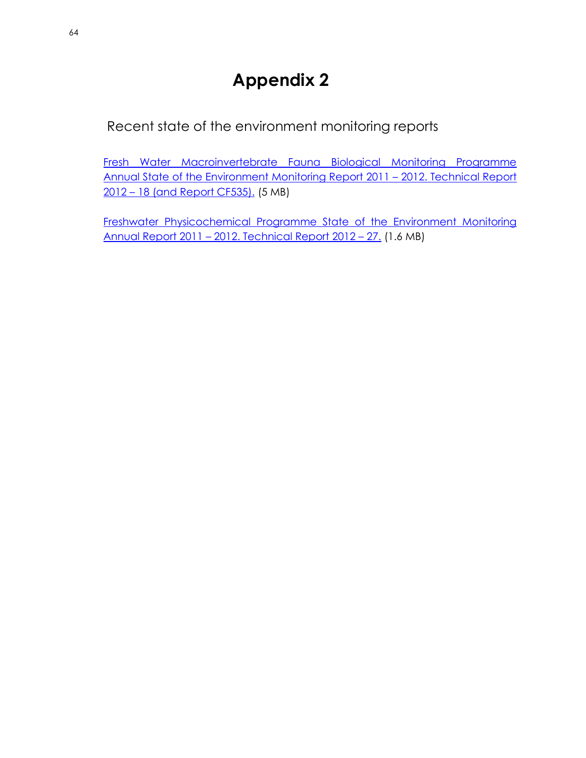# Appendix 2

Recent state of the environment monitoring reports

Fresh Water Macroinvertebrate Fauna Biological Monitoring Programme Annual State of the Environment Monitoring Report 2011 – 2012. Technical Report 2012 – 18 (and Report CF535). (5 MB)

Freshwater Physicochemical Programme State of the Environment Monitoring Annual Report 2011 – 2012. Technical Report 2012 – 27. (1.6 MB)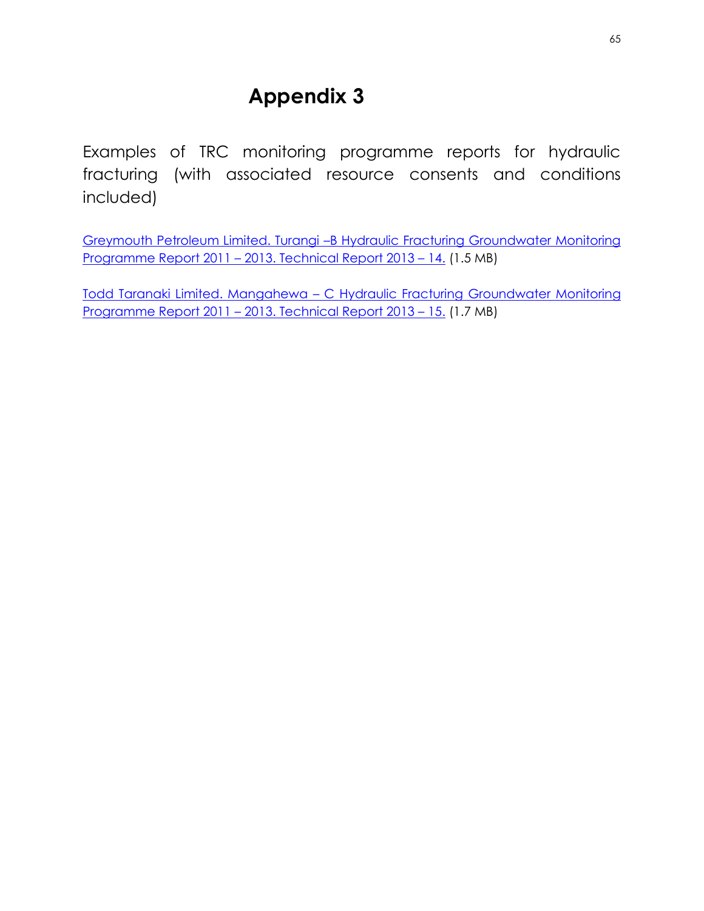# Appendix 3

Examples of TRC monitoring programme reports for hydraulic fracturing (with associated resource consents and conditions included)

Greymouth Petroleum Limited. Turangi –B Hydraulic Fracturing Groundwater Monitoring Programme Report 2011 – 2013. Technical Report 2013 – 14. (1.5 MB)

Todd Taranaki Limited. Mangahewa – C Hydraulic Fracturing Groundwater Monitoring Programme Report 2011 – 2013. Technical Report 2013 – 15. (1.7 MB)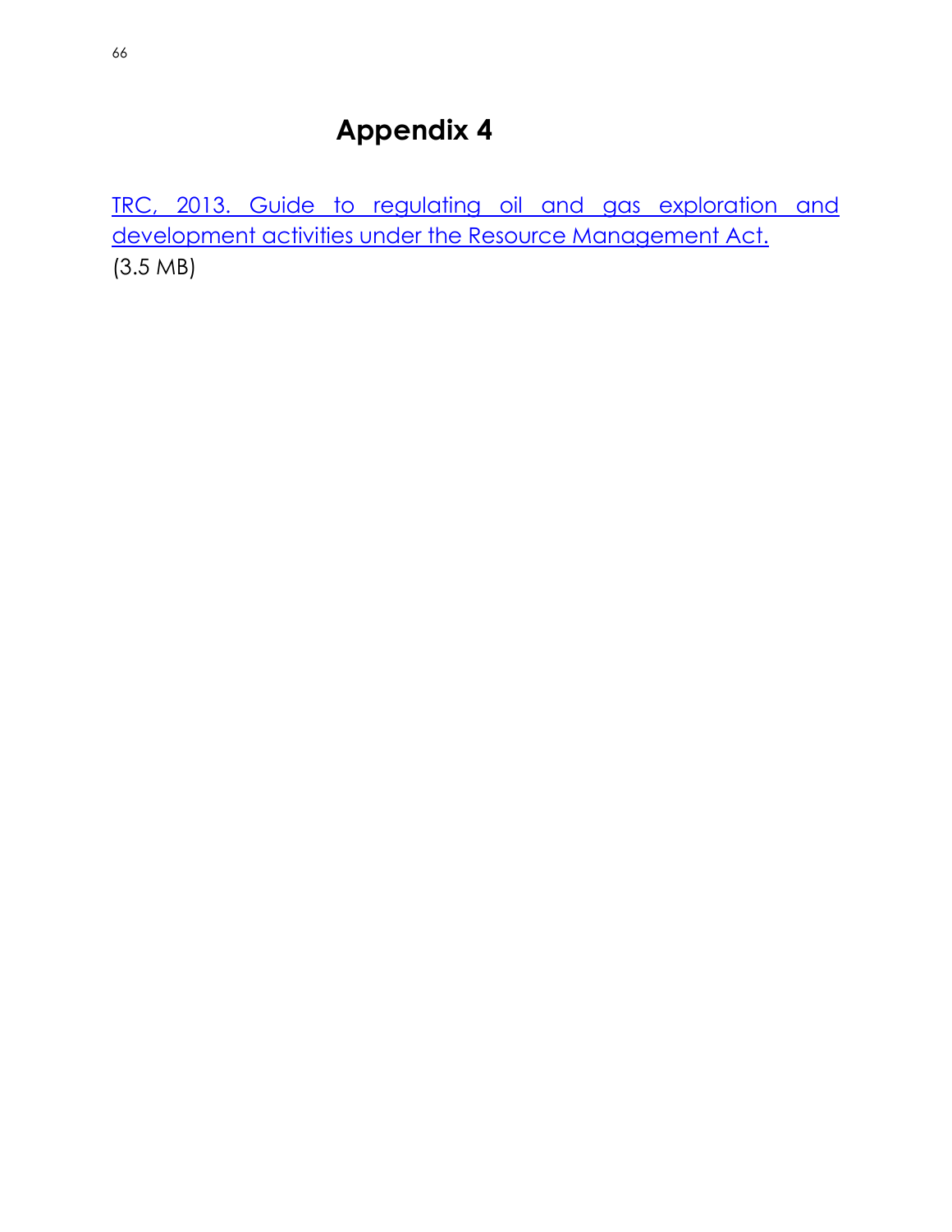# Appendix 4

TRC, 2013. Guide to regulating oil and gas exploration and development activities under the Resource Management Act.
(3.5 MB)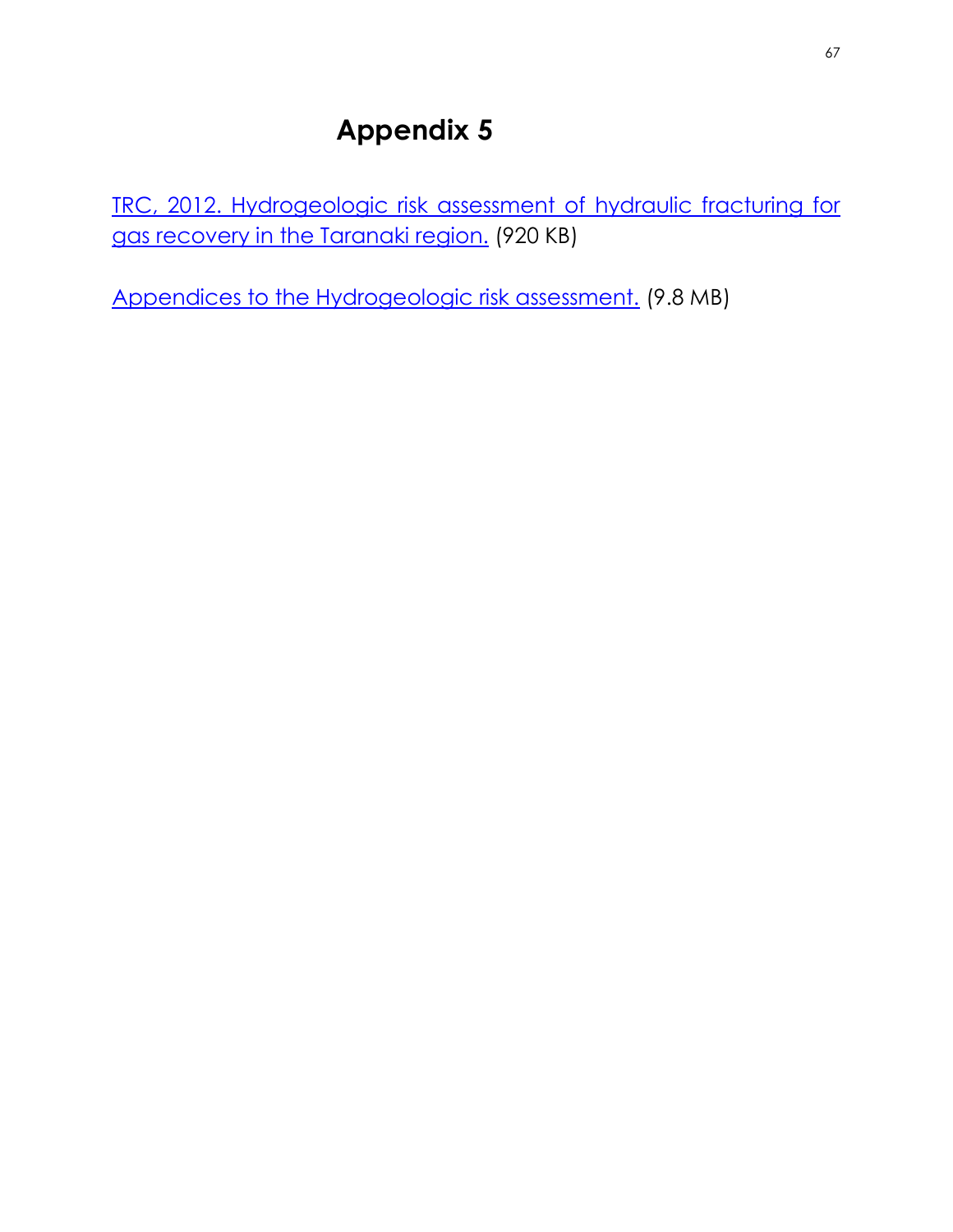# Appendix 5

TRC, 2012. Hydrogeologic risk assessment of hydraulic fracturing for gas recovery in the Taranaki region. (920 KB)

Appendices to the Hydrogeologic risk assessment. (9.8 MB)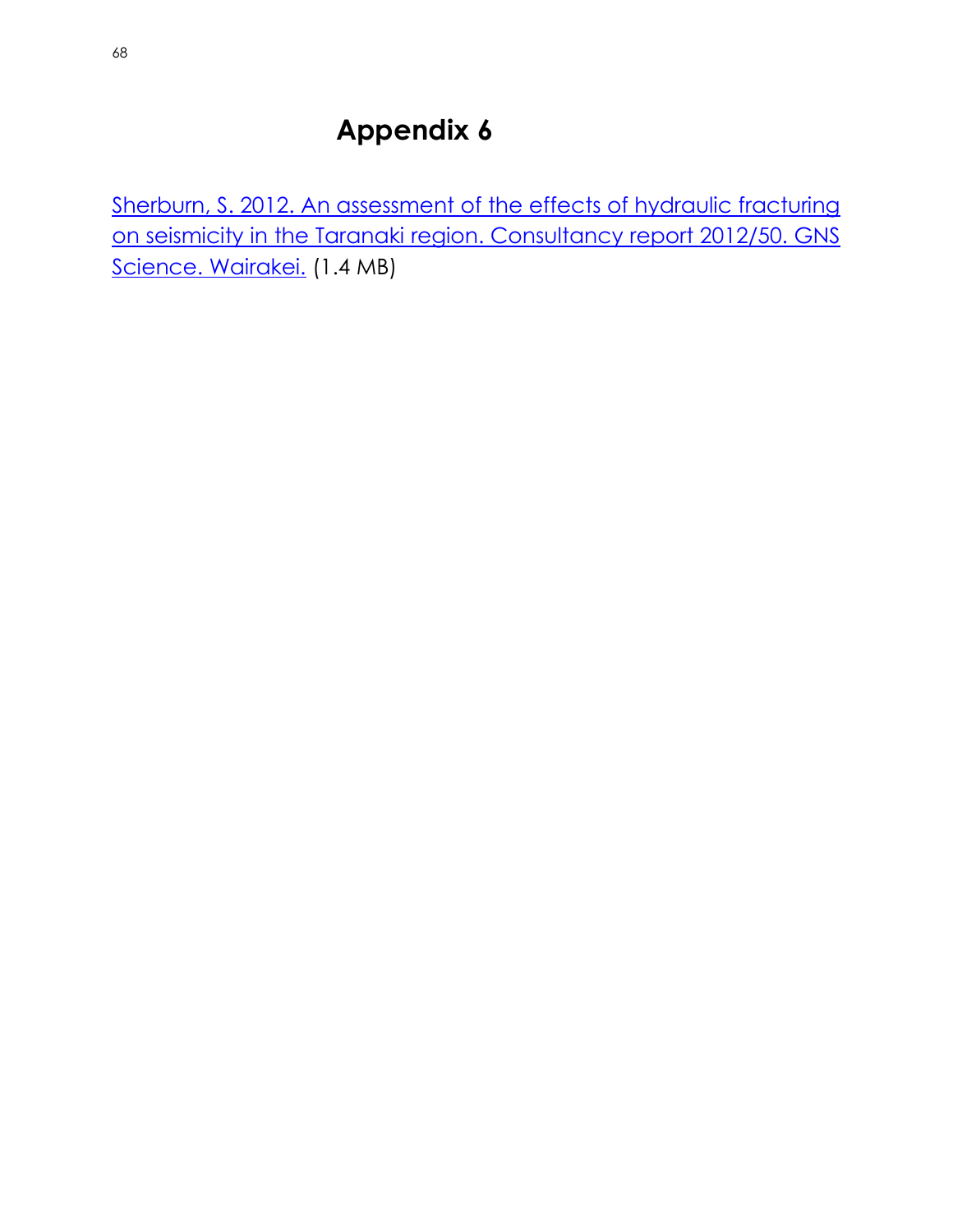# Appendix 6

Sherburn, S. 2012. An assessment of the effects of hydraulic fracturing on seismicity in the Taranaki region. Consultancy report 2012/50. GNS Science. Wairakei. (1.4 MB)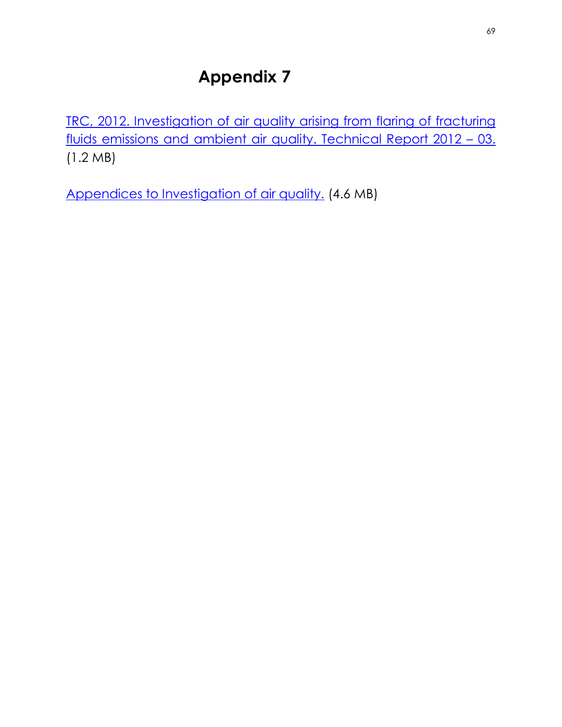# Appendix 7

TRC, 2012. Investigation of air quality arising from flaring of fracturing fluids emissions and ambient air quality. Technical Report 2012 – 03. (1.2 MB)

Appendices to Investigation of air quality. (4.6 MB)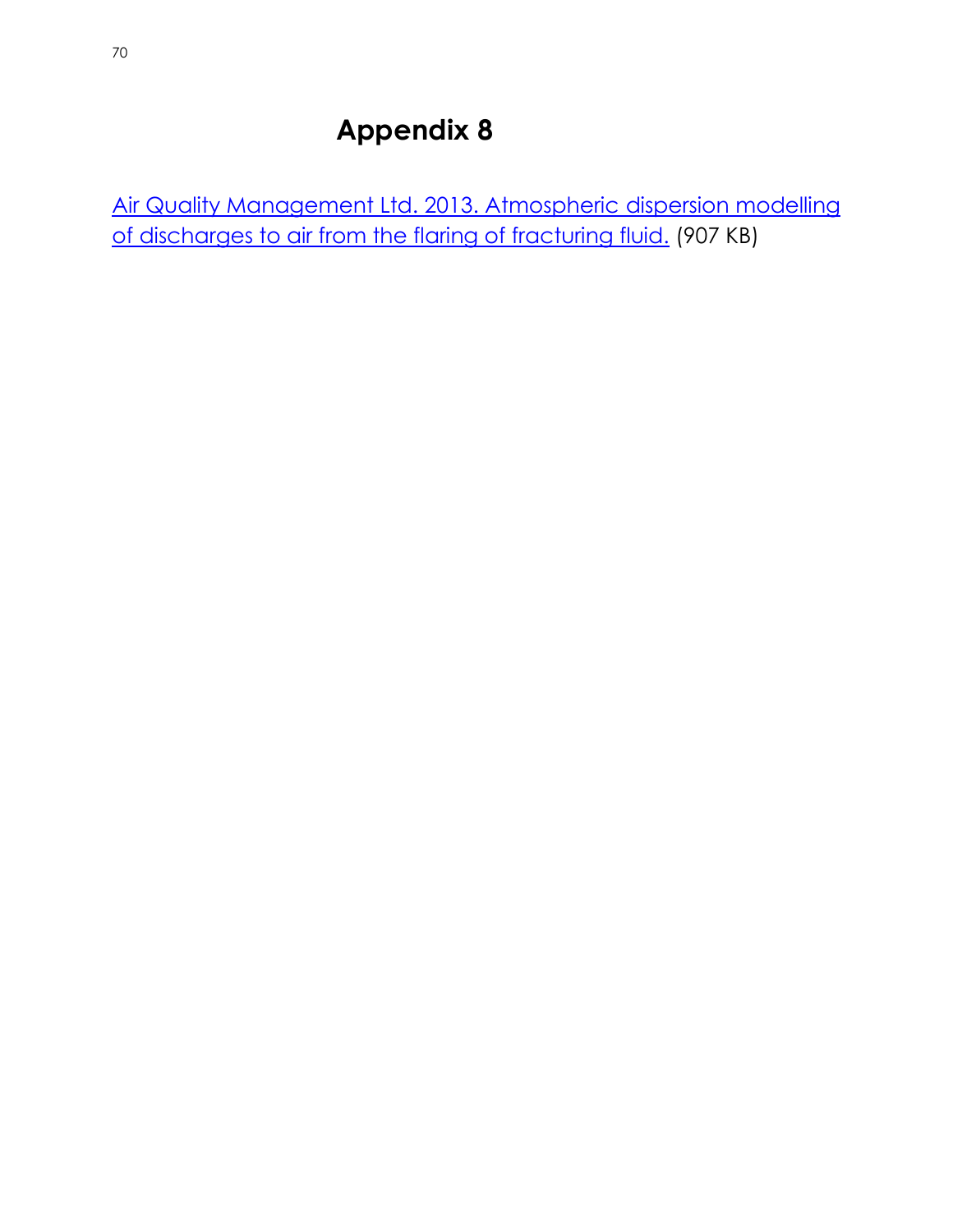# Appendix 8

Air Quality Management Ltd. 2013. Atmospheric dispersion modelling of discharges to air from the flaring of fracturing fluid. (907 KB)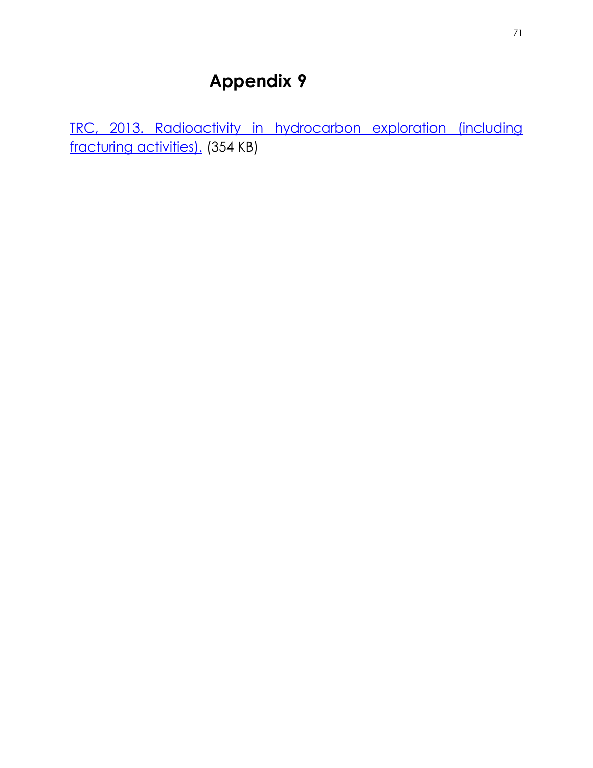# Appendix 9

TRC, 2013. Radioactivity in hydrocarbon exploration (including fracturing activities). (354 KB)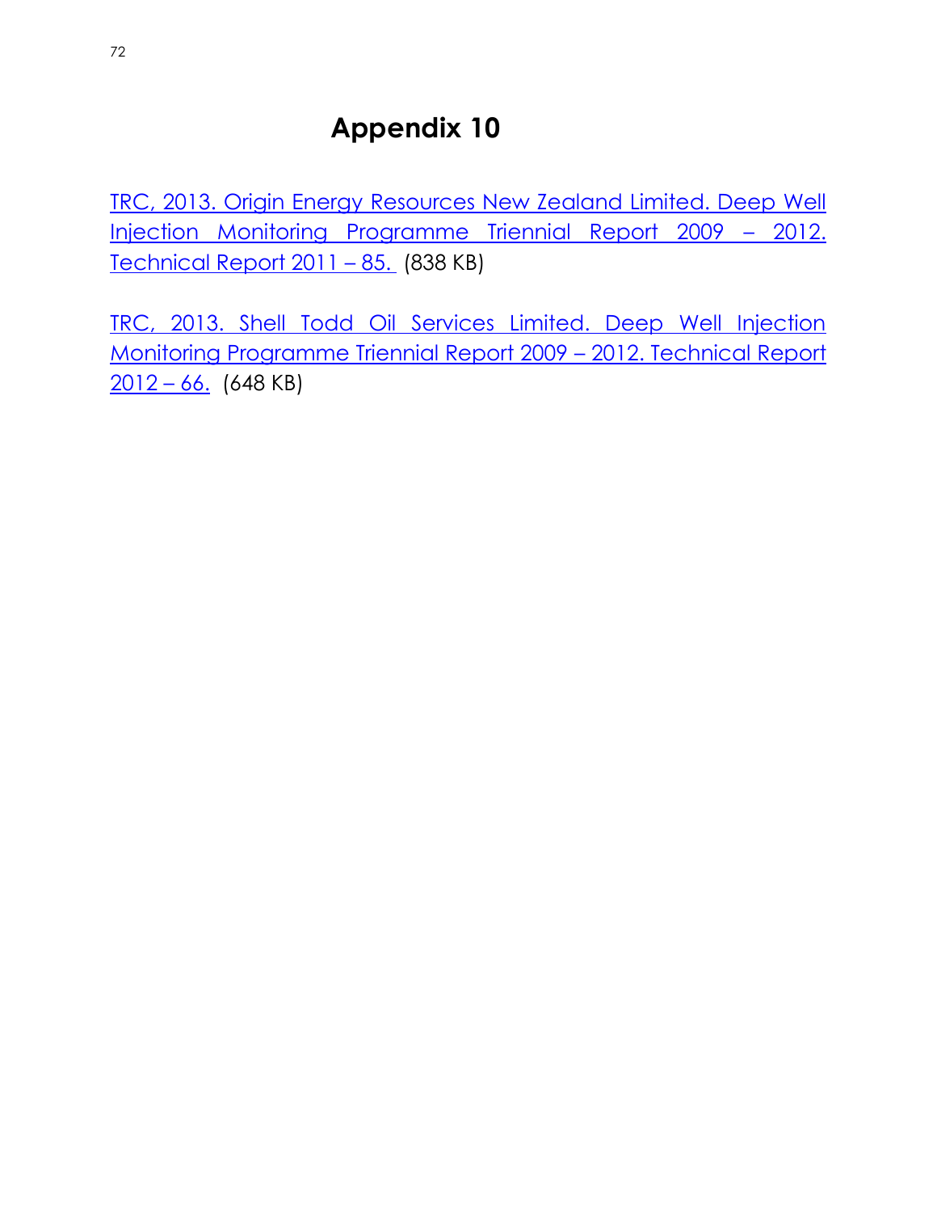# Appendix 10

TRC, 2013. Origin Energy Resources New Zealand Limited. Deep Well Injection Monitoring Programme Triennial Report 2009 – 2012. Technical Report 2011 – 85. (838 KB)

TRC, 2013. Shell Todd Oil Services Limited. Deep Well Injection Monitoring Programme Triennial Report 2009 – 2012. Technical Report 2012 – 66. (648 KB)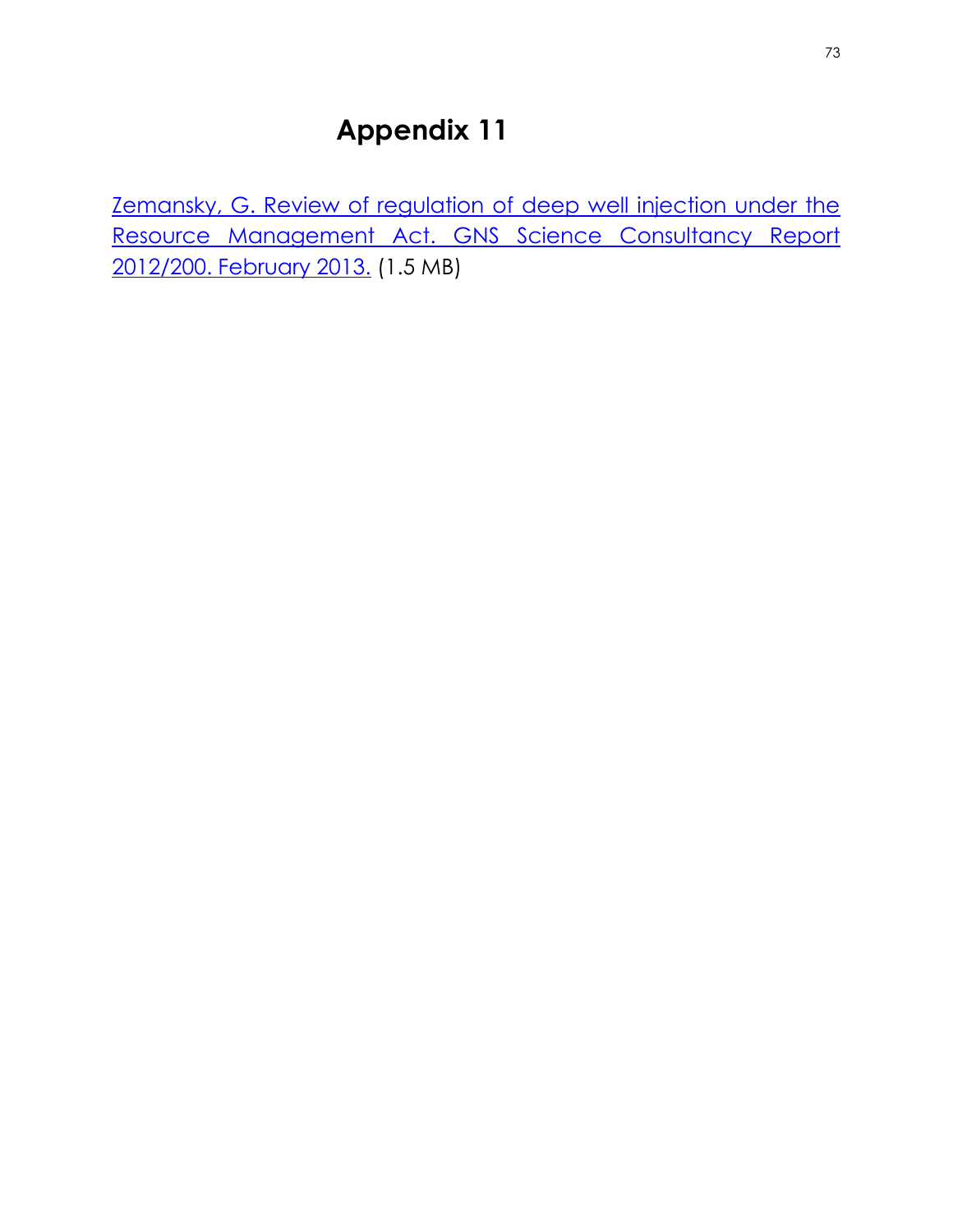# Appendix 11

Zemansky, G. Review of regulation of deep well injection under the Resource Management Act. GNS Science Consultancy Report 2012/200. February 2013. (1.5 MB)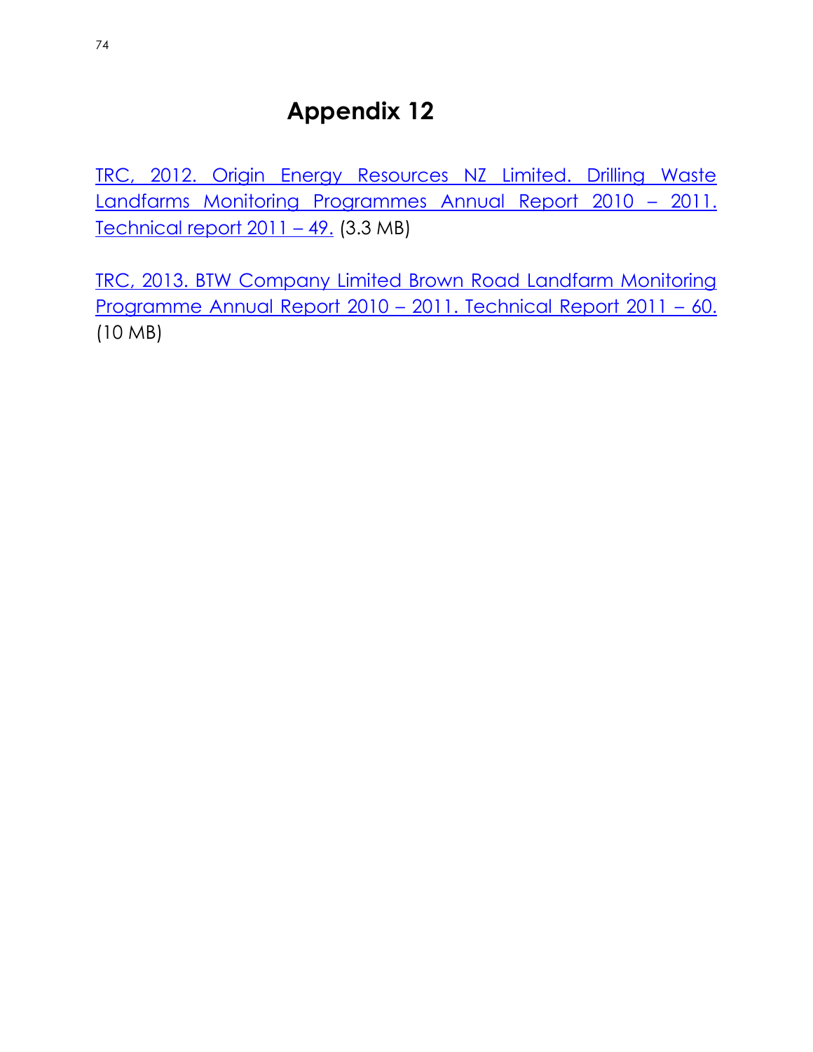# Appendix 12

TRC, 2012. Origin Energy Resources NZ Limited. Drilling Waste Landfarms Monitoring Programmes Annual Report 2010 – 2011. Technical report 2011 – 49. (3.3 MB)

TRC, 2013. BTW Company Limited Brown Road Landfarm Monitoring Programme Annual Report 2010 – 2011. Technical Report 2011 – 60. (10 MB)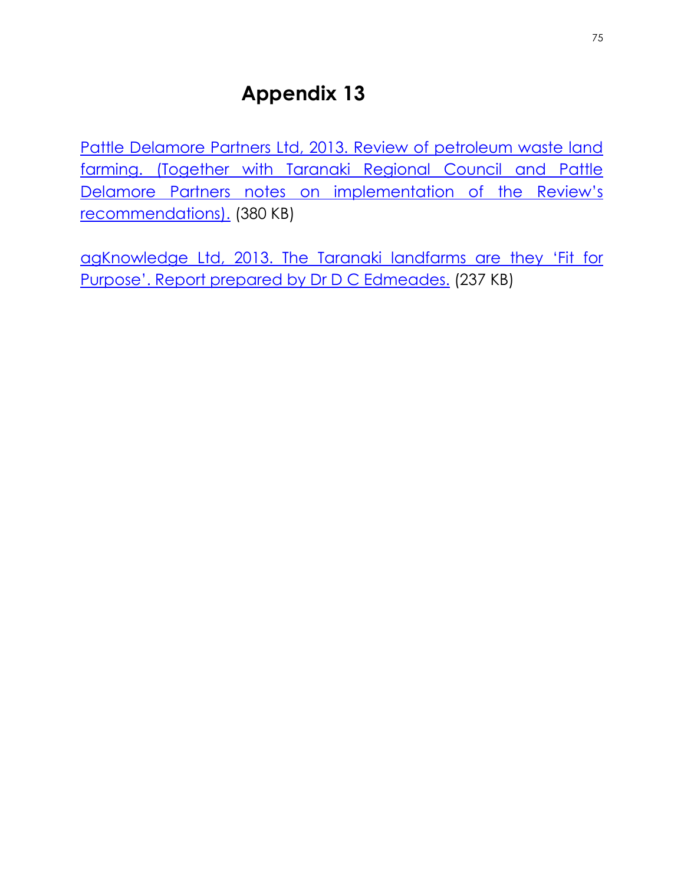# Appendix 13

Pattle Delamore Partners Ltd, 2013. Review of petroleum waste land farming. (Together with Taranaki Regional Council and Pattle Delamore Partners notes on implementation of the Review's recommendations). (380 KB)

agKnowledge Ltd, 2013. The Taranaki landfarms are they 'Fit for Purpose'. Report prepared by Dr D C Edmeades. (237 KB)